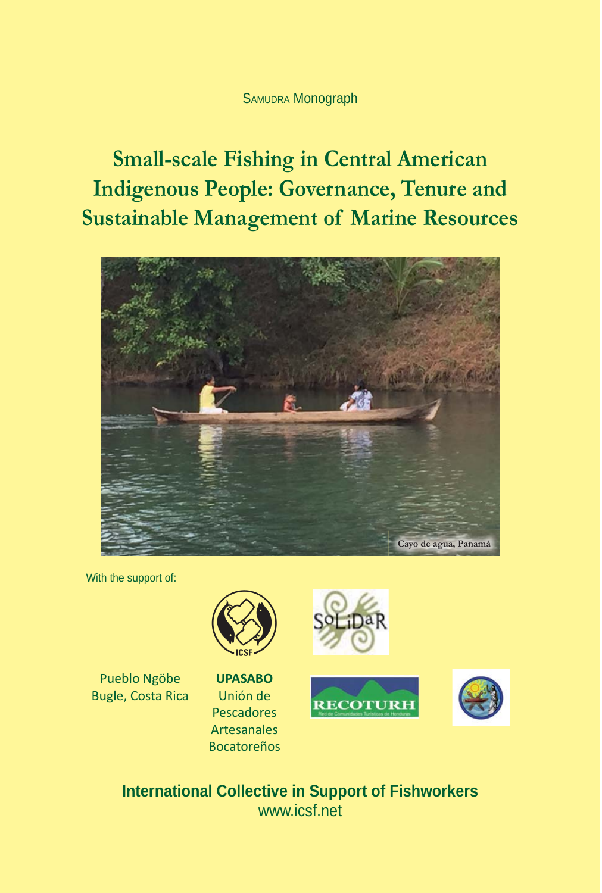SAMUDRA Monograph

# Small-scale Fishing in Central American Indigenous People: Governance, Tenure and Sustainable Management of Marine Resources

Cayo de agua, Panamá

With the support of:

Pueblo Ngöbe Bugle, Costa Rica

**UPASABO**
Unión de Pescadores Artesanales Bocatoreños

International Collective in Support of Fishworkers
www.icsf.net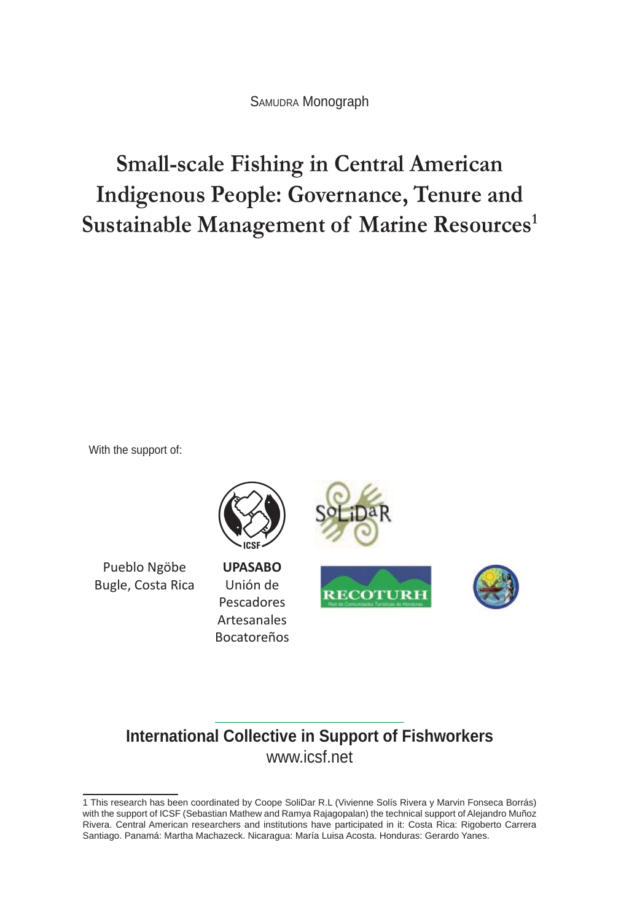SAMUDRA Monograph

# Small-scale Fishing in Central American Indigenous People: Governance, Tenure and Sustainable Management of Marine Resources[1]

With the support of:

Pueblo Ngöbe Bugle, Costa Rica

**UPASABO**
Unión de Pescadores Artesanales Bocatoreños

**International Collective in Support of Fishworkers**
www.icsf.net

1 This research has been coordinated by Coope SoliDar R.L (Vivienne Solís Rivera y Marvin Fonseca Borrás) with the support of ICSF (Sebastian Mathew and Ramya Rajagopalan) the technical support of Alejandro Muñoz Rivera. Central American researchers and institutions have participated in it: Costa Rica: Rigoberto Carrera Santiago. Panamá: Martha Machazeck. Nicaragua: María Luisa Acosta. Honduras: Gerardo Yanes.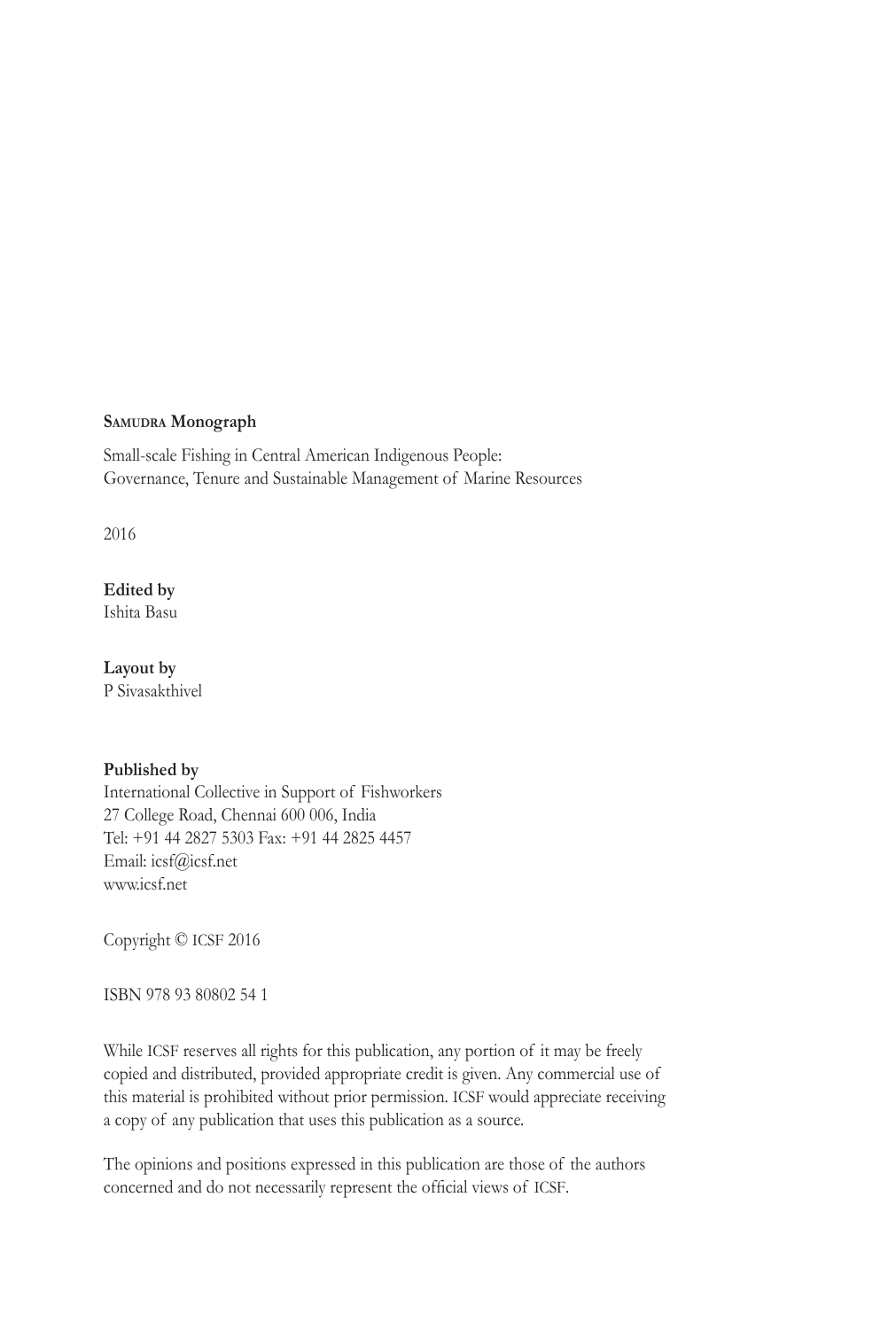**Samudra Monograph**

Small-scale Fishing in Central American Indigenous People:
Governance, Tenure and Sustainable Management of Marine Resources

2016

**Edited by**
Ishita Basu

**Layout by**
P Sivasakthivel

**Published by**
International Collective in Support of Fishworkers
27 College Road, Chennai 600 006, India
Tel: +91 44 2827 5303 Fax: +91 44 2825 4457
Email: icsf@icsf.net
www.icsf.net

Copyright © ICSF 2016

ISBN 978 93 80802 54 1

While ICSF reserves all rights for this publication, any portion of it may be freely copied and distributed, provided appropriate credit is given. Any commercial use of this material is prohibited without prior permission. ICSF would appreciate receiving a copy of any publication that uses this publication as a source.

The opinions and positions expressed in this publication are those of the authors concerned and do not necessarily represent the official views of ICSF.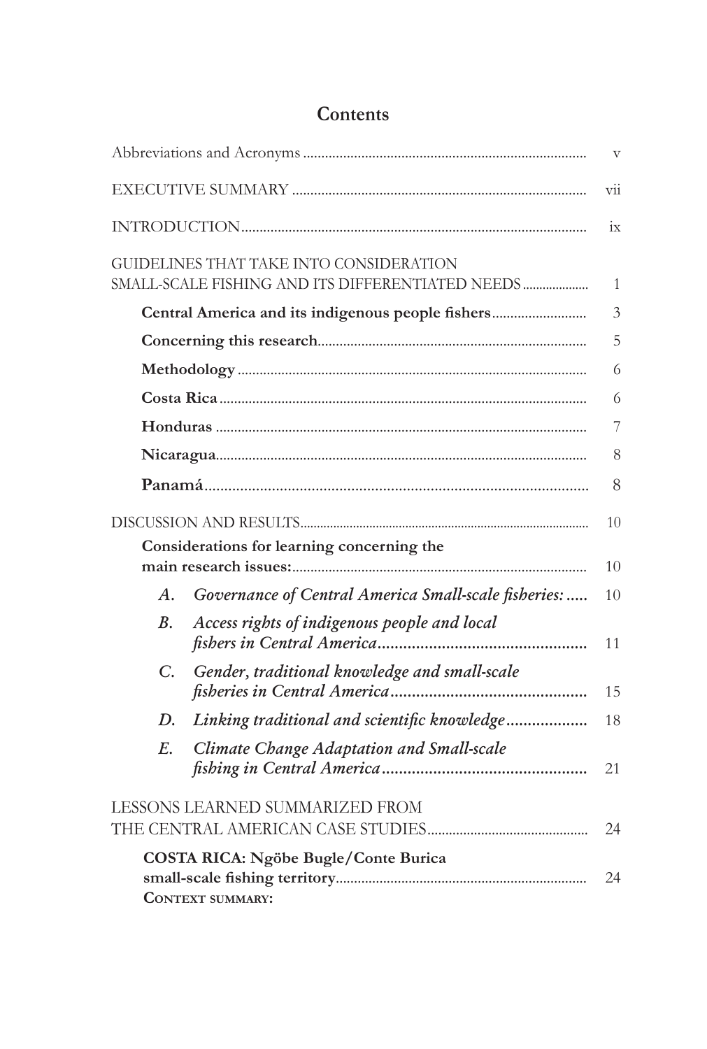# Contents

| | |
|---|---|
| Abbreviations and Acronyms | v |
| EXECUTIVE SUMMARY | vii |
| INTRODUCTION | ix |
| GUIDELINES THAT TAKE INTO CONSIDERATION SMALL-SCALE FISHING AND ITS DIFFERENTIATED NEEDS | 1 |
| **Central America and its indigenous people fishers** | 3 |
| **Concerning this research** | 5 |
| **Methodology** | 6 |
| **Costa Rica** | 6 |
| **Honduras** | 7 |
| **Nicaragua** | 8 |
| **Panamá** | 8 |
| DISCUSSION AND RESULTS | 10 |
| **Considerations for learning concerning the main research issues:** | 10 |
| *A. Governance of Central America Small-scale fisheries:* | 10 |
| *B. Access rights of indigenous people and local fishers in Central America* | 11 |
| *C. Gender, traditional knowledge and small-scale fisheries in Central America* | 15 |
| *D. Linking traditional and scientific knowledge* | 18 |
| *E. Climate Change Adaptation and Small-scale fishing in Central America* | 21 |
| LESSONS LEARNED SUMMARIZED FROM THE CENTRAL AMERICAN CASE STUDIES | 24 |
| **COSTA RICA: Ngöbe Bugle/Conte Burica small-scale fishing territory** | 24 |
| **Context summary:** | |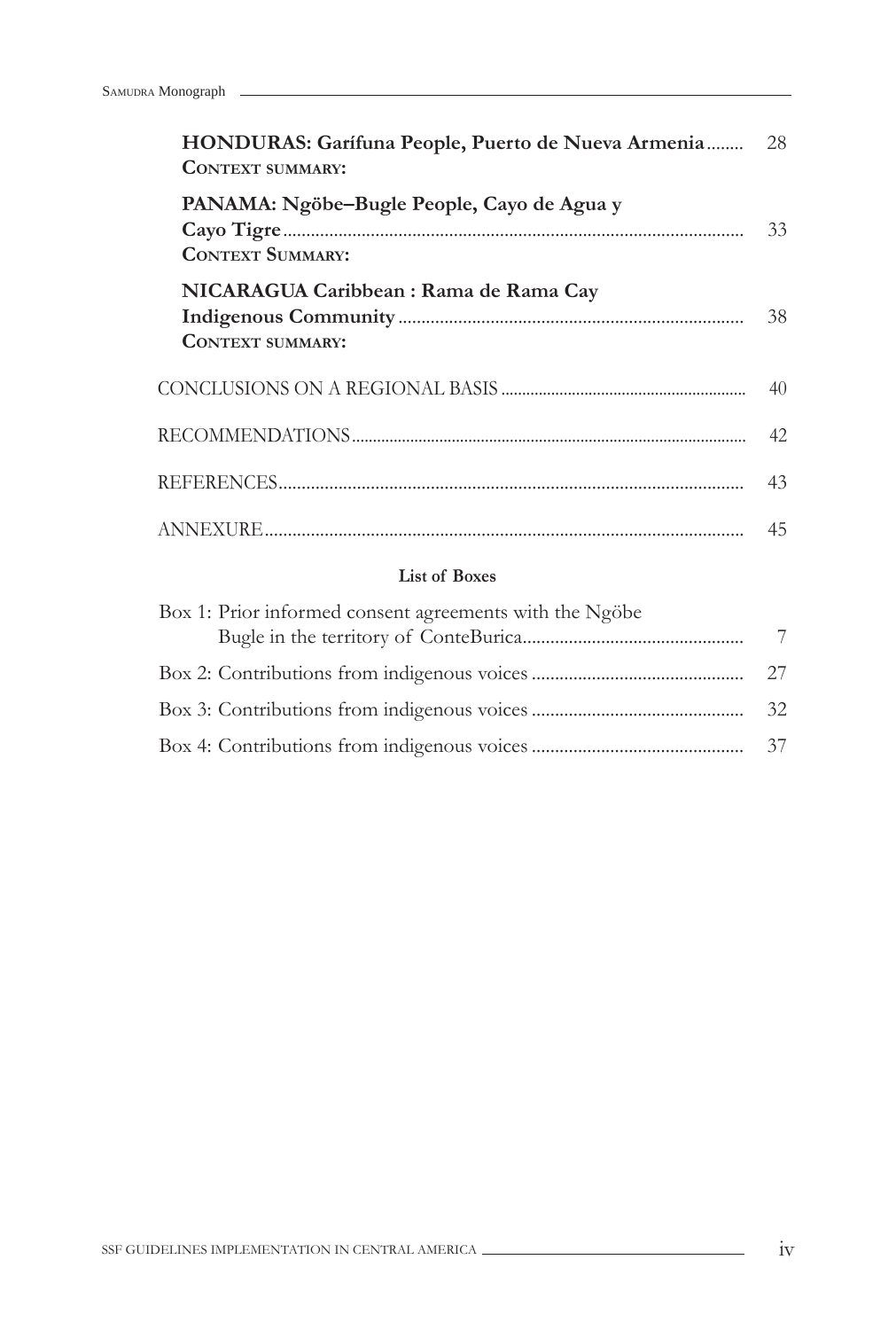**HONDURAS: Garífuna People, Puerto de Nueva Armenia** ........ 28
**CONTEXT SUMMARY:**

**PANAMA: Ngöbe–Bugle People, Cayo de Agua y Cayo Tigre** ........ 33
**CONTEXT SUMMARY:**

**NICARAGUA Caribbean : Rama de Rama Cay Indigenous Community** ........ 38
**CONTEXT SUMMARY:**

CONCLUSIONS ON A REGIONAL BASIS ........ 40

RECOMMENDATIONS ........ 42

REFERENCES ........ 43

ANNEXURE ........ 45

**List of Boxes**

Box 1: Prior informed consent agreements with the Ngöbe Bugle in the territory of ConteBurica ........ 7

Box 2: Contributions from indigenous voices ........ 27

Box 3: Contributions from indigenous voices ........ 32

Box 4: Contributions from indigenous voices ........ 37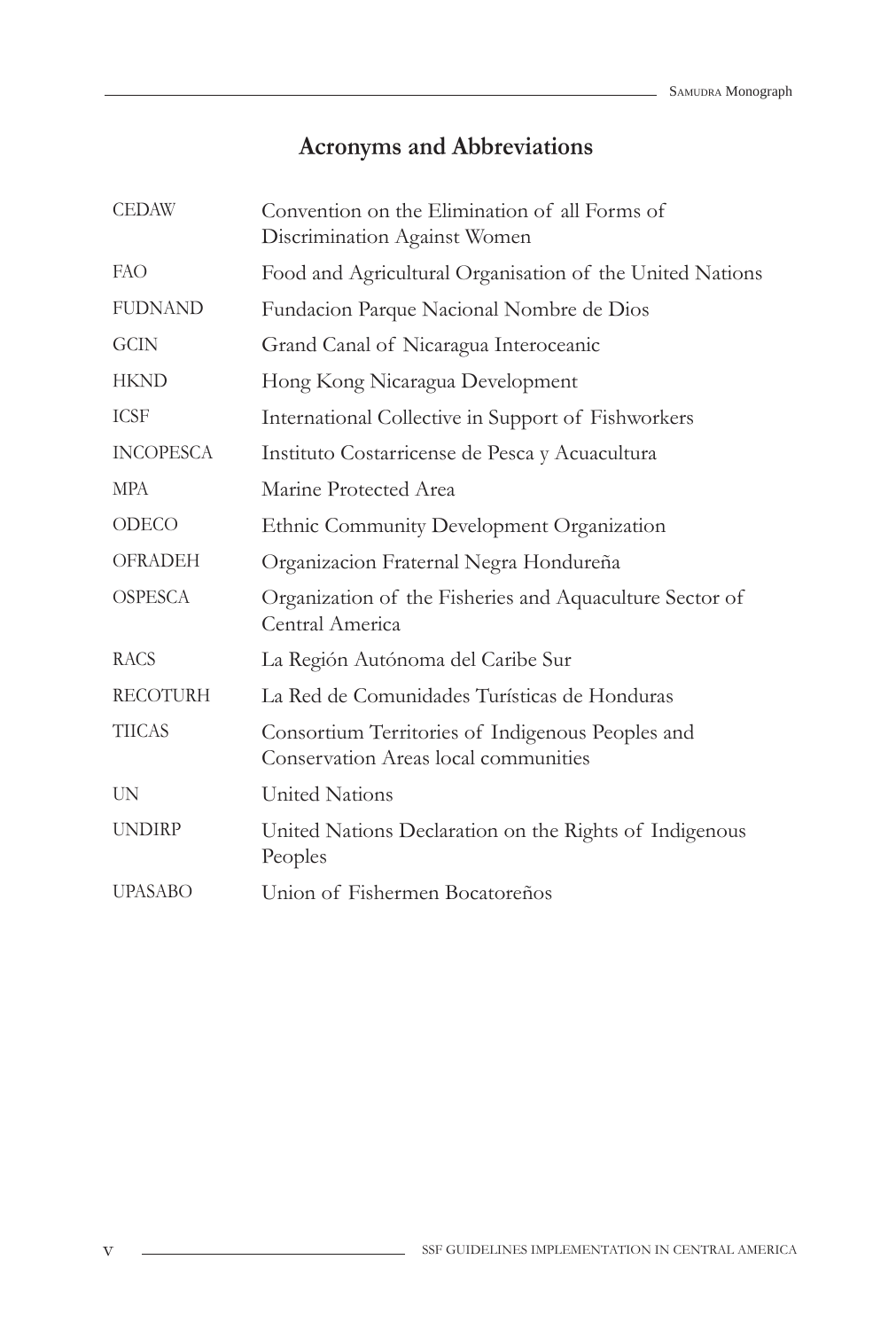# Acronyms and Abbreviations

| | |
|---|---|
| CEDAW | Convention on the Elimination of all Forms of Discrimination Against Women |
| FAO | Food and Agricultural Organisation of the United Nations |
| FUDNAND | Fundacion Parque Nacional Nombre de Dios |
| GCIN | Grand Canal of Nicaragua Interoceanic |
| HKND | Hong Kong Nicaragua Development |
| ICSF | International Collective in Support of Fishworkers |
| INCOPESCA | Instituto Costarricense de Pesca y Acuacultura |
| MPA | Marine Protected Area |
| ODECO | Ethnic Community Development Organization |
| OFRADEH | Organizacion Fraternal Negra Hondureña |
| OSPESCA | Organization of the Fisheries and Aquaculture Sector of Central America |
| RACS | La Región Autónoma del Caribe Sur |
| RECOTURH | La Red de Comunidades Turísticas de Honduras |
| TIICAS | Consortium Territories of Indigenous Peoples and Conservation Areas local communities |
| UN | United Nations |
| UNDIRP | United Nations Declaration on the Rights of Indigenous Peoples |
| UPASABO | Union of Fishermen Bocatoreños |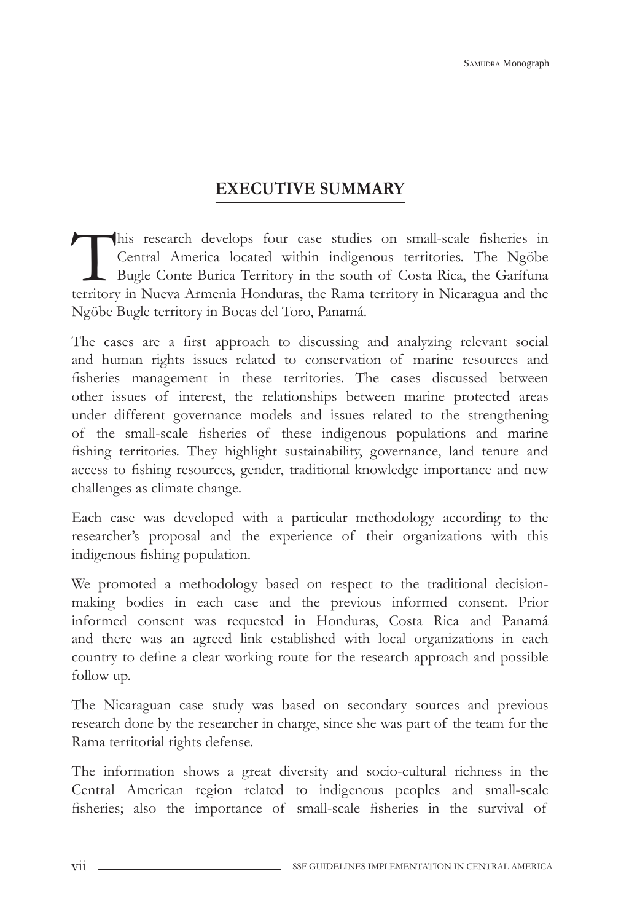## EXECUTIVE SUMMARY

This research develops four case studies on small-scale fisheries in Central America located within indigenous territories. The Ngöbe Bugle Conte Burica Territory in the south of Costa Rica, the Garífuna territory in Nueva Armenia Honduras, the Rama territory in Nicaragua and the Ngöbe Bugle territory in Bocas del Toro, Panamá.

The cases are a first approach to discussing and analyzing relevant social and human rights issues related to conservation of marine resources and fisheries management in these territories. The cases discussed between other issues of interest, the relationships between marine protected areas under different governance models and issues related to the strengthening of the small-scale fisheries of these indigenous populations and marine fishing territories. They highlight sustainability, governance, land tenure and access to fishing resources, gender, traditional knowledge importance and new challenges as climate change.

Each case was developed with a particular methodology according to the researcher's proposal and the experience of their organizations with this indigenous fishing population.

We promoted a methodology based on respect to the traditional decision-making bodies in each case and the previous informed consent. Prior informed consent was requested in Honduras, Costa Rica and Panamá and there was an agreed link established with local organizations in each country to define a clear working route for the research approach and possible follow up.

The Nicaraguan case study was based on secondary sources and previous research done by the researcher in charge, since she was part of the team for the Rama territorial rights defense.

The information shows a great diversity and socio-cultural richness in the Central American region related to indigenous peoples and small-scale fisheries; also the importance of small-scale fisheries in the survival of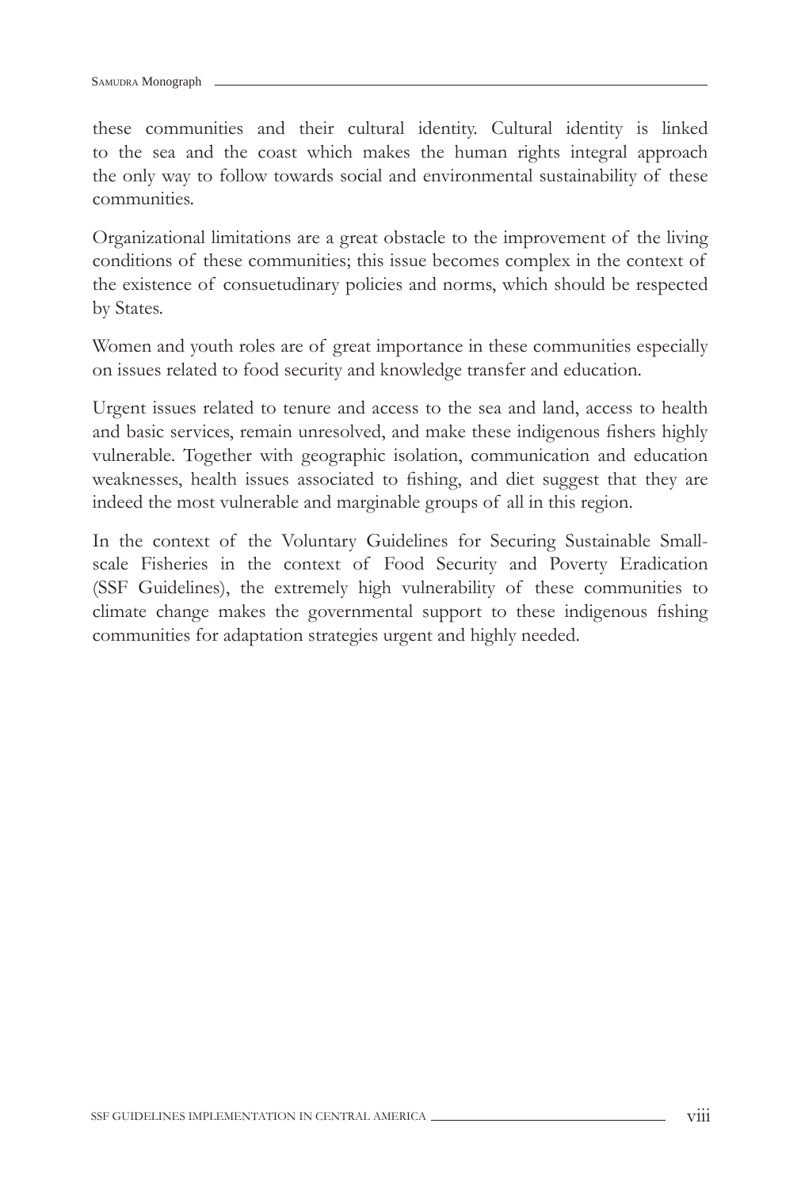these communities and their cultural identity. Cultural identity is linked to the sea and the coast which makes the human rights integral approach the only way to follow towards social and environmental sustainability of these communities.

Organizational limitations are a great obstacle to the improvement of the living conditions of these communities; this issue becomes complex in the context of the existence of consuetudinary policies and norms, which should be respected by States.

Women and youth roles are of great importance in these communities especially on issues related to food security and knowledge transfer and education.

Urgent issues related to tenure and access to the sea and land, access to health and basic services, remain unresolved, and make these indigenous fishers highly vulnerable. Together with geographic isolation, communication and education weaknesses, health issues associated to fishing, and diet suggest that they are indeed the most vulnerable and marginable groups of all in this region.

In the context of the Voluntary Guidelines for Securing Sustainable Small-scale Fisheries in the context of Food Security and Poverty Eradication (SSF Guidelines), the extremely high vulnerability of these communities to climate change makes the governmental support to these indigenous fishing communities for adaptation strategies urgent and highly needed.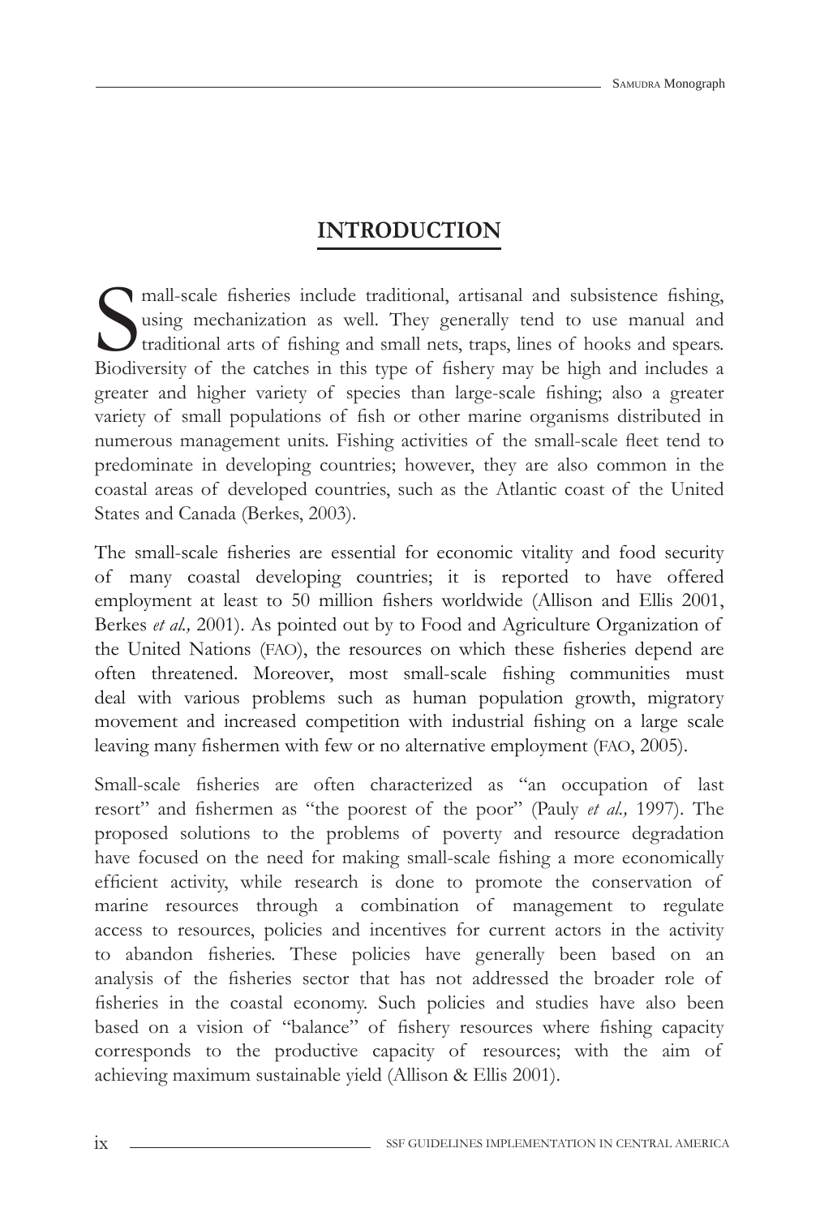# INTRODUCTION

Small-scale fisheries include traditional, artisanal and subsistence fishing, using mechanization as well. They generally tend to use manual and traditional arts of fishing and small nets, traps, lines of hooks and spears. Biodiversity of the catches in this type of fishery may be high and includes a greater and higher variety of species than large-scale fishing; also a greater variety of small populations of fish or other marine organisms distributed in numerous management units. Fishing activities of the small-scale fleet tend to predominate in developing countries; however, they are also common in the coastal areas of developed countries, such as the Atlantic coast of the United States and Canada (Berkes, 2003).

The small-scale fisheries are essential for economic vitality and food security of many coastal developing countries; it is reported to have offered employment at least to 50 million fishers worldwide (Allison and Ellis 2001, Berkes *et al.,* 2001). As pointed out by to Food and Agriculture Organization of the United Nations (FAO), the resources on which these fisheries depend are often threatened. Moreover, most small-scale fishing communities must deal with various problems such as human population growth, migratory movement and increased competition with industrial fishing on a large scale leaving many fishermen with few or no alternative employment (FAO, 2005).

Small-scale fisheries are often characterized as "an occupation of last resort" and fishermen as "the poorest of the poor" (Pauly *et al.,* 1997). The proposed solutions to the problems of poverty and resource degradation have focused on the need for making small-scale fishing a more economically efficient activity, while research is done to promote the conservation of marine resources through a combination of management to regulate access to resources, policies and incentives for current actors in the activity to abandon fisheries. These policies have generally been based on an analysis of the fisheries sector that has not addressed the broader role of fisheries in the coastal economy. Such policies and studies have also been based on a vision of "balance" of fishery resources where fishing capacity corresponds to the productive capacity of resources; with the aim of achieving maximum sustainable yield (Allison & Ellis 2001).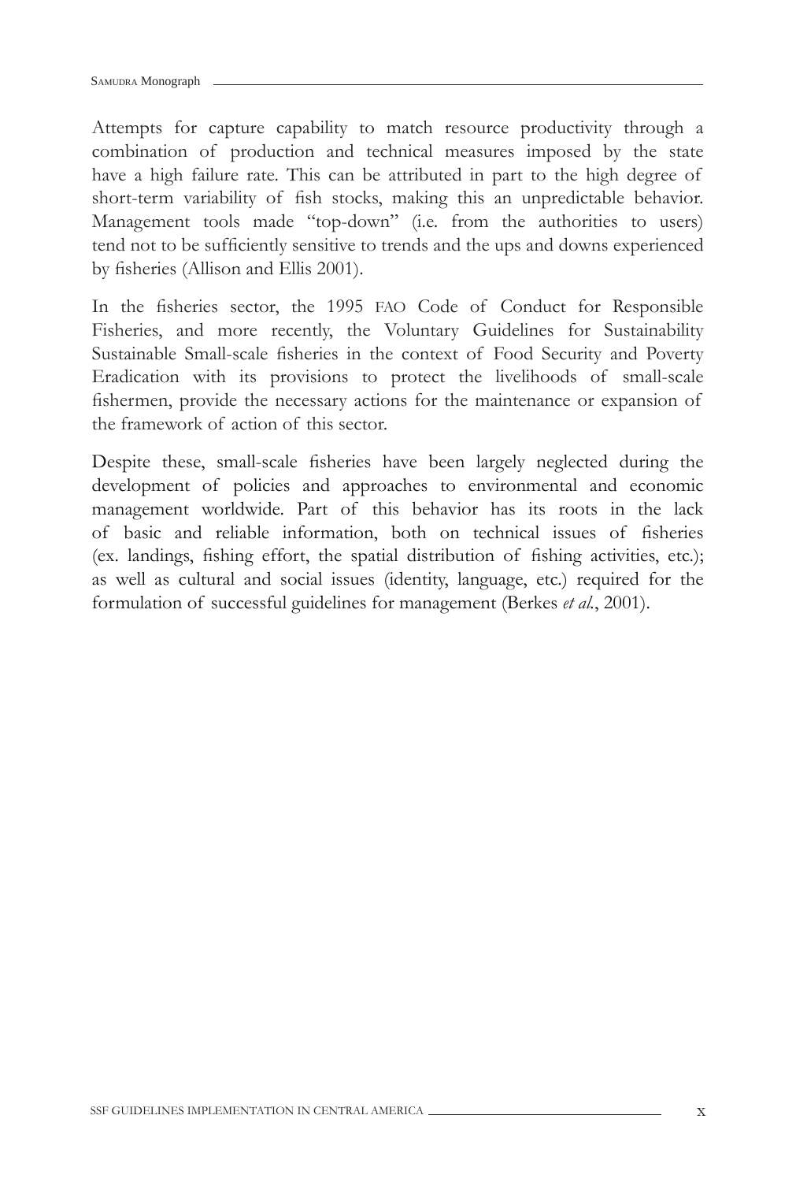Attempts for capture capability to match resource productivity through a combination of production and technical measures imposed by the state have a high failure rate. This can be attributed in part to the high degree of short-term variability of fish stocks, making this an unpredictable behavior. Management tools made "top-down" (i.e. from the authorities to users) tend not to be sufficiently sensitive to trends and the ups and downs experienced by fisheries (Allison and Ellis 2001).

In the fisheries sector, the 1995 FAO Code of Conduct for Responsible Fisheries, and more recently, the Voluntary Guidelines for Sustainability Sustainable Small-scale fisheries in the context of Food Security and Poverty Eradication with its provisions to protect the livelihoods of small-scale fishermen, provide the necessary actions for the maintenance or expansion of the framework of action of this sector.

Despite these, small-scale fisheries have been largely neglected during the development of policies and approaches to environmental and economic management worldwide. Part of this behavior has its roots in the lack of basic and reliable information, both on technical issues of fisheries (ex. landings, fishing effort, the spatial distribution of fishing activities, etc.); as well as cultural and social issues (identity, language, etc.) required for the formulation of successful guidelines for management (Berkes *et al.*, 2001).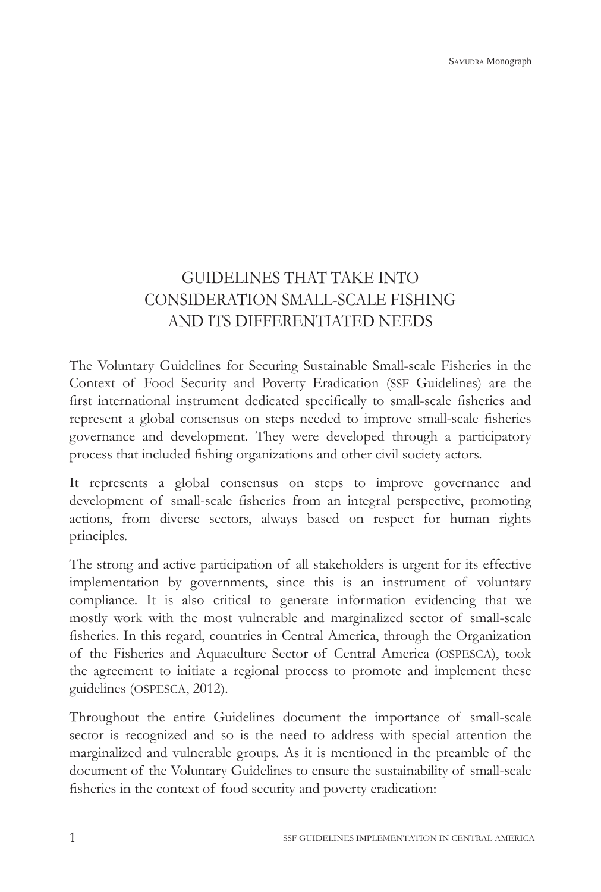# GUIDELINES THAT TAKE INTO CONSIDERATION SMALL-SCALE FISHING AND ITS DIFFERENTIATED NEEDS

The Voluntary Guidelines for Securing Sustainable Small-scale Fisheries in the Context of Food Security and Poverty Eradication (SSF Guidelines) are the first international instrument dedicated specifically to small-scale fisheries and represent a global consensus on steps needed to improve small-scale fisheries governance and development. They were developed through a participatory process that included fishing organizations and other civil society actors.

It represents a global consensus on steps to improve governance and development of small-scale fisheries from an integral perspective, promoting actions, from diverse sectors, always based on respect for human rights principles.

The strong and active participation of all stakeholders is urgent for its effective implementation by governments, since this is an instrument of voluntary compliance. It is also critical to generate information evidencing that we mostly work with the most vulnerable and marginalized sector of small-scale fisheries. In this regard, countries in Central America, through the Organization of the Fisheries and Aquaculture Sector of Central America (OSPESCA), took the agreement to initiate a regional process to promote and implement these guidelines (OSPESCA, 2012).

Throughout the entire Guidelines document the importance of small-scale sector is recognized and so is the need to address with special attention the marginalized and vulnerable groups. As it is mentioned in the preamble of the document of the Voluntary Guidelines to ensure the sustainability of small-scale fisheries in the context of food security and poverty eradication: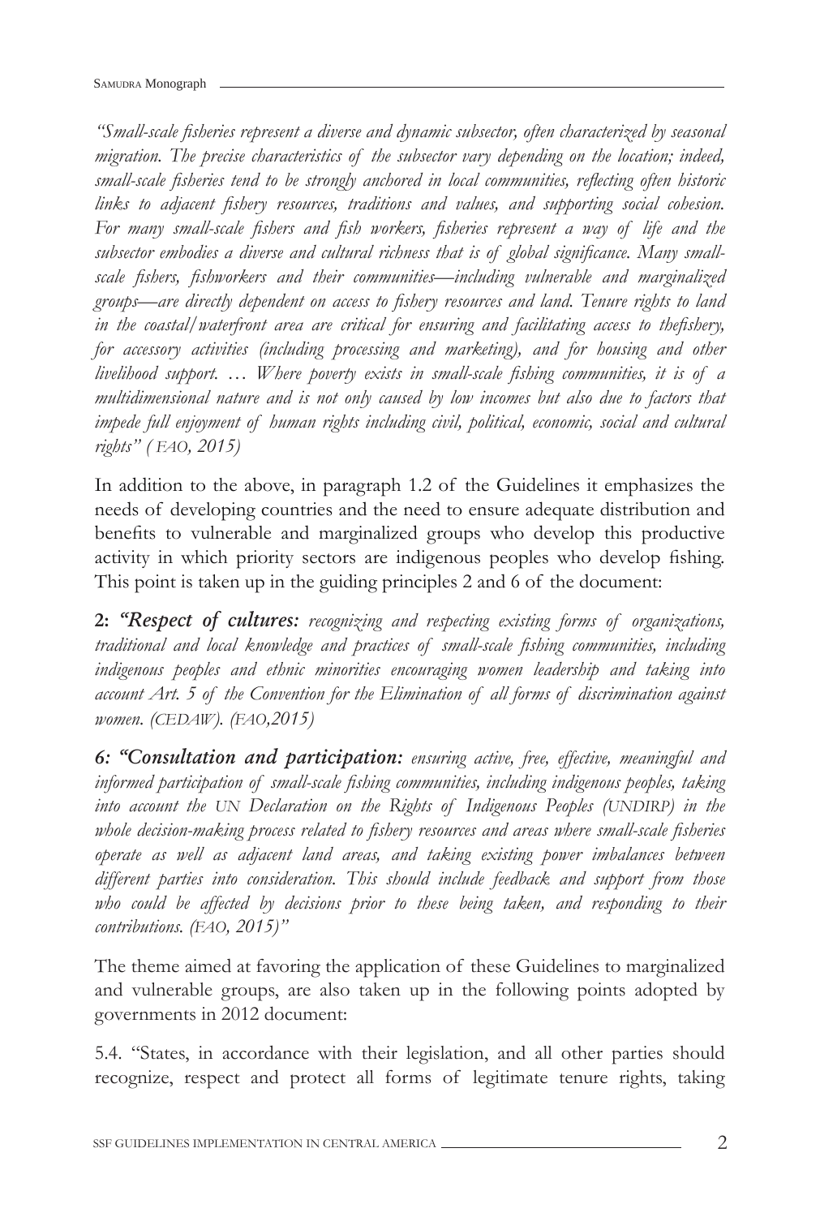*"Small-scale fisheries represent a diverse and dynamic subsector, often characterized by seasonal migration. The precise characteristics of the subsector vary depending on the location; indeed, small-scale fisheries tend to be strongly anchored in local communities, reflecting often historic links to adjacent fishery resources, traditions and values, and supporting social cohesion. For many small-scale fishers and fish workers, fisheries represent a way of life and the subsector embodies a diverse and cultural richness that is of global significance. Many small-scale fishers, fishworkers and their communities—including vulnerable and marginalized groups—are directly dependent on access to fishery resources and land. Tenure rights to land in the coastal/waterfront area are critical for ensuring and facilitating access to thefishery, for accessory activities (including processing and marketing), and for housing and other livelihood support. … Where poverty exists in small-scale fishing communities, it is of a multidimensional nature and is not only caused by low incomes but also due to factors that impede full enjoyment of human rights including civil, political, economic, social and cultural rights" (FAO, 2015)*

In addition to the above, in paragraph 1.2 of the Guidelines it emphasizes the needs of developing countries and the need to ensure adequate distribution and benefits to vulnerable and marginalized groups who develop this productive activity in which priority sectors are indigenous peoples who develop fishing. This point is taken up in the guiding principles 2 and 6 of the document:

**2:** ***"Respect of cultures:*** *recognizing and respecting existing forms of organizations, traditional and local knowledge and practices of small-scale fishing communities, including indigenous peoples and ethnic minorities encouraging women leadership and taking into account Art. 5 of the Convention for the Elimination of all forms of discrimination against women. (CEDAW). (FAO,2015)*

***6: "Consultation and participation:*** *ensuring active, free, effective, meaningful and informed participation of small-scale fishing communities, including indigenous peoples, taking into account the UN Declaration on the Rights of Indigenous Peoples (UNDIRP) in the whole decision-making process related to fishery resources and areas where small-scale fisheries operate as well as adjacent land areas, and taking existing power imbalances between different parties into consideration. This should include feedback and support from those who could be affected by decisions prior to these being taken, and responding to their contributions. (FAO, 2015)"*

The theme aimed at favoring the application of these Guidelines to marginalized and vulnerable groups, are also taken up in the following points adopted by governments in 2012 document:

5.4. "States, in accordance with their legislation, and all other parties should recognize, respect and protect all forms of legitimate tenure rights, taking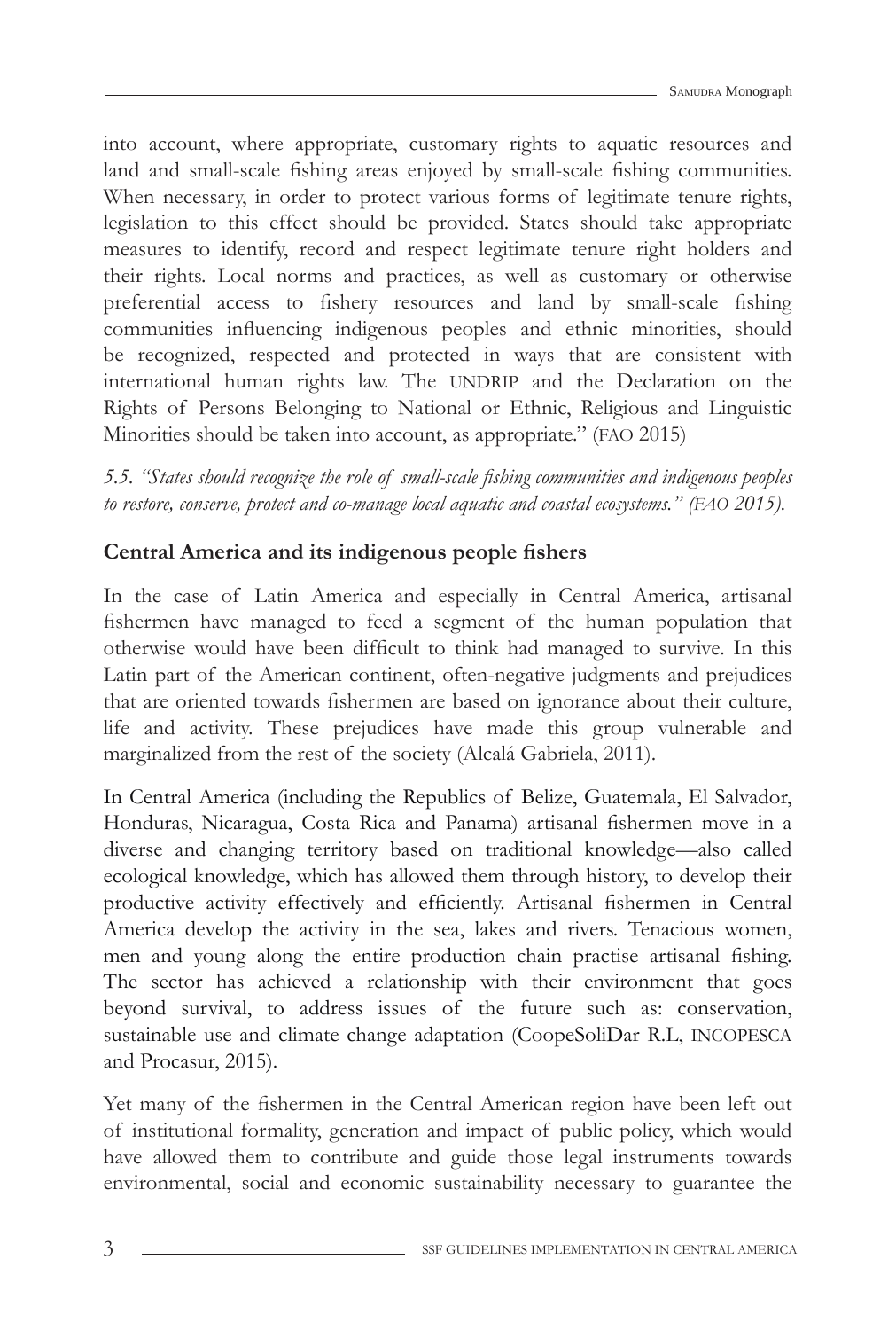into account, where appropriate, customary rights to aquatic resources and land and small-scale fishing areas enjoyed by small-scale fishing communities. When necessary, in order to protect various forms of legitimate tenure rights, legislation to this effect should be provided. States should take appropriate measures to identify, record and respect legitimate tenure right holders and their rights. Local norms and practices, as well as customary or otherwise preferential access to fishery resources and land by small-scale fishing communities influencing indigenous peoples and ethnic minorities, should be recognized, respected and protected in ways that are consistent with international human rights law. The UNDRIP and the Declaration on the Rights of Persons Belonging to National or Ethnic, Religious and Linguistic Minorities should be taken into account, as appropriate." (FAO 2015)

*5.5. "States should recognize the role of small-scale fishing communities and indigenous peoples to restore, conserve, protect and co-manage local aquatic and coastal ecosystems." (FAO 2015).*

## Central America and its indigenous people fishers

In the case of Latin America and especially in Central America, artisanal fishermen have managed to feed a segment of the human population that otherwise would have been difficult to think had managed to survive. In this Latin part of the American continent, often-negative judgments and prejudices that are oriented towards fishermen are based on ignorance about their culture, life and activity. These prejudices have made this group vulnerable and marginalized from the rest of the society (Alcalá Gabriela, 2011).

In Central America (including the Republics of Belize, Guatemala, El Salvador, Honduras, Nicaragua, Costa Rica and Panama) artisanal fishermen move in a diverse and changing territory based on traditional knowledge—also called ecological knowledge, which has allowed them through history, to develop their productive activity effectively and efficiently. Artisanal fishermen in Central America develop the activity in the sea, lakes and rivers. Tenacious women, men and young along the entire production chain practise artisanal fishing. The sector has achieved a relationship with their environment that goes beyond survival, to address issues of the future such as: conservation, sustainable use and climate change adaptation (CoopeSoliDar R.L, INCOPESCA and Procasur, 2015).

Yet many of the fishermen in the Central American region have been left out of institutional formality, generation and impact of public policy, which would have allowed them to contribute and guide those legal instruments towards environmental, social and economic sustainability necessary to guarantee the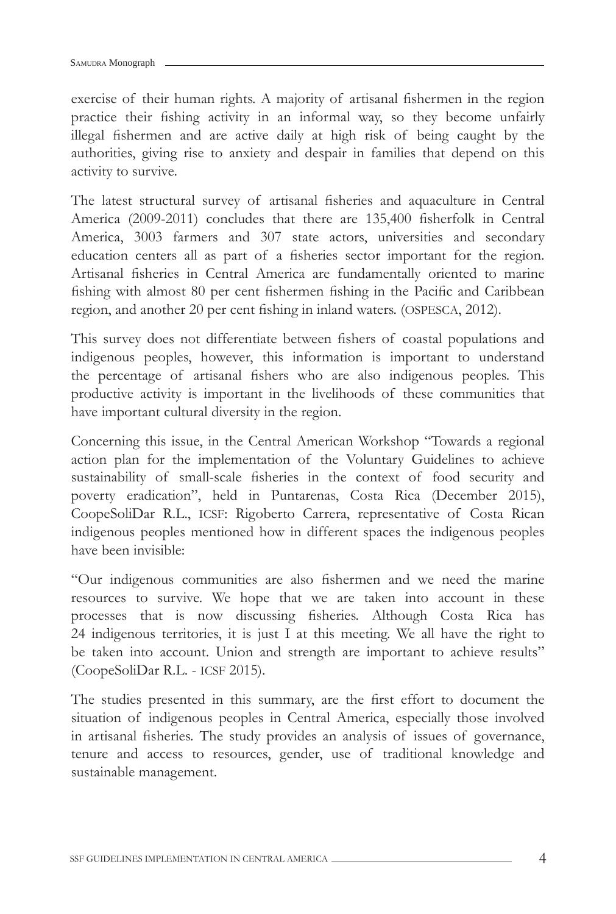exercise of their human rights. A majority of artisanal fishermen in the region practice their fishing activity in an informal way, so they become unfairly illegal fishermen and are active daily at high risk of being caught by the authorities, giving rise to anxiety and despair in families that depend on this activity to survive.

The latest structural survey of artisanal fisheries and aquaculture in Central America (2009-2011) concludes that there are 135,400 fisherfolk in Central America, 3003 farmers and 307 state actors, universities and secondary education centers all as part of a fisheries sector important for the region. Artisanal fisheries in Central America are fundamentally oriented to marine fishing with almost 80 per cent fishermen fishing in the Pacific and Caribbean region, and another 20 per cent fishing in inland waters. (OSPESCA, 2012).

This survey does not differentiate between fishers of coastal populations and indigenous peoples, however, this information is important to understand the percentage of artisanal fishers who are also indigenous peoples. This productive activity is important in the livelihoods of these communities that have important cultural diversity in the region.

Concerning this issue, in the Central American Workshop "Towards a regional action plan for the implementation of the Voluntary Guidelines to achieve sustainability of small-scale fisheries in the context of food security and poverty eradication", held in Puntarenas, Costa Rica (December 2015), CoopeSoliDar R.L., ICSF: Rigoberto Carrera, representative of Costa Rican indigenous peoples mentioned how in different spaces the indigenous peoples have been invisible:

"Our indigenous communities are also fishermen and we need the marine resources to survive. We hope that we are taken into account in these processes that is now discussing fisheries. Although Costa Rica has 24 indigenous territories, it is just I at this meeting. We all have the right to be taken into account. Union and strength are important to achieve results" (CoopeSoliDar R.L. - ICSF 2015).

The studies presented in this summary, are the first effort to document the situation of indigenous peoples in Central America, especially those involved in artisanal fisheries. The study provides an analysis of issues of governance, tenure and access to resources, gender, use of traditional knowledge and sustainable management.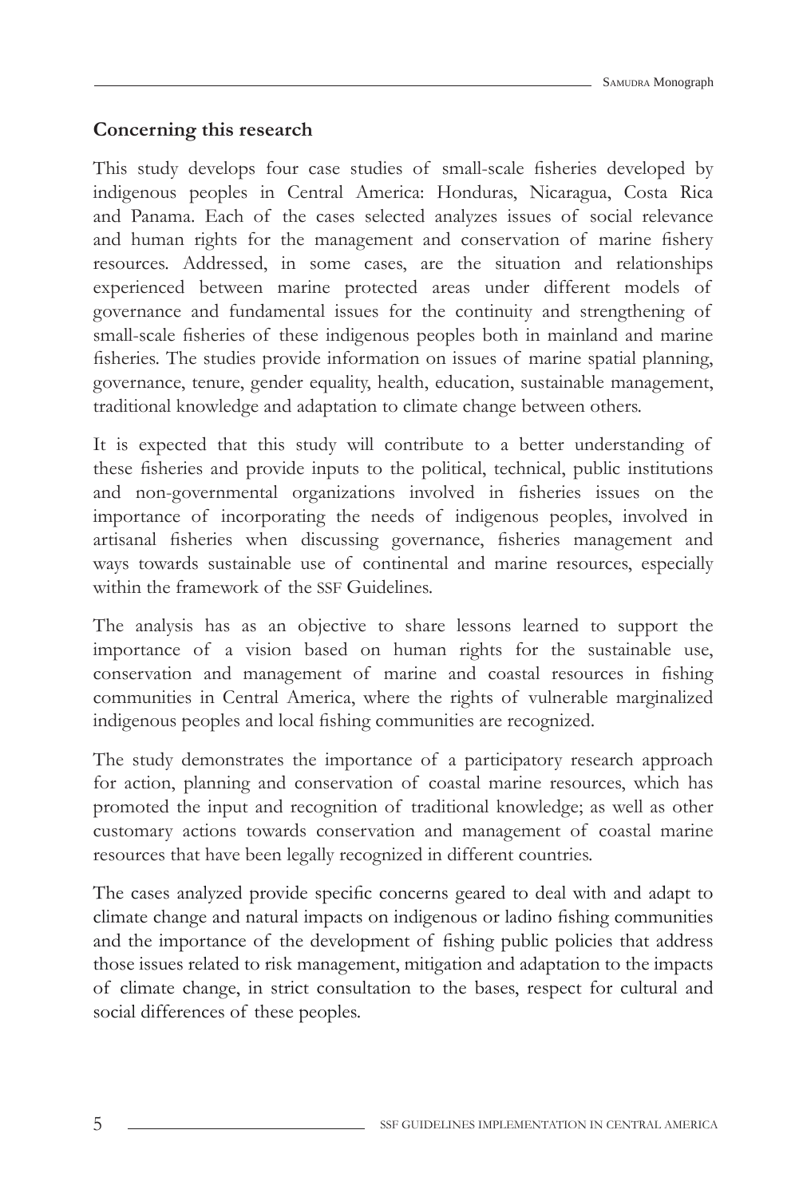## Concerning this research

This study develops four case studies of small-scale fisheries developed by indigenous peoples in Central America: Honduras, Nicaragua, Costa Rica and Panama. Each of the cases selected analyzes issues of social relevance and human rights for the management and conservation of marine fishery resources. Addressed, in some cases, are the situation and relationships experienced between marine protected areas under different models of governance and fundamental issues for the continuity and strengthening of small-scale fisheries of these indigenous peoples both in mainland and marine fisheries. The studies provide information on issues of marine spatial planning, governance, tenure, gender equality, health, education, sustainable management, traditional knowledge and adaptation to climate change between others.

It is expected that this study will contribute to a better understanding of these fisheries and provide inputs to the political, technical, public institutions and non-governmental organizations involved in fisheries issues on the importance of incorporating the needs of indigenous peoples, involved in artisanal fisheries when discussing governance, fisheries management and ways towards sustainable use of continental and marine resources, especially within the framework of the SSF Guidelines.

The analysis has as an objective to share lessons learned to support the importance of a vision based on human rights for the sustainable use, conservation and management of marine and coastal resources in fishing communities in Central America, where the rights of vulnerable marginalized indigenous peoples and local fishing communities are recognized.

The study demonstrates the importance of a participatory research approach for action, planning and conservation of coastal marine resources, which has promoted the input and recognition of traditional knowledge; as well as other customary actions towards conservation and management of coastal marine resources that have been legally recognized in different countries.

The cases analyzed provide specific concerns geared to deal with and adapt to climate change and natural impacts on indigenous or ladino fishing communities and the importance of the development of fishing public policies that address those issues related to risk management, mitigation and adaptation to the impacts of climate change, in strict consultation to the bases, respect for cultural and social differences of these peoples.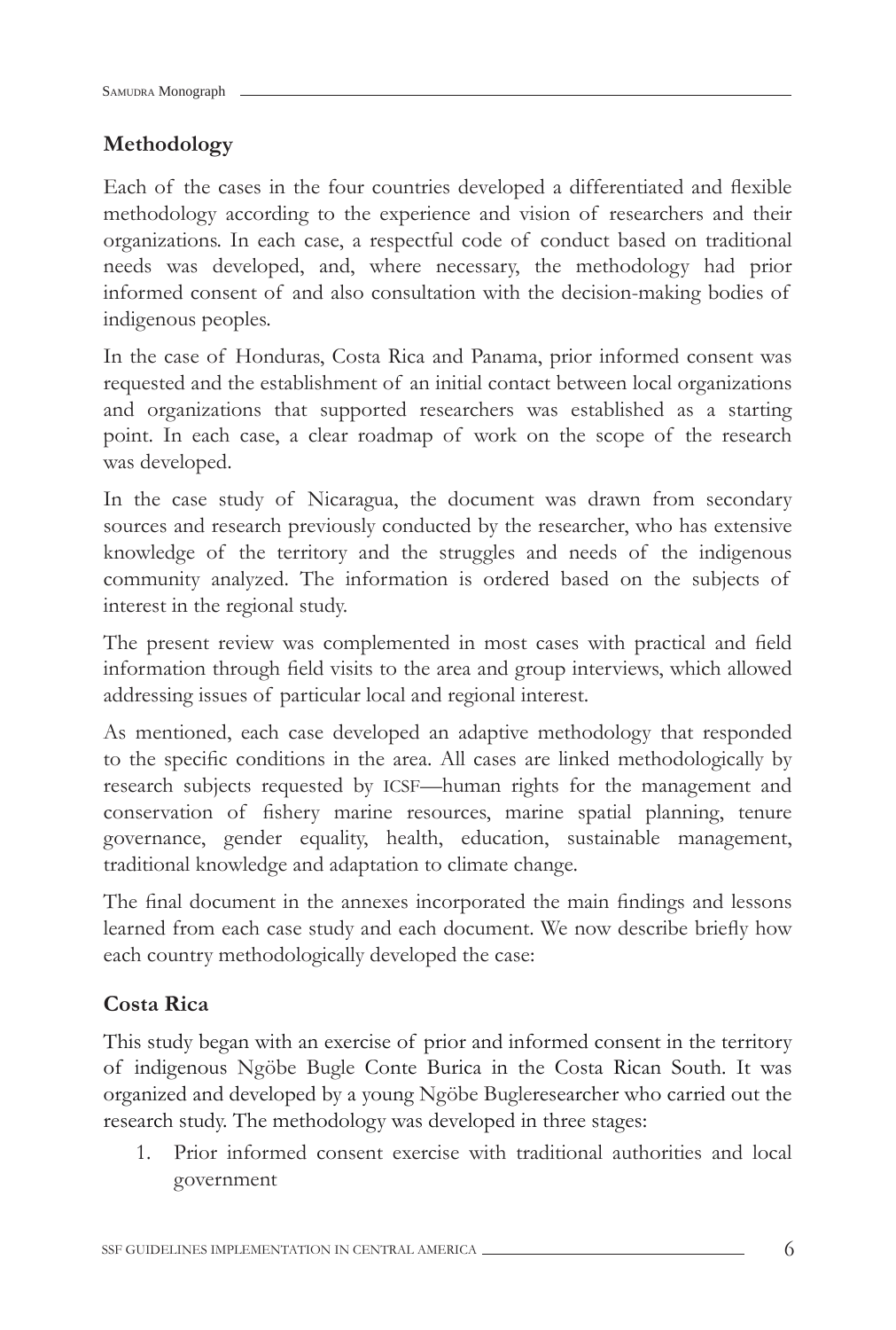## Methodology

Each of the cases in the four countries developed a differentiated and flexible methodology according to the experience and vision of researchers and their organizations. In each case, a respectful code of conduct based on traditional needs was developed, and, where necessary, the methodology had prior informed consent of and also consultation with the decision-making bodies of indigenous peoples.

In the case of Honduras, Costa Rica and Panama, prior informed consent was requested and the establishment of an initial contact between local organizations and organizations that supported researchers was established as a starting point. In each case, a clear roadmap of work on the scope of the research was developed.

In the case study of Nicaragua, the document was drawn from secondary sources and research previously conducted by the researcher, who has extensive knowledge of the territory and the struggles and needs of the indigenous community analyzed. The information is ordered based on the subjects of interest in the regional study.

The present review was complemented in most cases with practical and field information through field visits to the area and group interviews, which allowed addressing issues of particular local and regional interest.

As mentioned, each case developed an adaptive methodology that responded to the specific conditions in the area. All cases are linked methodologically by research subjects requested by ICSF—human rights for the management and conservation of fishery marine resources, marine spatial planning, tenure governance, gender equality, health, education, sustainable management, traditional knowledge and adaptation to climate change.

The final document in the annexes incorporated the main findings and lessons learned from each case study and each document. We now describe briefly how each country methodologically developed the case:

### Costa Rica

This study began with an exercise of prior and informed consent in the territory of indigenous Ngöbe Bugle Conte Burica in the Costa Rican South. It was organized and developed by a young Ngöbe Bugleresearcher who carried out the research study. The methodology was developed in three stages:

1. Prior informed consent exercise with traditional authorities and local government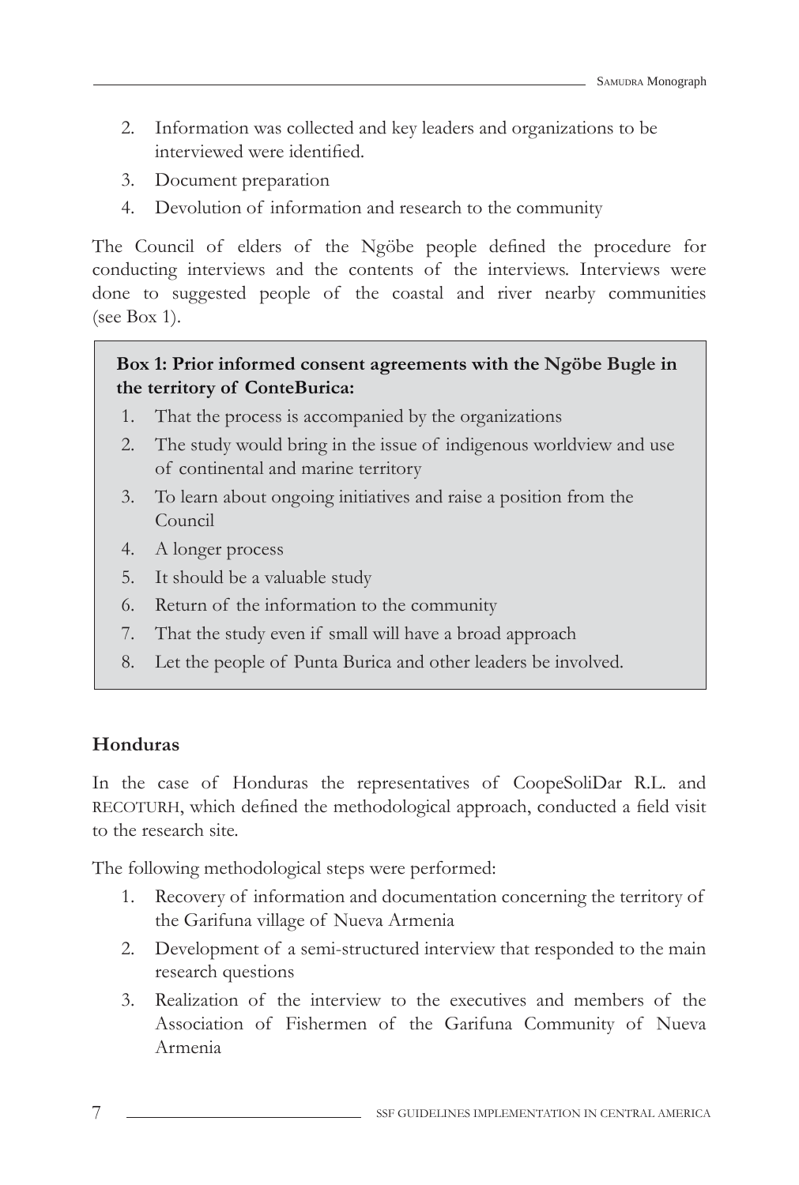2. Information was collected and key leaders and organizations to be interviewed were identified.
3. Document preparation
4. Devolution of information and research to the community

The Council of elders of the Ngöbe people defined the procedure for conducting interviews and the contents of the interviews. Interviews were done to suggested people of the coastal and river nearby communities (see Box 1).

> **Box 1: Prior informed consent agreements with the Ngöbe Bugle in the territory of ConteBurica:**
>
> 1. That the process is accompanied by the organizations
> 2. The study would bring in the issue of indigenous worldview and use of continental and marine territory
> 3. To learn about ongoing initiatives and raise a position from the Council
> 4. A longer process
> 5. It should be a valuable study
> 6. Return of the information to the community
> 7. That the study even if small will have a broad approach
> 8. Let the people of Punta Burica and other leaders be involved.

### Honduras

In the case of Honduras the representatives of CoopeSoliDar R.L. and RECOTURH, which defined the methodological approach, conducted a field visit to the research site.

The following methodological steps were performed:

1. Recovery of information and documentation concerning the territory of the Garifuna village of Nueva Armenia
2. Development of a semi-structured interview that responded to the main research questions
3. Realization of the interview to the executives and members of the Association of Fishermen of the Garifuna Community of Nueva Armenia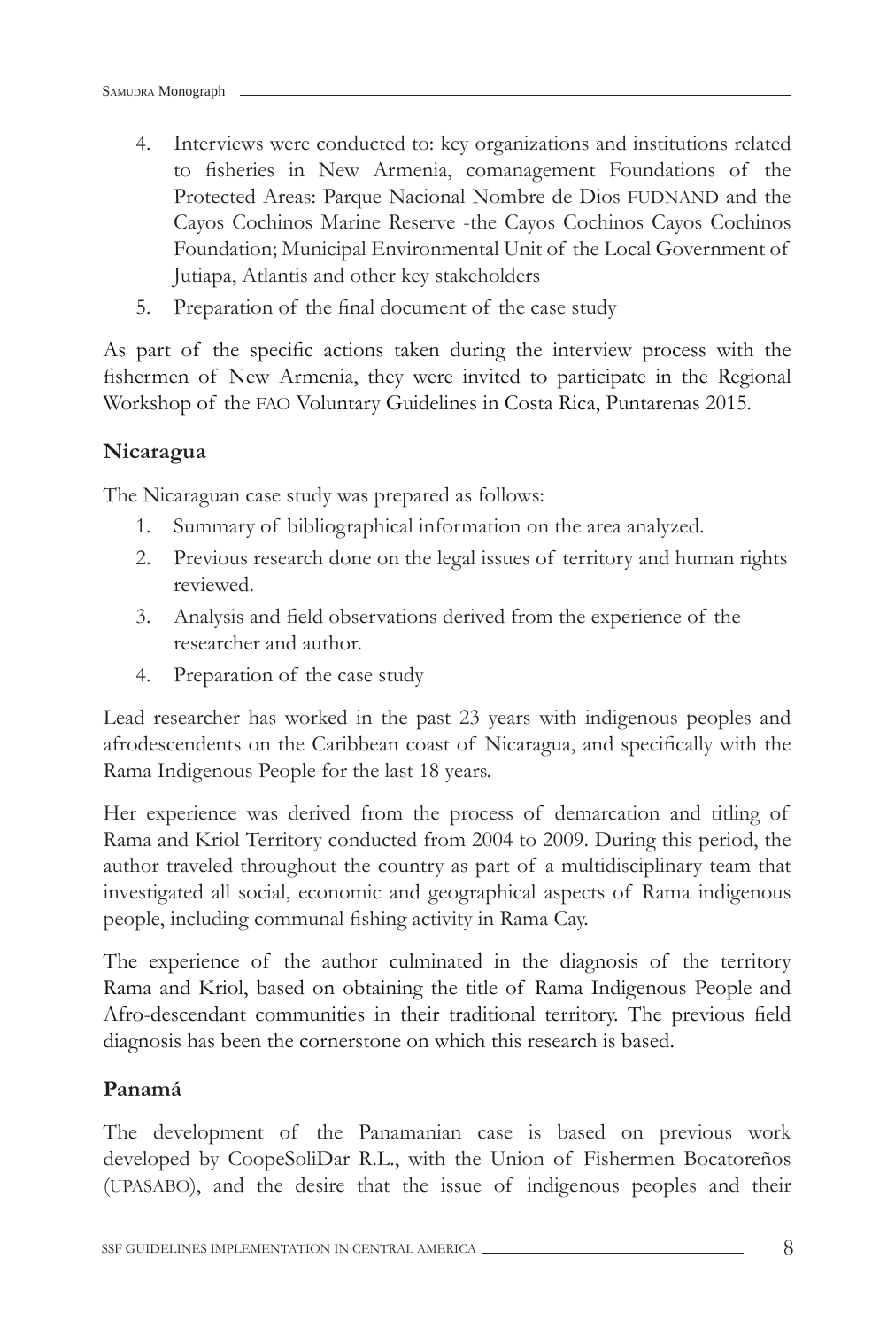4. Interviews were conducted to: key organizations and institutions related to fisheries in New Armenia, comanagement Foundations of the Protected Areas: Parque Nacional Nombre de Dios FUDNAND and the Cayos Cochinos Marine Reserve -the Cayos Cochinos Cayos Cochinos Foundation; Municipal Environmental Unit of the Local Government of Jutiapa, Atlantis and other key stakeholders
5. Preparation of the final document of the case study

As part of the specific actions taken during the interview process with the fishermen of New Armenia, they were invited to participate in the Regional Workshop of the FAO Voluntary Guidelines in Costa Rica, Puntarenas 2015.

### Nicaragua

The Nicaraguan case study was prepared as follows:

1. Summary of bibliographical information on the area analyzed.
2. Previous research done on the legal issues of territory and human rights reviewed.
3. Analysis and field observations derived from the experience of the researcher and author.
4. Preparation of the case study

Lead researcher has worked in the past 23 years with indigenous peoples and afrodescendents on the Caribbean coast of Nicaragua, and specifically with the Rama Indigenous People for the last 18 years.

Her experience was derived from the process of demarcation and titling of Rama and Kriol Territory conducted from 2004 to 2009. During this period, the author traveled throughout the country as part of a multidisciplinary team that investigated all social, economic and geographical aspects of Rama indigenous people, including communal fishing activity in Rama Cay.

The experience of the author culminated in the diagnosis of the territory Rama and Kriol, based on obtaining the title of Rama Indigenous People and Afro-descendant communities in their traditional territory. The previous field diagnosis has been the cornerstone on which this research is based.

### Panamá

The development of the Panamanian case is based on previous work developed by CoopeSoliDar R.L., with the Union of Fishermen Bocatoreños (UPASABO), and the desire that the issue of indigenous peoples and their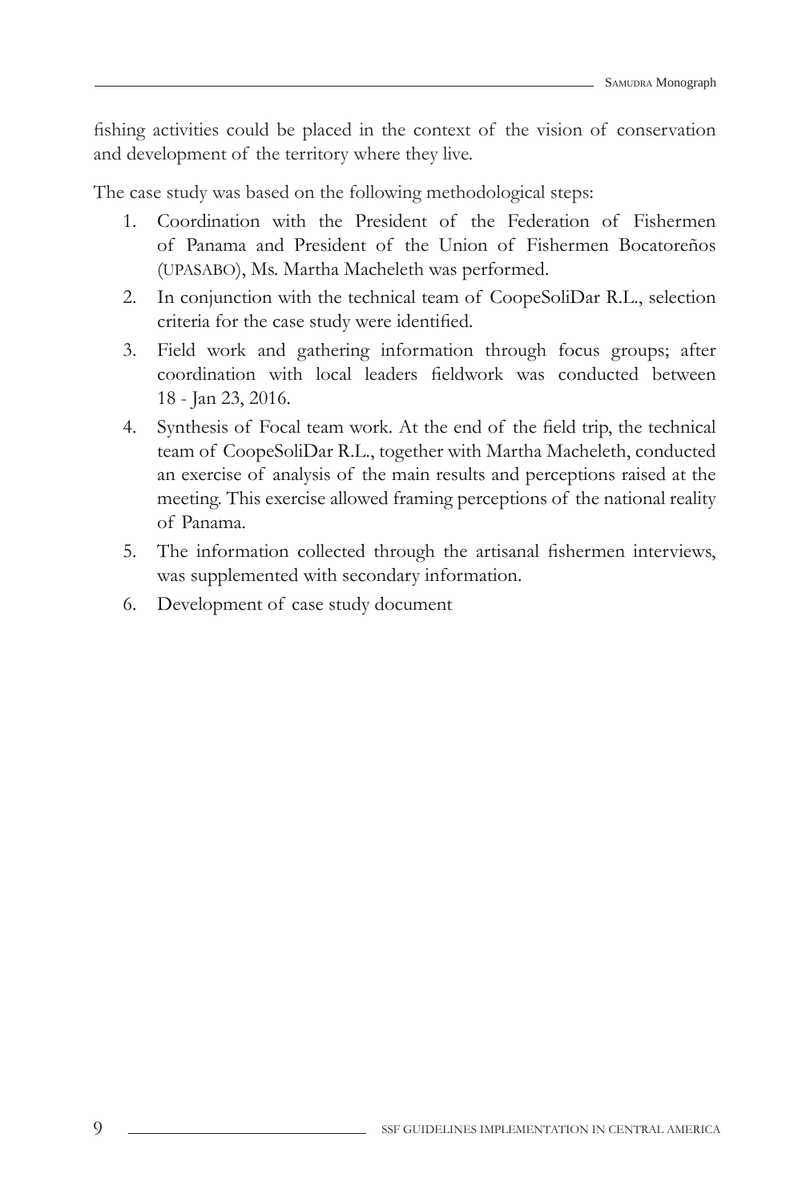fishing activities could be placed in the context of the vision of conservation and development of the territory where they live.

The case study was based on the following methodological steps:

1. Coordination with the President of the Federation of Fishermen of Panama and President of the Union of Fishermen Bocatoreños (UPASABO), Ms. Martha Macheleth was performed.
2. In conjunction with the technical team of CoopeSoliDar R.L., selection criteria for the case study were identified.
3. Field work and gathering information through focus groups; after coordination with local leaders fieldwork was conducted between 18 - Jan 23, 2016.
4. Synthesis of Focal team work. At the end of the field trip, the technical team of CoopeSoliDar R.L., together with Martha Macheleth, conducted an exercise of analysis of the main results and perceptions raised at the meeting. This exercise allowed framing perceptions of the national reality of Panama.
5. The information collected through the artisanal fishermen interviews, was supplemented with secondary information.
6. Development of case study document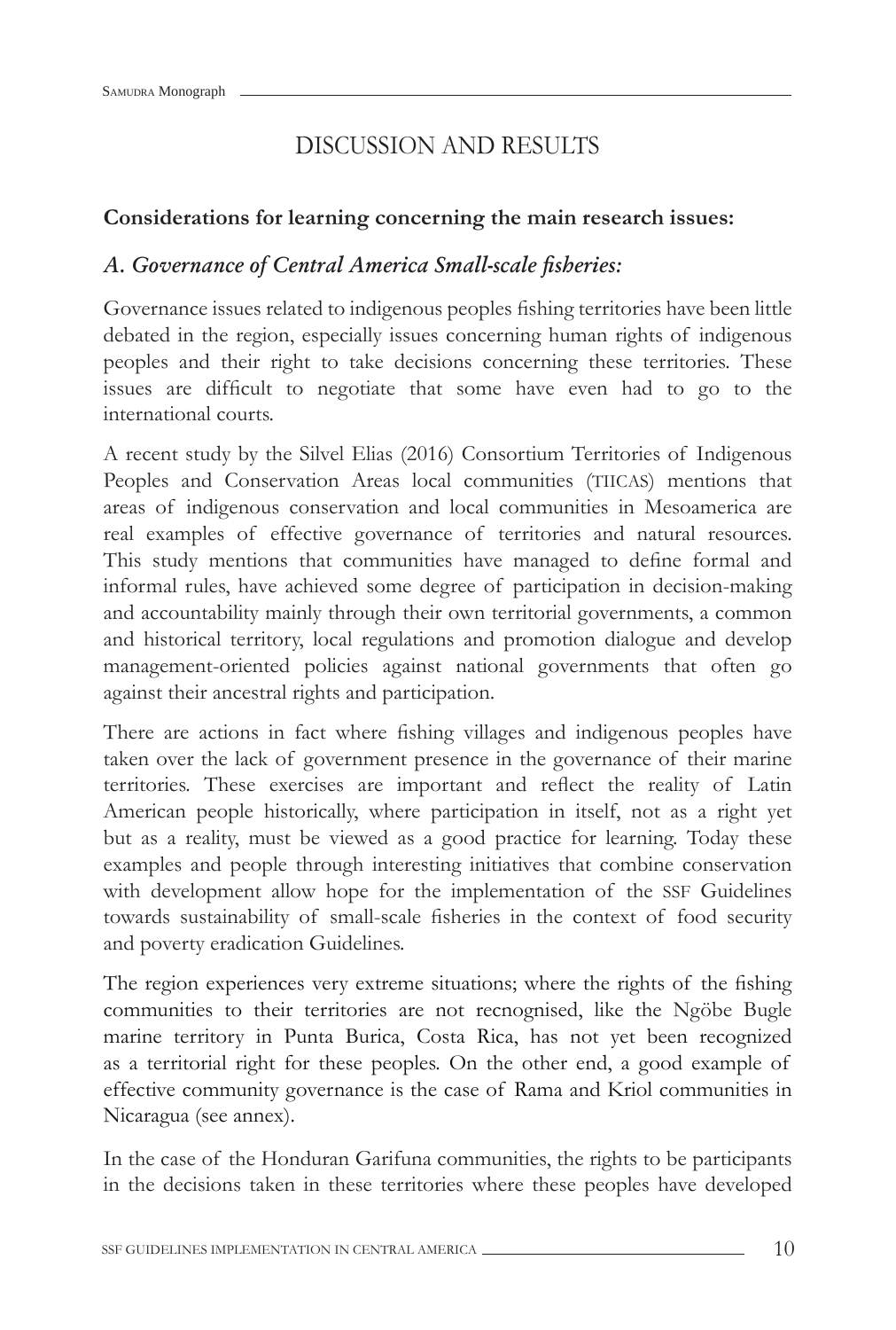# DISCUSSION AND RESULTS

**Considerations for learning concerning the main research issues:**

## *A. Governance of Central America Small-scale fisheries:*

Governance issues related to indigenous peoples fishing territories have been little debated in the region, especially issues concerning human rights of indigenous peoples and their right to take decisions concerning these territories. These issues are difficult to negotiate that some have even had to go to the international courts.

A recent study by the Silvel Elias (2016) Consortium Territories of Indigenous Peoples and Conservation Areas local communities (TIICAS) mentions that areas of indigenous conservation and local communities in Mesoamerica are real examples of effective governance of territories and natural resources. This study mentions that communities have managed to define formal and informal rules, have achieved some degree of participation in decision-making and accountability mainly through their own territorial governments, a common and historical territory, local regulations and promotion dialogue and develop management-oriented policies against national governments that often go against their ancestral rights and participation.

There are actions in fact where fishing villages and indigenous peoples have taken over the lack of government presence in the governance of their marine territories. These exercises are important and reflect the reality of Latin American people historically, where participation in itself, not as a right yet but as a reality, must be viewed as a good practice for learning. Today these examples and people through interesting initiatives that combine conservation with development allow hope for the implementation of the SSF Guidelines towards sustainability of small-scale fisheries in the context of food security and poverty eradication Guidelines.

The region experiences very extreme situations; where the rights of the fishing communities to their territories are not recnognised, like the Ngöbe Bugle marine territory in Punta Burica, Costa Rica, has not yet been recognized as a territorial right for these peoples. On the other end, a good example of effective community governance is the case of Rama and Kriol communities in Nicaragua (see annex).

In the case of the Honduran Garifuna communities, the rights to be participants in the decisions taken in these territories where these peoples have developed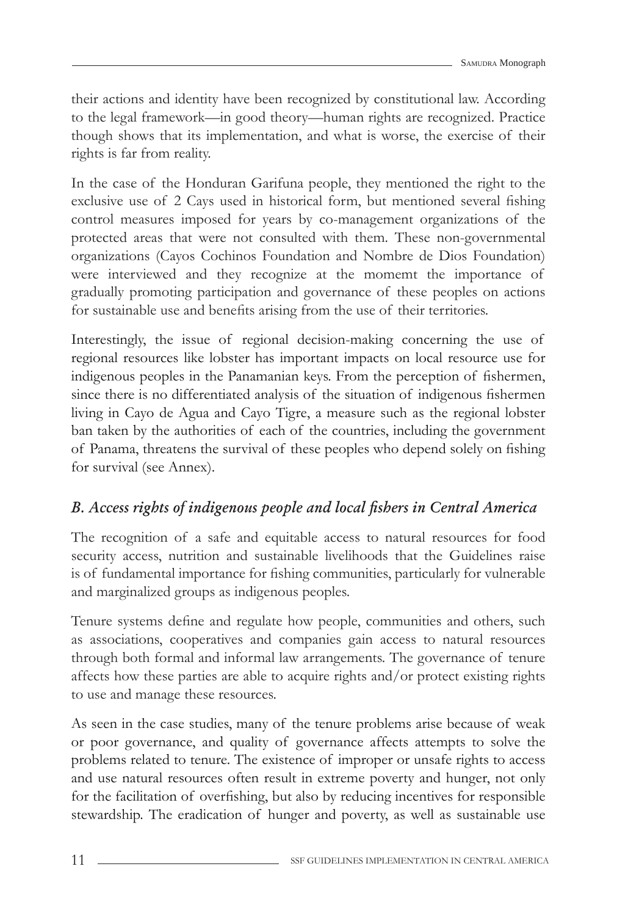their actions and identity have been recognized by constitutional law. According to the legal framework—in good theory—human rights are recognized. Practice though shows that its implementation, and what is worse, the exercise of their rights is far from reality.

In the case of the Honduran Garifuna people, they mentioned the right to the exclusive use of 2 Cays used in historical form, but mentioned several fishing control measures imposed for years by co-management organizations of the protected areas that were not consulted with them. These non-governmental organizations (Cayos Cochinos Foundation and Nombre de Dios Foundation) were interviewed and they recognize at the momemt the importance of gradually promoting participation and governance of these peoples on actions for sustainable use and benefits arising from the use of their territories.

Interestingly, the issue of regional decision-making concerning the use of regional resources like lobster has important impacts on local resource use for indigenous peoples in the Panamanian keys. From the perception of fishermen, since there is no differentiated analysis of the situation of indigenous fishermen living in Cayo de Agua and Cayo Tigre, a measure such as the regional lobster ban taken by the authorities of each of the countries, including the government of Panama, threatens the survival of these peoples who depend solely on fishing for survival (see Annex).

### *B. Access rights of indigenous people and local fishers in Central America*

The recognition of a safe and equitable access to natural resources for food security access, nutrition and sustainable livelihoods that the Guidelines raise is of fundamental importance for fishing communities, particularly for vulnerable and marginalized groups as indigenous peoples.

Tenure systems define and regulate how people, communities and others, such as associations, cooperatives and companies gain access to natural resources through both formal and informal law arrangements. The governance of tenure affects how these parties are able to acquire rights and/or protect existing rights to use and manage these resources.

As seen in the case studies, many of the tenure problems arise because of weak or poor governance, and quality of governance affects attempts to solve the problems related to tenure. The existence of improper or unsafe rights to access and use natural resources often result in extreme poverty and hunger, not only for the facilitation of overfishing, but also by reducing incentives for responsible stewardship. The eradication of hunger and poverty, as well as sustainable use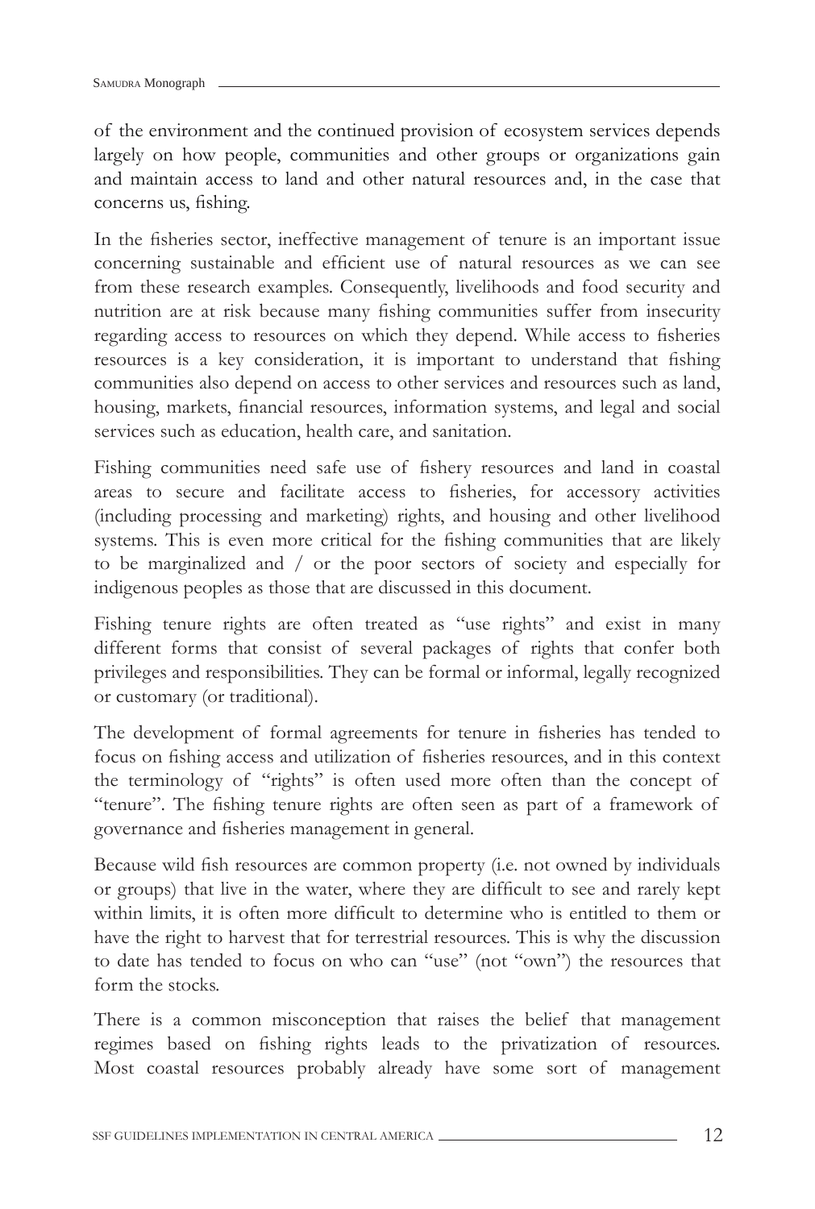of the environment and the continued provision of ecosystem services depends largely on how people, communities and other groups or organizations gain and maintain access to land and other natural resources and, in the case that concerns us, fishing.

In the fisheries sector, ineffective management of tenure is an important issue concerning sustainable and efficient use of natural resources as we can see from these research examples. Consequently, livelihoods and food security and nutrition are at risk because many fishing communities suffer from insecurity regarding access to resources on which they depend. While access to fisheries resources is a key consideration, it is important to understand that fishing communities also depend on access to other services and resources such as land, housing, markets, financial resources, information systems, and legal and social services such as education, health care, and sanitation.

Fishing communities need safe use of fishery resources and land in coastal areas to secure and facilitate access to fisheries, for accessory activities (including processing and marketing) rights, and housing and other livelihood systems. This is even more critical for the fishing communities that are likely to be marginalized and / or the poor sectors of society and especially for indigenous peoples as those that are discussed in this document.

Fishing tenure rights are often treated as "use rights" and exist in many different forms that consist of several packages of rights that confer both privileges and responsibilities. They can be formal or informal, legally recognized or customary (or traditional).

The development of formal agreements for tenure in fisheries has tended to focus on fishing access and utilization of fisheries resources, and in this context the terminology of "rights" is often used more often than the concept of "tenure". The fishing tenure rights are often seen as part of a framework of governance and fisheries management in general.

Because wild fish resources are common property (i.e. not owned by individuals or groups) that live in the water, where they are difficult to see and rarely kept within limits, it is often more difficult to determine who is entitled to them or have the right to harvest that for terrestrial resources. This is why the discussion to date has tended to focus on who can "use" (not "own") the resources that form the stocks.

There is a common misconception that raises the belief that management regimes based on fishing rights leads to the privatization of resources. Most coastal resources probably already have some sort of management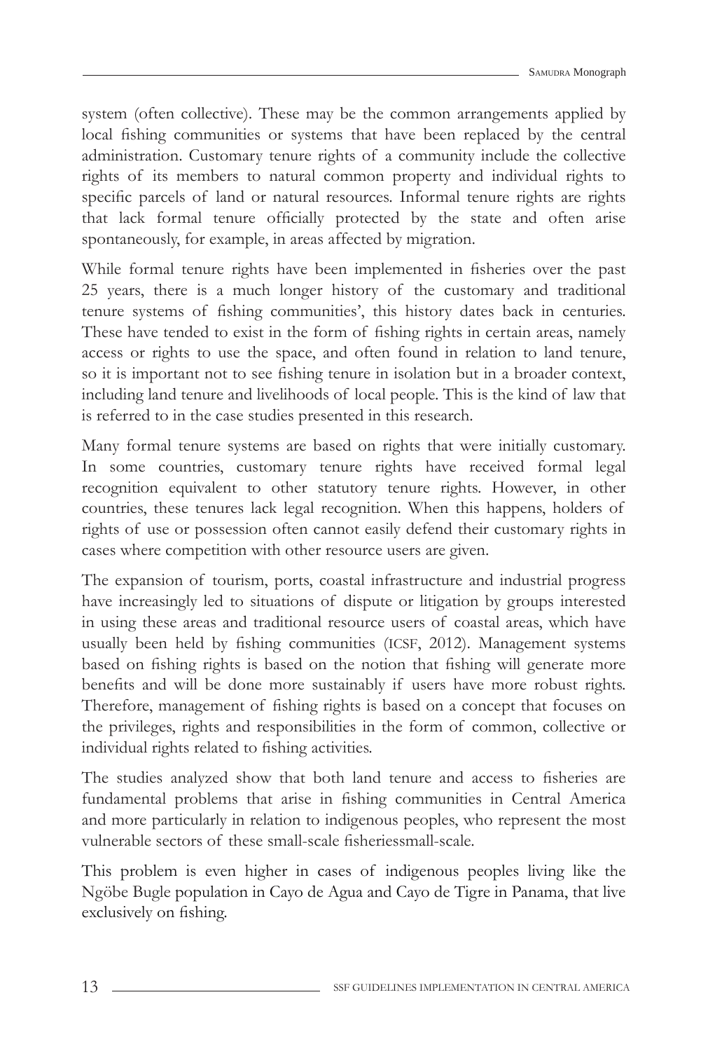system (often collective). These may be the common arrangements applied by local fishing communities or systems that have been replaced by the central administration. Customary tenure rights of a community include the collective rights of its members to natural common property and individual rights to specific parcels of land or natural resources. Informal tenure rights are rights that lack formal tenure officially protected by the state and often arise spontaneously, for example, in areas affected by migration.

While formal tenure rights have been implemented in fisheries over the past 25 years, there is a much longer history of the customary and traditional tenure systems of fishing communities', this history dates back in centuries. These have tended to exist in the form of fishing rights in certain areas, namely access or rights to use the space, and often found in relation to land tenure, so it is important not to see fishing tenure in isolation but in a broader context, including land tenure and livelihoods of local people. This is the kind of law that is referred to in the case studies presented in this research.

Many formal tenure systems are based on rights that were initially customary. In some countries, customary tenure rights have received formal legal recognition equivalent to other statutory tenure rights. However, in other countries, these tenures lack legal recognition. When this happens, holders of rights of use or possession often cannot easily defend their customary rights in cases where competition with other resource users are given.

The expansion of tourism, ports, coastal infrastructure and industrial progress have increasingly led to situations of dispute or litigation by groups interested in using these areas and traditional resource users of coastal areas, which have usually been held by fishing communities (ICSF, 2012). Management systems based on fishing rights is based on the notion that fishing will generate more benefits and will be done more sustainably if users have more robust rights. Therefore, management of fishing rights is based on a concept that focuses on the privileges, rights and responsibilities in the form of common, collective or individual rights related to fishing activities.

The studies analyzed show that both land tenure and access to fisheries are fundamental problems that arise in fishing communities in Central America and more particularly in relation to indigenous peoples, who represent the most vulnerable sectors of these small-scale fisheriessmall-scale.

This problem is even higher in cases of indigenous peoples living like the Ngöbe Bugle population in Cayo de Agua and Cayo de Tigre in Panama, that live exclusively on fishing.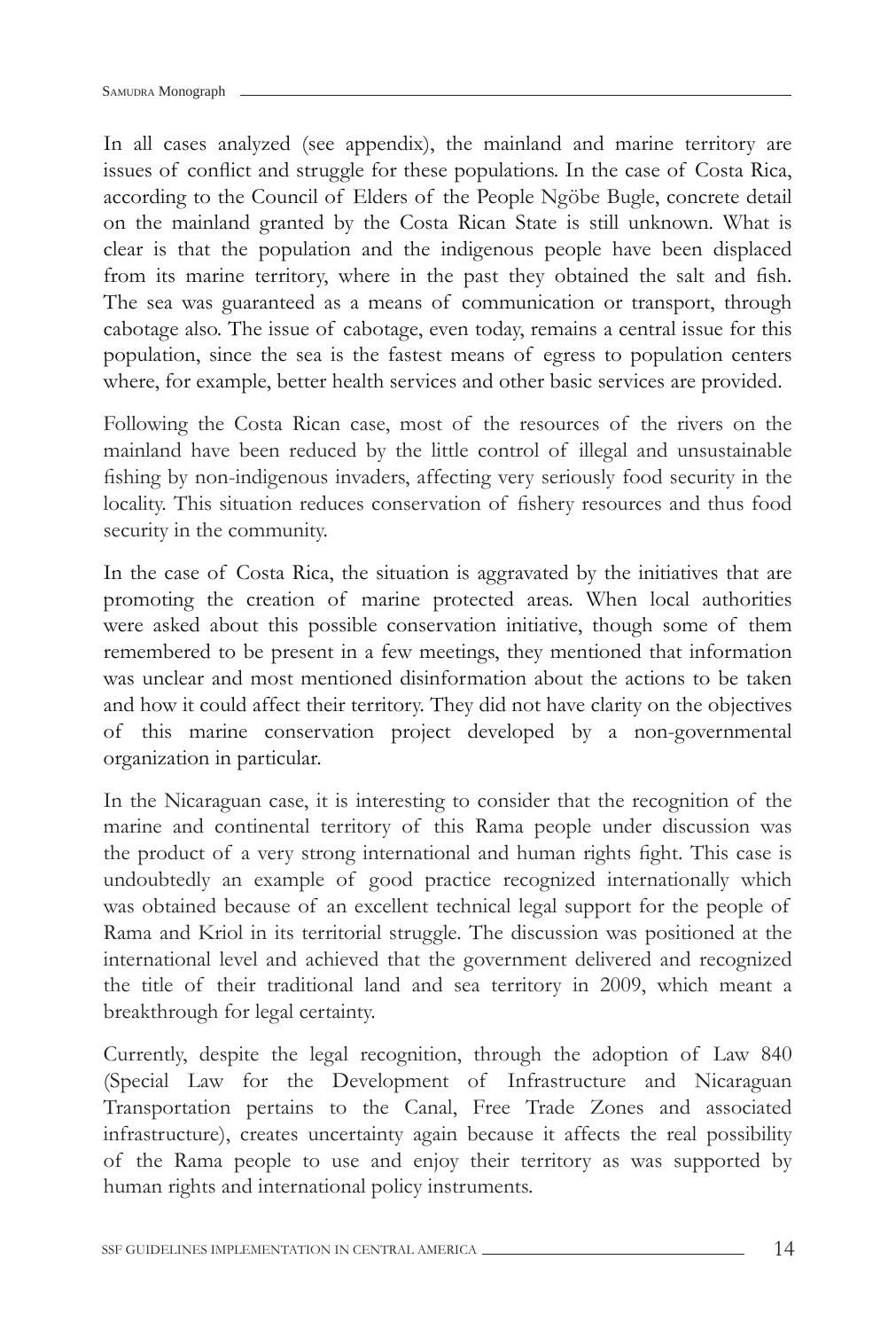In all cases analyzed (see appendix), the mainland and marine territory are issues of conflict and struggle for these populations. In the case of Costa Rica, according to the Council of Elders of the People Ngöbe Bugle, concrete detail on the mainland granted by the Costa Rican State is still unknown. What is clear is that the population and the indigenous people have been displaced from its marine territory, where in the past they obtained the salt and fish. The sea was guaranteed as a means of communication or transport, through cabotage also. The issue of cabotage, even today, remains a central issue for this population, since the sea is the fastest means of egress to population centers where, for example, better health services and other basic services are provided.

Following the Costa Rican case, most of the resources of the rivers on the mainland have been reduced by the little control of illegal and unsustainable fishing by non-indigenous invaders, affecting very seriously food security in the locality. This situation reduces conservation of fishery resources and thus food security in the community.

In the case of Costa Rica, the situation is aggravated by the initiatives that are promoting the creation of marine protected areas. When local authorities were asked about this possible conservation initiative, though some of them remembered to be present in a few meetings, they mentioned that information was unclear and most mentioned disinformation about the actions to be taken and how it could affect their territory. They did not have clarity on the objectives of this marine conservation project developed by a non-governmental organization in particular.

In the Nicaraguan case, it is interesting to consider that the recognition of the marine and continental territory of this Rama people under discussion was the product of a very strong international and human rights fight. This case is undoubtedly an example of good practice recognized internationally which was obtained because of an excellent technical legal support for the people of Rama and Kriol in its territorial struggle. The discussion was positioned at the international level and achieved that the government delivered and recognized the title of their traditional land and sea territory in 2009, which meant a breakthrough for legal certainty.

Currently, despite the legal recognition, through the adoption of Law 840 (Special Law for the Development of Infrastructure and Nicaraguan Transportation pertains to the Canal, Free Trade Zones and associated infrastructure), creates uncertainty again because it affects the real possibility of the Rama people to use and enjoy their territory as was supported by human rights and international policy instruments.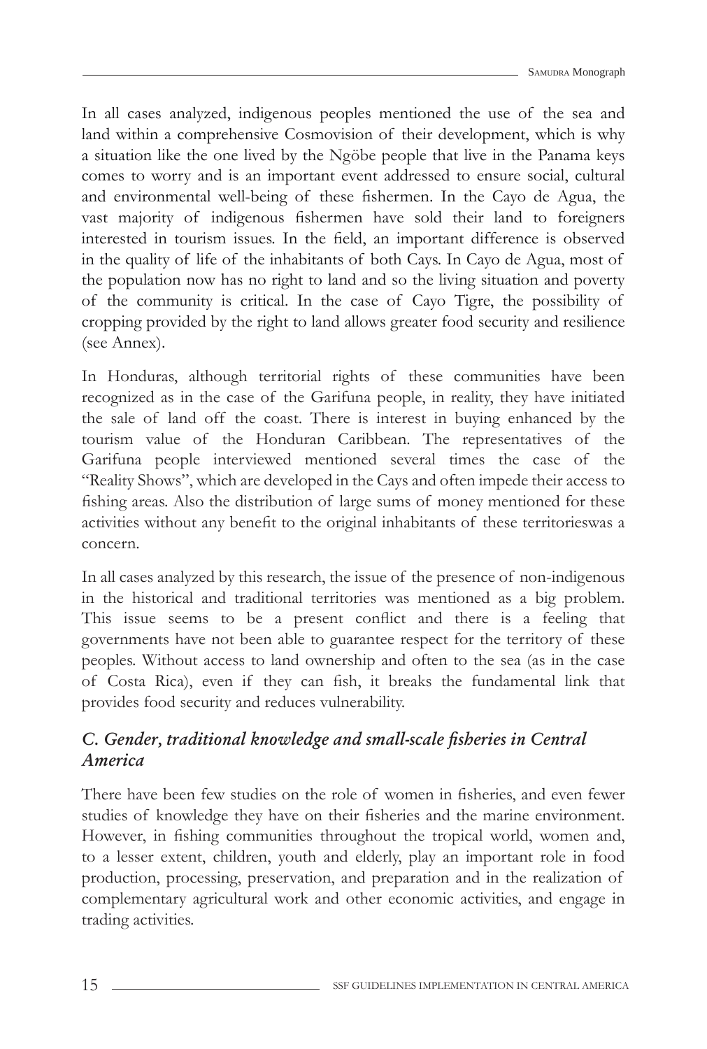In all cases analyzed, indigenous peoples mentioned the use of the sea and land within a comprehensive Cosmovision of their development, which is why a situation like the one lived by the Ngöbe people that live in the Panama keys comes to worry and is an important event addressed to ensure social, cultural and environmental well-being of these fishermen. In the Cayo de Agua, the vast majority of indigenous fishermen have sold their land to foreigners interested in tourism issues. In the field, an important difference is observed in the quality of life of the inhabitants of both Cays. In Cayo de Agua, most of the population now has no right to land and so the living situation and poverty of the community is critical. In the case of Cayo Tigre, the possibility of cropping provided by the right to land allows greater food security and resilience (see Annex).

In Honduras, although territorial rights of these communities have been recognized as in the case of the Garifuna people, in reality, they have initiated the sale of land off the coast. There is interest in buying enhanced by the tourism value of the Honduran Caribbean. The representatives of the Garifuna people interviewed mentioned several times the case of the "Reality Shows", which are developed in the Cays and often impede their access to fishing areas. Also the distribution of large sums of money mentioned for these activities without any benefit to the original inhabitants of these territorieswas a concern.

In all cases analyzed by this research, the issue of the presence of non-indigenous in the historical and traditional territories was mentioned as a big problem. This issue seems to be a present conflict and there is a feeling that governments have not been able to guarantee respect for the territory of these peoples. Without access to land ownership and often to the sea (as in the case of Costa Rica), even if they can fish, it breaks the fundamental link that provides food security and reduces vulnerability.

### *C. Gender, traditional knowledge and small-scale fisheries in Central America*

There have been few studies on the role of women in fisheries, and even fewer studies of knowledge they have on their fisheries and the marine environment. However, in fishing communities throughout the tropical world, women and, to a lesser extent, children, youth and elderly, play an important role in food production, processing, preservation, and preparation and in the realization of complementary agricultural work and other economic activities, and engage in trading activities.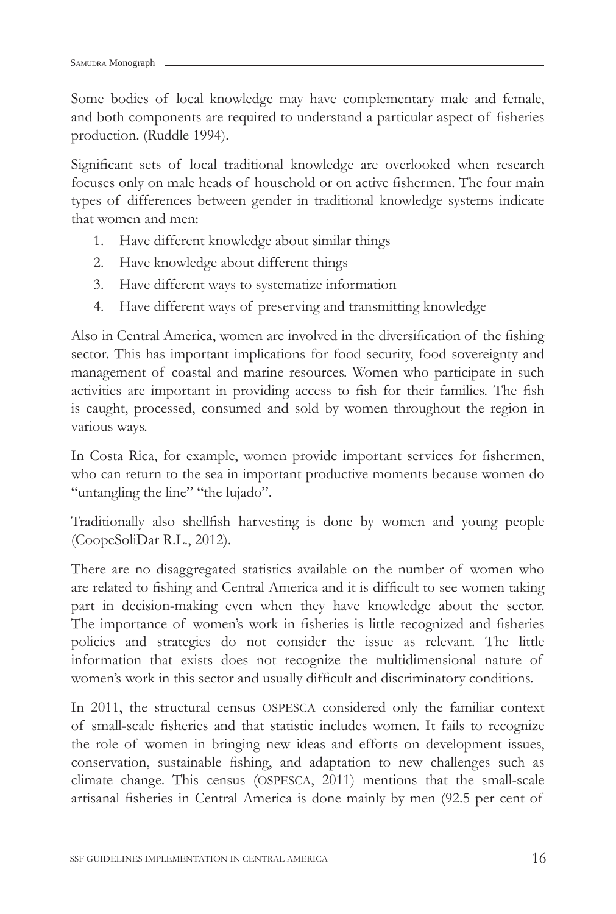Some bodies of local knowledge may have complementary male and female, and both components are required to understand a particular aspect of fisheries production. (Ruddle 1994).

Significant sets of local traditional knowledge are overlooked when research focuses only on male heads of household or on active fishermen. The four main types of differences between gender in traditional knowledge systems indicate that women and men:

1. Have different knowledge about similar things
2. Have knowledge about different things
3. Have different ways to systematize information
4. Have different ways of preserving and transmitting knowledge

Also in Central America, women are involved in the diversification of the fishing sector. This has important implications for food security, food sovereignty and management of coastal and marine resources. Women who participate in such activities are important in providing access to fish for their families. The fish is caught, processed, consumed and sold by women throughout the region in various ways.

In Costa Rica, for example, women provide important services for fishermen, who can return to the sea in important productive moments because women do "untangling the line" "the lujado".

Traditionally also shellfish harvesting is done by women and young people (CoopeSoliDar R.L., 2012).

There are no disaggregated statistics available on the number of women who are related to fishing and Central America and it is difficult to see women taking part in decision-making even when they have knowledge about the sector. The importance of women's work in fisheries is little recognized and fisheries policies and strategies do not consider the issue as relevant. The little information that exists does not recognize the multidimensional nature of women's work in this sector and usually difficult and discriminatory conditions.

In 2011, the structural census OSPESCA considered only the familiar context of small-scale fisheries and that statistic includes women. It fails to recognize the role of women in bringing new ideas and efforts on development issues, conservation, sustainable fishing, and adaptation to new challenges such as climate change. This census (OSPESCA, 2011) mentions that the small-scale artisanal fisheries in Central America is done mainly by men (92.5 per cent of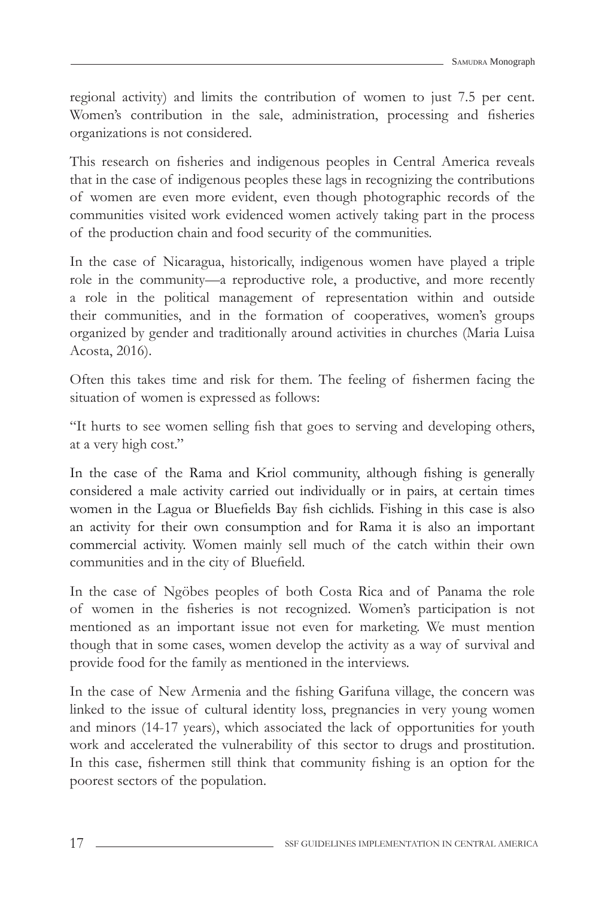regional activity) and limits the contribution of women to just 7.5 per cent. Women's contribution in the sale, administration, processing and fisheries organizations is not considered.

This research on fisheries and indigenous peoples in Central America reveals that in the case of indigenous peoples these lags in recognizing the contributions of women are even more evident, even though photographic records of the communities visited work evidenced women actively taking part in the process of the production chain and food security of the communities.

In the case of Nicaragua, historically, indigenous women have played a triple role in the community—a reproductive role, a productive, and more recently a role in the political management of representation within and outside their communities, and in the formation of cooperatives, women's groups organized by gender and traditionally around activities in churches (Maria Luisa Acosta, 2016).

Often this takes time and risk for them. The feeling of fishermen facing the situation of women is expressed as follows:

"It hurts to see women selling fish that goes to serving and developing others, at a very high cost."

In the case of the Rama and Kriol community, although fishing is generally considered a male activity carried out individually or in pairs, at certain times women in the Lagua or Bluefields Bay fish cichlids. Fishing in this case is also an activity for their own consumption and for Rama it is also an important commercial activity. Women mainly sell much of the catch within their own communities and in the city of Bluefield.

In the case of Ngöbes peoples of both Costa Rica and of Panama the role of women in the fisheries is not recognized. Women's participation is not mentioned as an important issue not even for marketing. We must mention though that in some cases, women develop the activity as a way of survival and provide food for the family as mentioned in the interviews.

In the case of New Armenia and the fishing Garifuna village, the concern was linked to the issue of cultural identity loss, pregnancies in very young women and minors (14-17 years), which associated the lack of opportunities for youth work and accelerated the vulnerability of this sector to drugs and prostitution. In this case, fishermen still think that community fishing is an option for the poorest sectors of the population.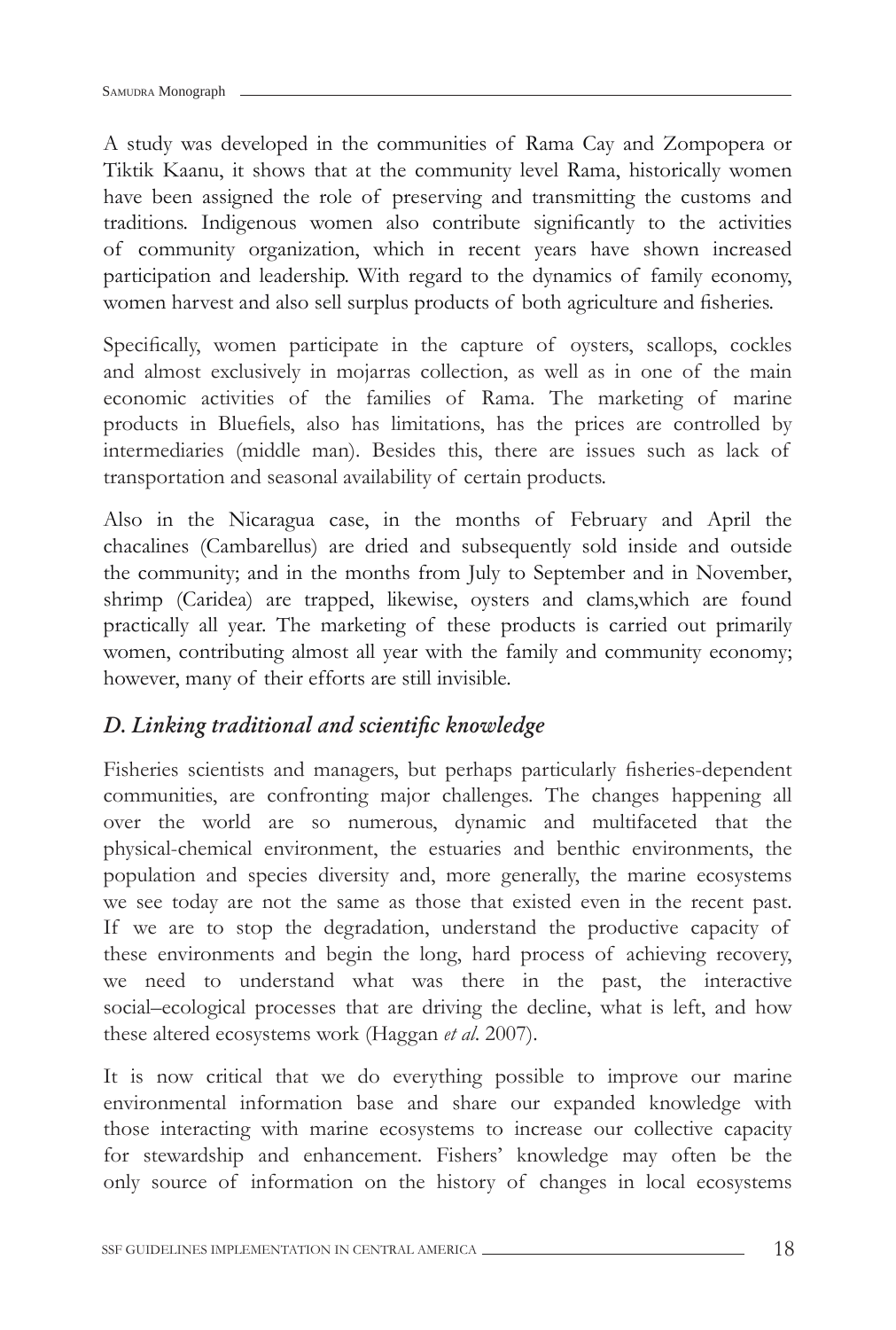A study was developed in the communities of Rama Cay and Zompopera or Tiktik Kaanu, it shows that at the community level Rama, historically women have been assigned the role of preserving and transmitting the customs and traditions. Indigenous women also contribute significantly to the activities of community organization, which in recent years have shown increased participation and leadership. With regard to the dynamics of family economy, women harvest and also sell surplus products of both agriculture and fisheries.

Specifically, women participate in the capture of oysters, scallops, cockles and almost exclusively in mojarras collection, as well as in one of the main economic activities of the families of Rama. The marketing of marine products in Bluefiels, also has limitations, has the prices are controlled by intermediaries (middle man). Besides this, there are issues such as lack of transportation and seasonal availability of certain products.

Also in the Nicaragua case, in the months of February and April the chacalines (Cambarellus) are dried and subsequently sold inside and outside the community; and in the months from July to September and in November, shrimp (Caridea) are trapped, likewise, oysters and clams,which are found practically all year. The marketing of these products is carried out primarily women, contributing almost all year with the family and community economy; however, many of their efforts are still invisible.

### *D. Linking traditional and scientific knowledge*

Fisheries scientists and managers, but perhaps particularly fisheries-dependent communities, are confronting major challenges. The changes happening all over the world are so numerous, dynamic and multifaceted that the physical-chemical environment, the estuaries and benthic environments, the population and species diversity and, more generally, the marine ecosystems we see today are not the same as those that existed even in the recent past. If we are to stop the degradation, understand the productive capacity of these environments and begin the long, hard process of achieving recovery, we need to understand what was there in the past, the interactive social–ecological processes that are driving the decline, what is left, and how these altered ecosystems work (Haggan *et al.* 2007).

It is now critical that we do everything possible to improve our marine environmental information base and share our expanded knowledge with those interacting with marine ecosystems to increase our collective capacity for stewardship and enhancement. Fishers' knowledge may often be the only source of information on the history of changes in local ecosystems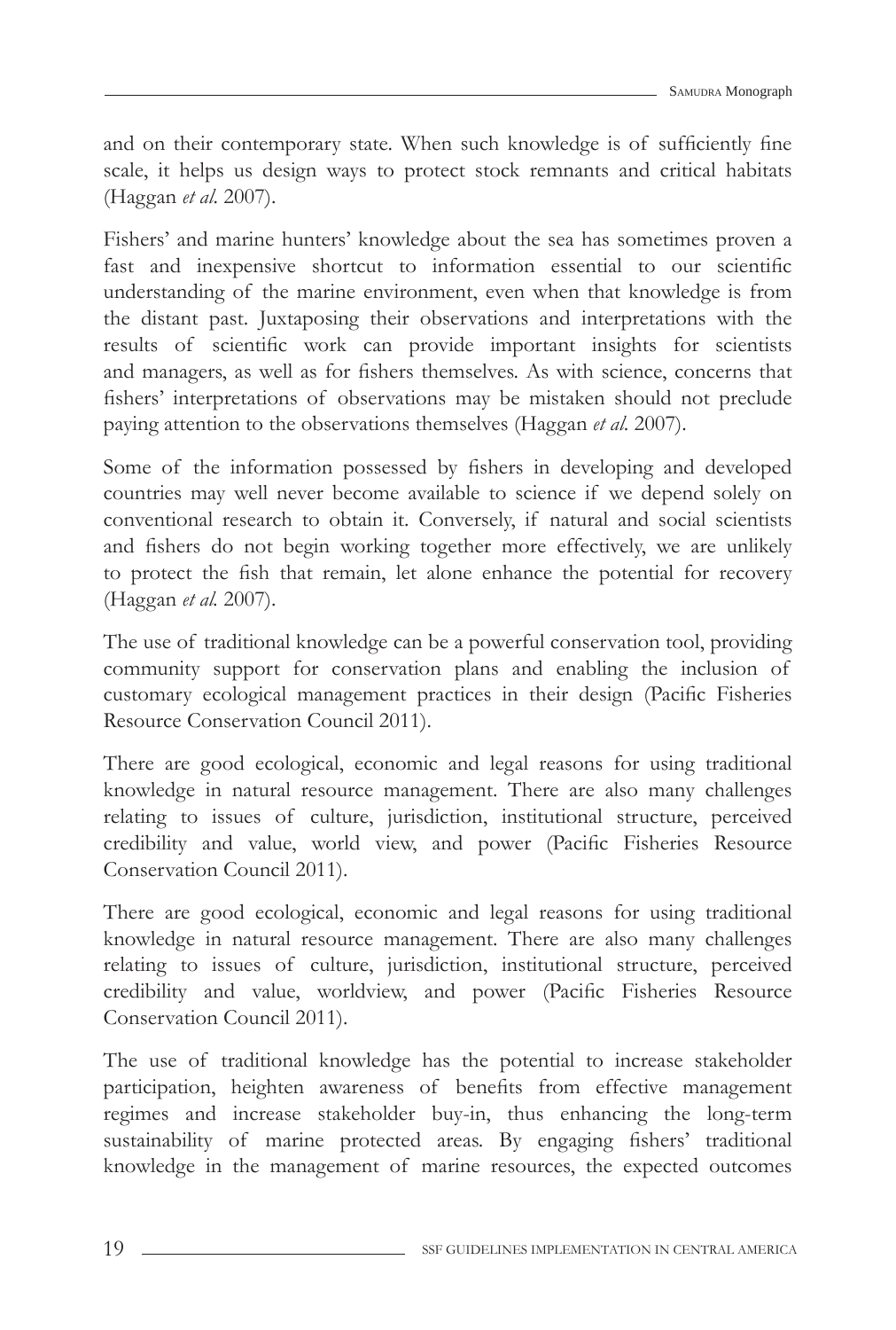and on their contemporary state. When such knowledge is of sufficiently fine scale, it helps us design ways to protect stock remnants and critical habitats (Haggan *et al.* 2007).

Fishers' and marine hunters' knowledge about the sea has sometimes proven a fast and inexpensive shortcut to information essential to our scientific understanding of the marine environment, even when that knowledge is from the distant past. Juxtaposing their observations and interpretations with the results of scientific work can provide important insights for scientists and managers, as well as for fishers themselves. As with science, concerns that fishers' interpretations of observations may be mistaken should not preclude paying attention to the observations themselves (Haggan *et al.* 2007).

Some of the information possessed by fishers in developing and developed countries may well never become available to science if we depend solely on conventional research to obtain it. Conversely, if natural and social scientists and fishers do not begin working together more effectively, we are unlikely to protect the fish that remain, let alone enhance the potential for recovery (Haggan *et al.* 2007).

The use of traditional knowledge can be a powerful conservation tool, providing community support for conservation plans and enabling the inclusion of customary ecological management practices in their design (Pacific Fisheries Resource Conservation Council 2011).

There are good ecological, economic and legal reasons for using traditional knowledge in natural resource management. There are also many challenges relating to issues of culture, jurisdiction, institutional structure, perceived credibility and value, world view, and power (Pacific Fisheries Resource Conservation Council 2011).

There are good ecological, economic and legal reasons for using traditional knowledge in natural resource management. There are also many challenges relating to issues of culture, jurisdiction, institutional structure, perceived credibility and value, worldview, and power (Pacific Fisheries Resource Conservation Council 2011).

The use of traditional knowledge has the potential to increase stakeholder participation, heighten awareness of benefits from effective management regimes and increase stakeholder buy-in, thus enhancing the long-term sustainability of marine protected areas. By engaging fishers' traditional knowledge in the management of marine resources, the expected outcomes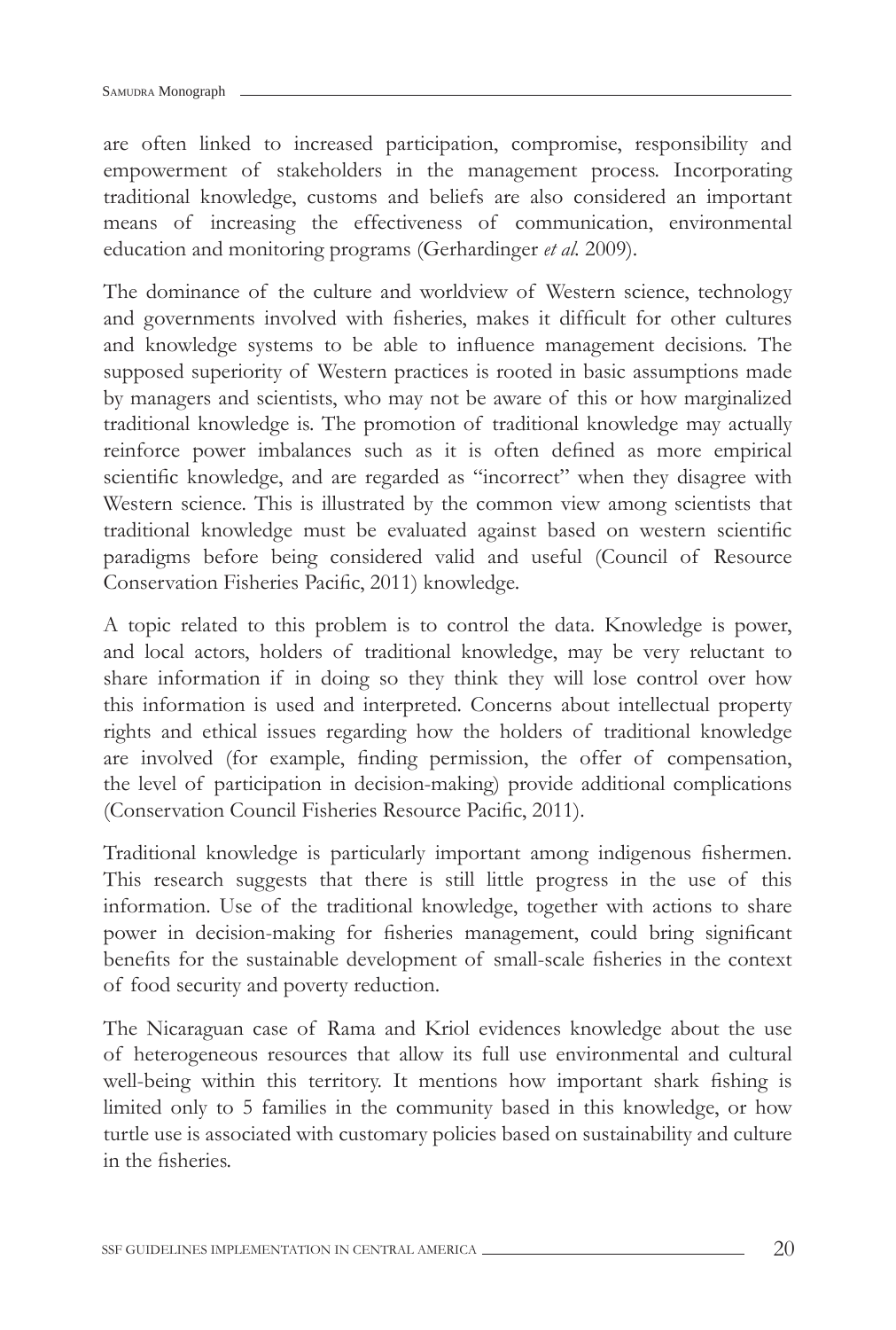are often linked to increased participation, compromise, responsibility and empowerment of stakeholders in the management process. Incorporating traditional knowledge, customs and beliefs are also considered an important means of increasing the effectiveness of communication, environmental education and monitoring programs (Gerhardinger *et al.* 2009).

The dominance of the culture and worldview of Western science, technology and governments involved with fisheries, makes it difficult for other cultures and knowledge systems to be able to influence management decisions. The supposed superiority of Western practices is rooted in basic assumptions made by managers and scientists, who may not be aware of this or how marginalized traditional knowledge is. The promotion of traditional knowledge may actually reinforce power imbalances such as it is often defined as more empirical scientific knowledge, and are regarded as "incorrect" when they disagree with Western science. This is illustrated by the common view among scientists that traditional knowledge must be evaluated against based on western scientific paradigms before being considered valid and useful (Council of Resource Conservation Fisheries Pacific, 2011) knowledge.

A topic related to this problem is to control the data. Knowledge is power, and local actors, holders of traditional knowledge, may be very reluctant to share information if in doing so they think they will lose control over how this information is used and interpreted. Concerns about intellectual property rights and ethical issues regarding how the holders of traditional knowledge are involved (for example, finding permission, the offer of compensation, the level of participation in decision-making) provide additional complications (Conservation Council Fisheries Resource Pacific, 2011).

Traditional knowledge is particularly important among indigenous fishermen. This research suggests that there is still little progress in the use of this information. Use of the traditional knowledge, together with actions to share power in decision-making for fisheries management, could bring significant benefits for the sustainable development of small-scale fisheries in the context of food security and poverty reduction.

The Nicaraguan case of Rama and Kriol evidences knowledge about the use of heterogeneous resources that allow its full use environmental and cultural well-being within this territory. It mentions how important shark fishing is limited only to 5 families in the community based in this knowledge, or how turtle use is associated with customary policies based on sustainability and culture in the fisheries.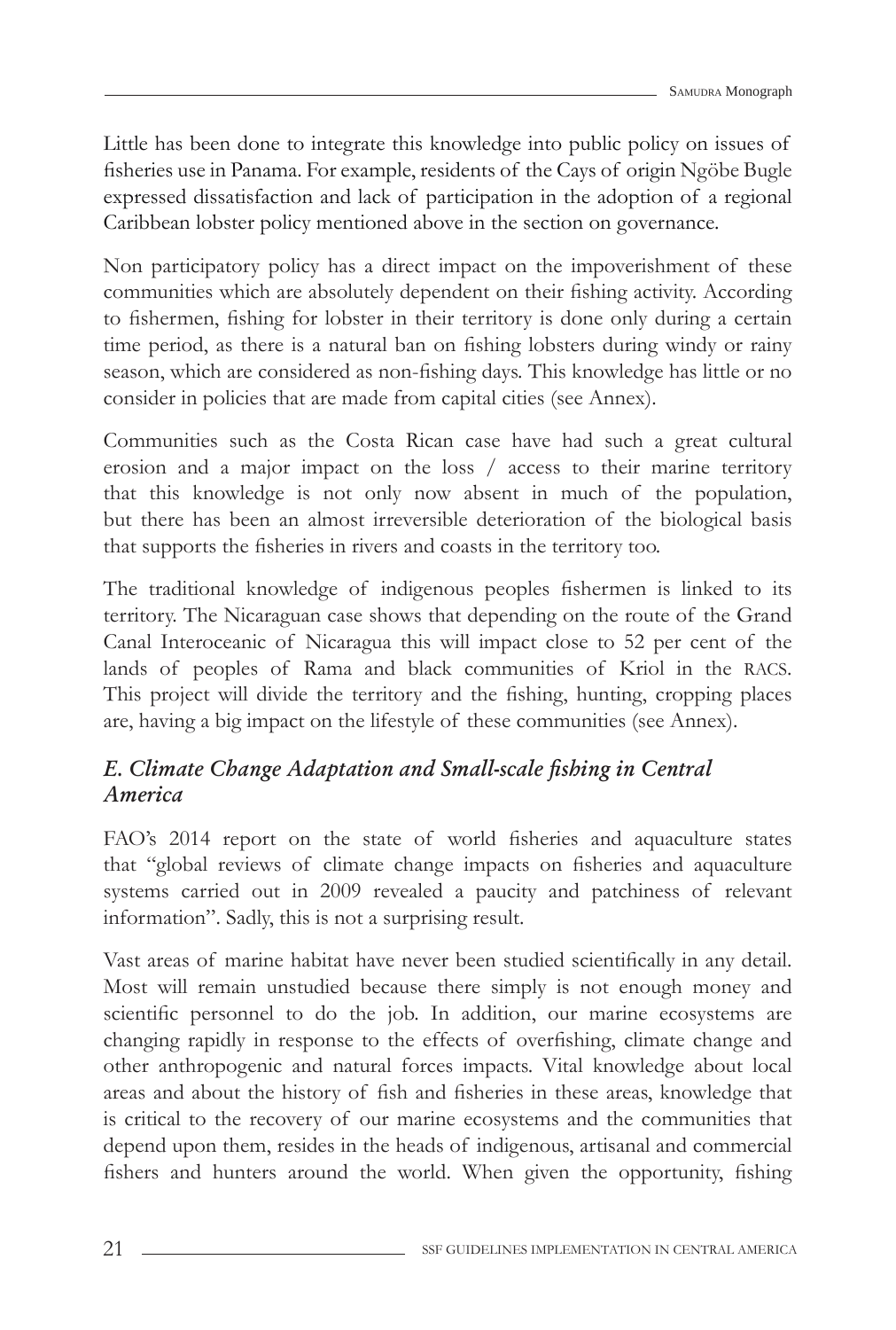Little has been done to integrate this knowledge into public policy on issues of fisheries use in Panama. For example, residents of the Cays of origin Ngöbe Bugle expressed dissatisfaction and lack of participation in the adoption of a regional Caribbean lobster policy mentioned above in the section on governance.

Non participatory policy has a direct impact on the impoverishment of these communities which are absolutely dependent on their fishing activity. According to fishermen, fishing for lobster in their territory is done only during a certain time period, as there is a natural ban on fishing lobsters during windy or rainy season, which are considered as non-fishing days. This knowledge has little or no consider in policies that are made from capital cities (see Annex).

Communities such as the Costa Rican case have had such a great cultural erosion and a major impact on the loss / access to their marine territory that this knowledge is not only now absent in much of the population, but there has been an almost irreversible deterioration of the biological basis that supports the fisheries in rivers and coasts in the territory too.

The traditional knowledge of indigenous peoples fishermen is linked to its territory. The Nicaraguan case shows that depending on the route of the Grand Canal Interoceanic of Nicaragua this will impact close to 52 per cent of the lands of peoples of Rama and black communities of Kriol in the RACS. This project will divide the territory and the fishing, hunting, cropping places are, having a big impact on the lifestyle of these communities (see Annex).

### *E. Climate Change Adaptation and Small-scale fishing in Central America*

FAO's 2014 report on the state of world fisheries and aquaculture states that "global reviews of climate change impacts on fisheries and aquaculture systems carried out in 2009 revealed a paucity and patchiness of relevant information". Sadly, this is not a surprising result.

Vast areas of marine habitat have never been studied scientifically in any detail. Most will remain unstudied because there simply is not enough money and scientific personnel to do the job. In addition, our marine ecosystems are changing rapidly in response to the effects of overfishing, climate change and other anthropogenic and natural forces impacts. Vital knowledge about local areas and about the history of fish and fisheries in these areas, knowledge that is critical to the recovery of our marine ecosystems and the communities that depend upon them, resides in the heads of indigenous, artisanal and commercial fishers and hunters around the world. When given the opportunity, fishing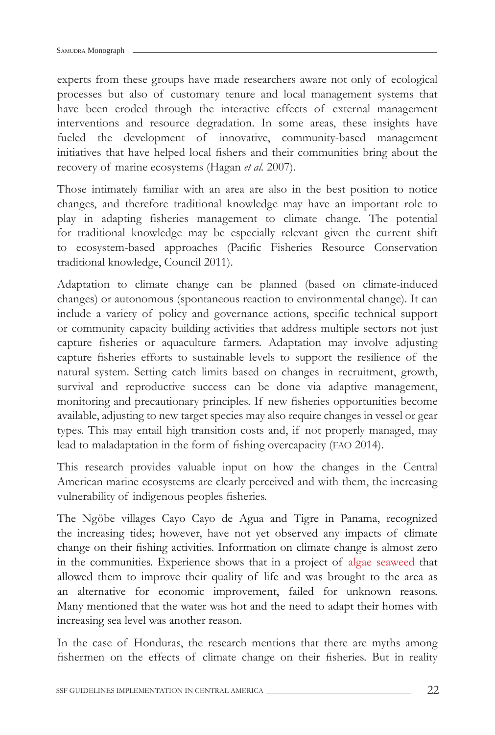experts from these groups have made researchers aware not only of ecological processes but also of customary tenure and local management systems that have been eroded through the interactive effects of external management interventions and resource degradation. In some areas, these insights have fueled the development of innovative, community-based management initiatives that have helped local fishers and their communities bring about the recovery of marine ecosystems (Hagan *et al.* 2007).

Those intimately familiar with an area are also in the best position to notice changes, and therefore traditional knowledge may have an important role to play in adapting fisheries management to climate change. The potential for traditional knowledge may be especially relevant given the current shift to ecosystem-based approaches (Pacific Fisheries Resource Conservation traditional knowledge, Council 2011).

Adaptation to climate change can be planned (based on climate-induced changes) or autonomous (spontaneous reaction to environmental change). It can include a variety of policy and governance actions, specific technical support or community capacity building activities that address multiple sectors not just capture fisheries or aquaculture farmers. Adaptation may involve adjusting capture fisheries efforts to sustainable levels to support the resilience of the natural system. Setting catch limits based on changes in recruitment, growth, survival and reproductive success can be done via adaptive management, monitoring and precautionary principles. If new fisheries opportunities become available, adjusting to new target species may also require changes in vessel or gear types. This may entail high transition costs and, if not properly managed, may lead to maladaptation in the form of fishing overcapacity (FAO 2014).

This research provides valuable input on how the changes in the Central American marine ecosystems are clearly perceived and with them, the increasing vulnerability of indigenous peoples fisheries.

The Ngöbe villages Cayo Cayo de Agua and Tigre in Panama, recognized the increasing tides; however, have not yet observed any impacts of climate change on their fishing activities. Information on climate change is almost zero in the communities. Experience shows that in a project of algae seaweed that allowed them to improve their quality of life and was brought to the area as an alternative for economic improvement, failed for unknown reasons. Many mentioned that the water was hot and the need to adapt their homes with increasing sea level was another reason.

In the case of Honduras, the research mentions that there are myths among fishermen on the effects of climate change on their fisheries. But in reality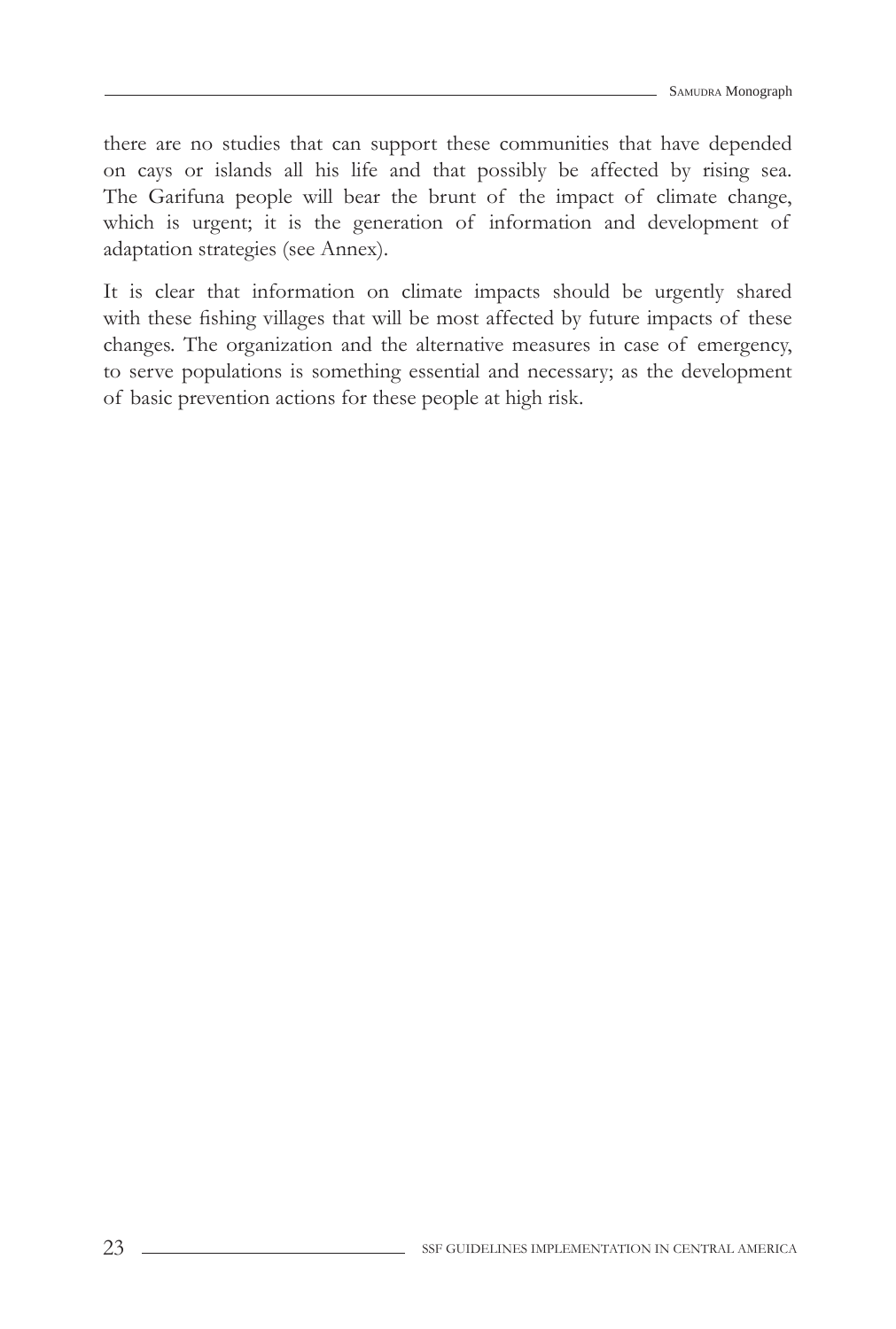there are no studies that can support these communities that have depended on cays or islands all his life and that possibly be affected by rising sea. The Garifuna people will bear the brunt of the impact of climate change, which is urgent; it is the generation of information and development of adaptation strategies (see Annex).

It is clear that information on climate impacts should be urgently shared with these fishing villages that will be most affected by future impacts of these changes. The organization and the alternative measures in case of emergency, to serve populations is something essential and necessary; as the development of basic prevention actions for these people at high risk.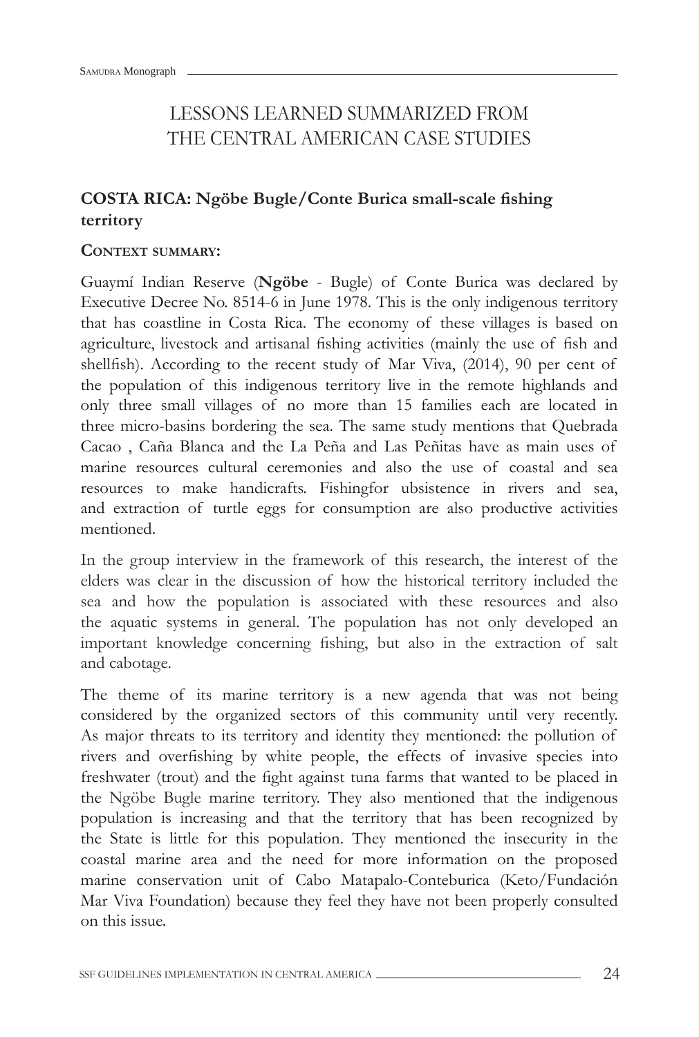# LESSONS LEARNED SUMMARIZED FROM THE CENTRAL AMERICAN CASE STUDIES

## COSTA RICA: Ngöbe Bugle/Conte Burica small-scale fishing territory

### Context summary:

Guaymí Indian Reserve (**Ngöbe** - Bugle) of Conte Burica was declared by Executive Decree No. 8514-6 in June 1978. This is the only indigenous territory that has coastline in Costa Rica. The economy of these villages is based on agriculture, livestock and artisanal fishing activities (mainly the use of fish and shellfish). According to the recent study of Mar Viva, (2014), 90 per cent of the population of this indigenous territory live in the remote highlands and only three small villages of no more than 15 families each are located in three micro-basins bordering the sea. The same study mentions that Quebrada Cacao , Caña Blanca and the La Peña and Las Peñitas have as main uses of marine resources cultural ceremonies and also the use of coastal and sea resources to make handicrafts. Fishingfor ubsistence in rivers and sea, and extraction of turtle eggs for consumption are also productive activities mentioned.

In the group interview in the framework of this research, the interest of the elders was clear in the discussion of how the historical territory included the sea and how the population is associated with these resources and also the aquatic systems in general. The population has not only developed an important knowledge concerning fishing, but also in the extraction of salt and cabotage.

The theme of its marine territory is a new agenda that was not being considered by the organized sectors of this community until very recently. As major threats to its territory and identity they mentioned: the pollution of rivers and overfishing by white people, the effects of invasive species into freshwater (trout) and the fight against tuna farms that wanted to be placed in the Ngöbe Bugle marine territory. They also mentioned that the indigenous population is increasing and that the territory that has been recognized by the State is little for this population. They mentioned the insecurity in the coastal marine area and the need for more information on the proposed marine conservation unit of Cabo Matapalo-Conteburica (Keto/Fundación Mar Viva Foundation) because they feel they have not been properly consulted on this issue.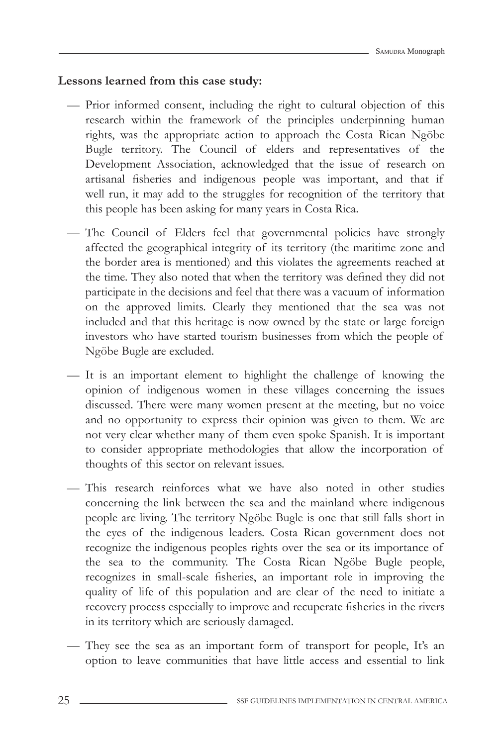**Lessons learned from this case study:**

- Prior informed consent, including the right to cultural objection of this research within the framework of the principles underpinning human rights, was the appropriate action to approach the Costa Rican Ngöbe Bugle territory. The Council of elders and representatives of the Development Association, acknowledged that the issue of research on artisanal fisheries and indigenous people was important, and that if well run, it may add to the struggles for recognition of the territory that this people has been asking for many years in Costa Rica.

- The Council of Elders feel that governmental policies have strongly affected the geographical integrity of its territory (the maritime zone and the border area is mentioned) and this violates the agreements reached at the time. They also noted that when the territory was defined they did not participate in the decisions and feel that there was a vacuum of information on the approved limits. Clearly they mentioned that the sea was not included and that this heritage is now owned by the state or large foreign investors who have started tourism businesses from which the people of Ngöbe Bugle are excluded.

- It is an important element to highlight the challenge of knowing the opinion of indigenous women in these villages concerning the issues discussed. There were many women present at the meeting, but no voice and no opportunity to express their opinion was given to them. We are not very clear whether many of them even spoke Spanish. It is important to consider appropriate methodologies that allow the incorporation of thoughts of this sector on relevant issues.

- This research reinforces what we have also noted in other studies concerning the link between the sea and the mainland where indigenous people are living. The territory Ngöbe Bugle is one that still falls short in the eyes of the indigenous leaders. Costa Rican government does not recognize the indigenous peoples rights over the sea or its importance of the sea to the community. The Costa Rican Ngöbe Bugle people, recognizes in small-scale fisheries, an important role in improving the quality of life of this population and are clear of the need to initiate a recovery process especially to improve and recuperate fisheries in the rivers in its territory which are seriously damaged.

- They see the sea as an important form of transport for people, It's an option to leave communities that have little access and essential to link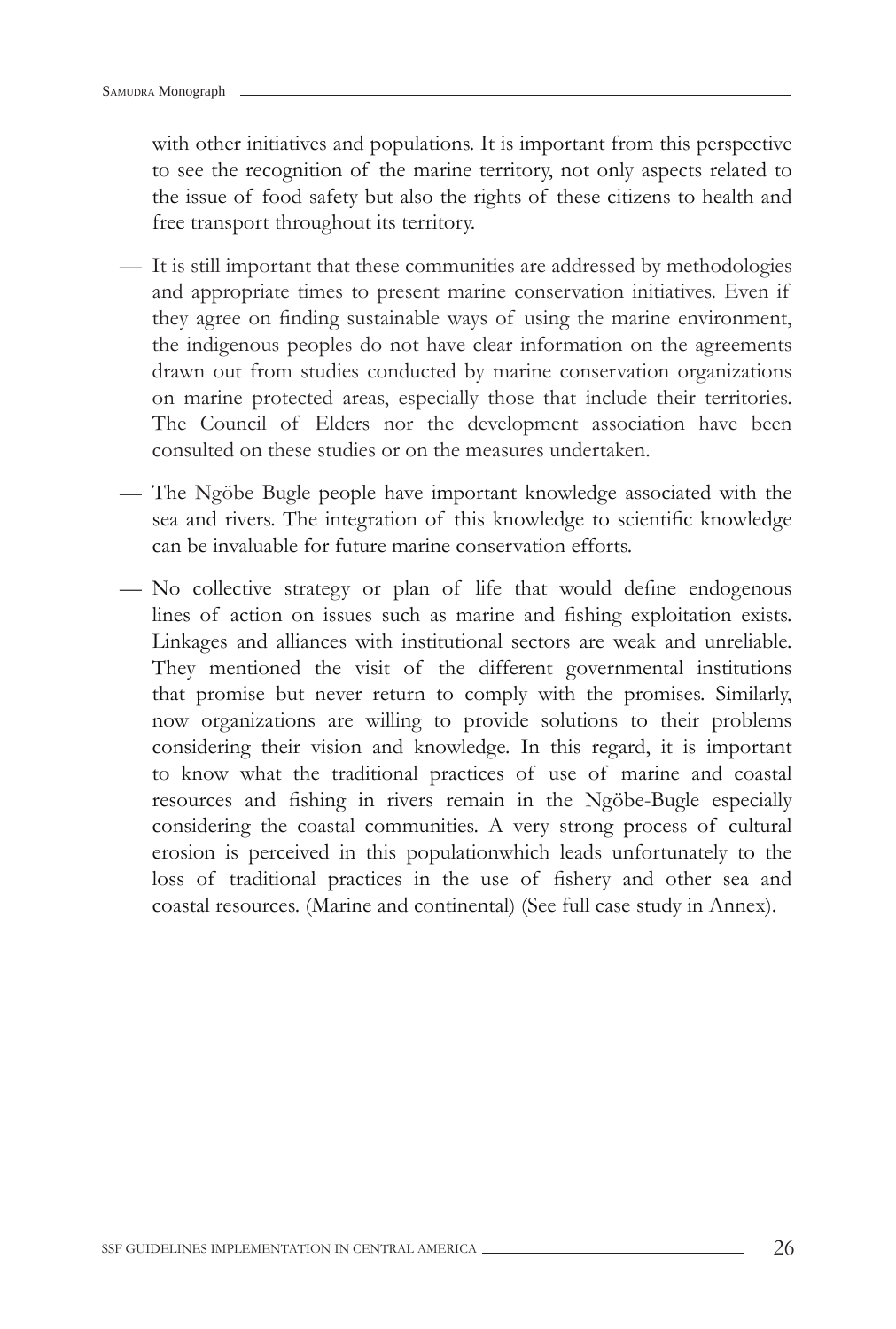with other initiatives and populations. It is important from this perspective to see the recognition of the marine territory, not only aspects related to the issue of food safety but also the rights of these citizens to health and free transport throughout its territory.

- It is still important that these communities are addressed by methodologies and appropriate times to present marine conservation initiatives. Even if they agree on finding sustainable ways of using the marine environment, the indigenous peoples do not have clear information on the agreements drawn out from studies conducted by marine conservation organizations on marine protected areas, especially those that include their territories. The Council of Elders nor the development association have been consulted on these studies or on the measures undertaken.

- The Ngöbe Bugle people have important knowledge associated with the sea and rivers. The integration of this knowledge to scientific knowledge can be invaluable for future marine conservation efforts.

- No collective strategy or plan of life that would define endogenous lines of action on issues such as marine and fishing exploitation exists. Linkages and alliances with institutional sectors are weak and unreliable. They mentioned the visit of the different governmental institutions that promise but never return to comply with the promises. Similarly, now organizations are willing to provide solutions to their problems considering their vision and knowledge. In this regard, it is important to know what the traditional practices of use of marine and coastal resources and fishing in rivers remain in the Ngöbe-Bugle especially considering the coastal communities. A very strong process of cultural erosion is perceived in this populationwhich leads unfortunately to the loss of traditional practices in the use of fishery and other sea and coastal resources. (Marine and continental) (See full case study in Annex).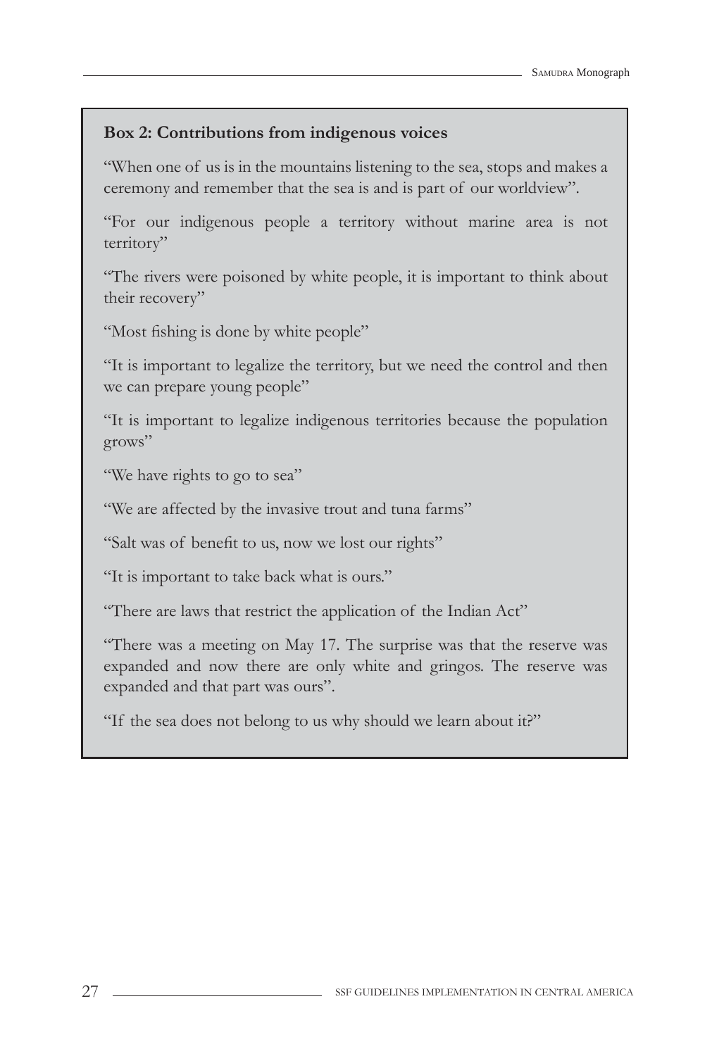**Box 2: Contributions from indigenous voices**

"When one of us is in the mountains listening to the sea, stops and makes a ceremony and remember that the sea is and is part of our worldview".

"For our indigenous people a territory without marine area is not territory"

"The rivers were poisoned by white people, it is important to think about their recovery"

"Most fishing is done by white people"

"It is important to legalize the territory, but we need the control and then we can prepare young people"

"It is important to legalize indigenous territories because the population grows"

"We have rights to go to sea"

"We are affected by the invasive trout and tuna farms"

"Salt was of benefit to us, now we lost our rights"

"It is important to take back what is ours."

"There are laws that restrict the application of the Indian Act"

"There was a meeting on May 17. The surprise was that the reserve was expanded and now there are only white and gringos. The reserve was expanded and that part was ours".

"If the sea does not belong to us why should we learn about it?"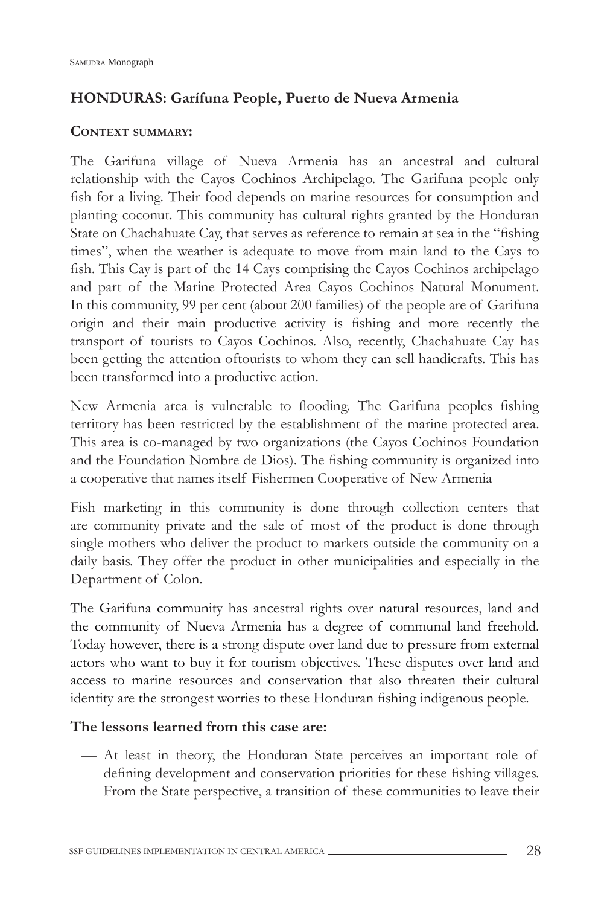## HONDURAS: Garífuna People, Puerto de Nueva Armenia

### Context summary:

The Garifuna village of Nueva Armenia has an ancestral and cultural relationship with the Cayos Cochinos Archipelago. The Garifuna people only fish for a living. Their food depends on marine resources for consumption and planting coconut. This community has cultural rights granted by the Honduran State on Chachahuate Cay, that serves as reference to remain at sea in the "fishing times", when the weather is adequate to move from main land to the Cays to fish. This Cay is part of the 14 Cays comprising the Cayos Cochinos archipelago and part of the Marine Protected Area Cayos Cochinos Natural Monument. In this community, 99 per cent (about 200 families) of the people are of Garifuna origin and their main productive activity is fishing and more recently the transport of tourists to Cayos Cochinos. Also, recently, Chachahuate Cay has been getting the attention oftourists to whom they can sell handicrafts. This has been transformed into a productive action.

New Armenia area is vulnerable to flooding. The Garifuna peoples fishing territory has been restricted by the establishment of the marine protected area. This area is co-managed by two organizations (the Cayos Cochinos Foundation and the Foundation Nombre de Dios). The fishing community is organized into a cooperative that names itself Fishermen Cooperative of New Armenia

Fish marketing in this community is done through collection centers that are community private and the sale of most of the product is done through single mothers who deliver the product to markets outside the community on a daily basis. They offer the product in other municipalities and especially in the Department of Colon.

The Garifuna community has ancestral rights over natural resources, land and the community of Nueva Armenia has a degree of communal land freehold. Today however, there is a strong dispute over land due to pressure from external actors who want to buy it for tourism objectives. These disputes over land and access to marine resources and conservation that also threaten their cultural identity are the strongest worries to these Honduran fishing indigenous people.

**The lessons learned from this case are:**

— At least in theory, the Honduran State perceives an important role of defining development and conservation priorities for these fishing villages. From the State perspective, a transition of these communities to leave their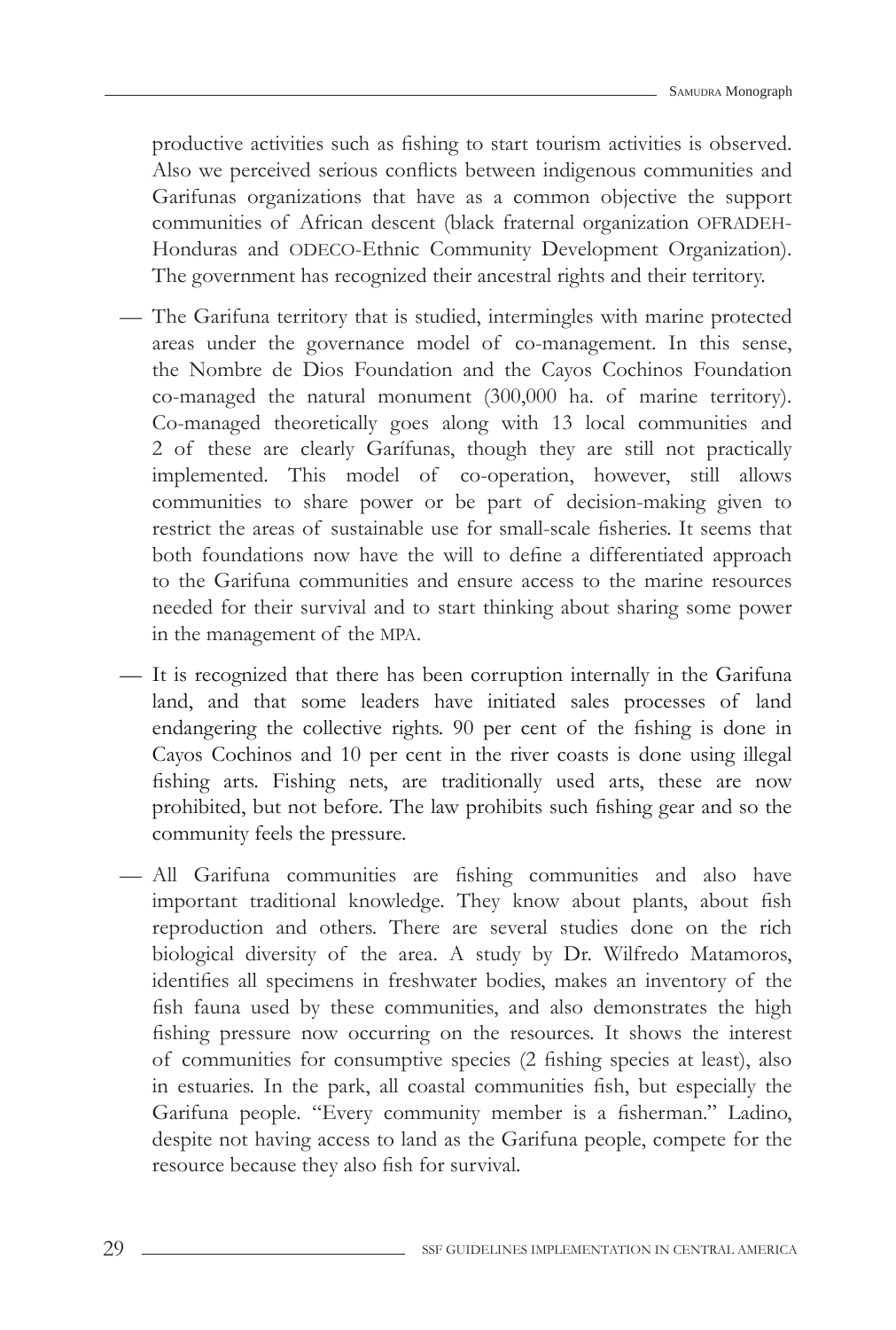productive activities such as fishing to start tourism activities is observed. Also we perceived serious conflicts between indigenous communities and Garifunas organizations that have as a common objective the support communities of African descent (black fraternal organization OFRADEH-Honduras and ODECO-Ethnic Community Development Organization). The government has recognized their ancestral rights and their territory.

- The Garifuna territory that is studied, intermingles with marine protected areas under the governance model of co-management. In this sense, the Nombre de Dios Foundation and the Cayos Cochinos Foundation co-managed the natural monument (300,000 ha. of marine territory). Co-managed theoretically goes along with 13 local communities and 2 of these are clearly Garífunas, though they are still not practically implemented. This model of co-operation, however, still allows communities to share power or be part of decision-making given to restrict the areas of sustainable use for small-scale fisheries. It seems that both foundations now have the will to define a differentiated approach to the Garifuna communities and ensure access to the marine resources needed for their survival and to start thinking about sharing some power in the management of the MPA.
- It is recognized that there has been corruption internally in the Garifuna land, and that some leaders have initiated sales processes of land endangering the collective rights. 90 per cent of the fishing is done in Cayos Cochinos and 10 per cent in the river coasts is done using illegal fishing arts. Fishing nets, are traditionally used arts, these are now prohibited, but not before. The law prohibits such fishing gear and so the community feels the pressure.
- All Garifuna communities are fishing communities and also have important traditional knowledge. They know about plants, about fish reproduction and others. There are several studies done on the rich biological diversity of the area. A study by Dr. Wilfredo Matamoros, identifies all specimens in freshwater bodies, makes an inventory of the fish fauna used by these communities, and also demonstrates the high fishing pressure now occurring on the resources. It shows the interest of communities for consumptive species (2 fishing species at least), also in estuaries. In the park, all coastal communities fish, but especially the Garifuna people. "Every community member is a fisherman." Ladino, despite not having access to land as the Garifuna people, compete for the resource because they also fish for survival.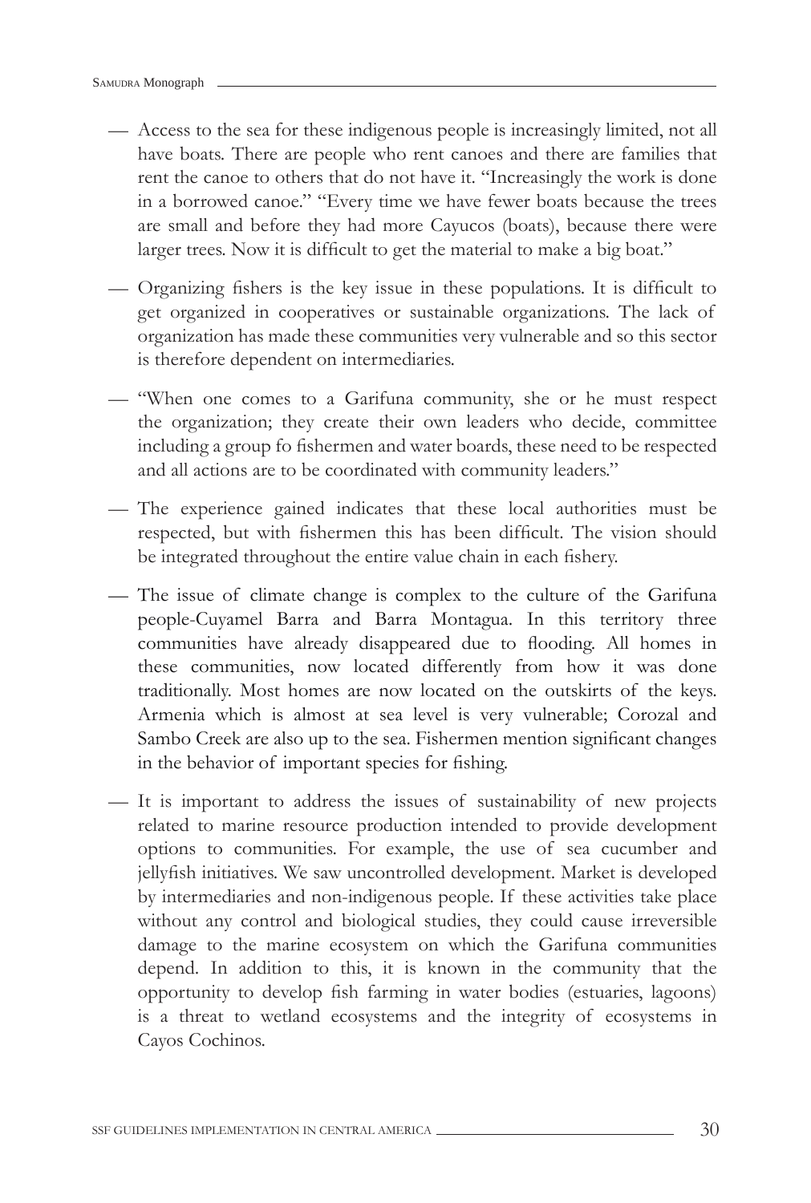— Access to the sea for these indigenous people is increasingly limited, not all have boats. There are people who rent canoes and there are families that rent the canoe to others that do not have it. "Increasingly the work is done in a borrowed canoe." "Every time we have fewer boats because the trees are small and before they had more Cayucos (boats), because there were larger trees. Now it is difficult to get the material to make a big boat."

— Organizing fishers is the key issue in these populations. It is difficult to get organized in cooperatives or sustainable organizations. The lack of organization has made these communities very vulnerable and so this sector is therefore dependent on intermediaries.

— "When one comes to a Garifuna community, she or he must respect the organization; they create their own leaders who decide, committee including a group fo fishermen and water boards, these need to be respected and all actions are to be coordinated with community leaders."

— The experience gained indicates that these local authorities must be respected, but with fishermen this has been difficult. The vision should be integrated throughout the entire value chain in each fishery.

— The issue of climate change is complex to the culture of the Garifuna people-Cuyamel Barra and Barra Montagua. In this territory three communities have already disappeared due to flooding. All homes in these communities, now located differently from how it was done traditionally. Most homes are now located on the outskirts of the keys. Armenia which is almost at sea level is very vulnerable; Corozal and Sambo Creek are also up to the sea. Fishermen mention significant changes in the behavior of important species for fishing.

— It is important to address the issues of sustainability of new projects related to marine resource production intended to provide development options to communities. For example, the use of sea cucumber and jellyfish initiatives. We saw uncontrolled development. Market is developed by intermediaries and non-indigenous people. If these activities take place without any control and biological studies, they could cause irreversible damage to the marine ecosystem on which the Garifuna communities depend. In addition to this, it is known in the community that the opportunity to develop fish farming in water bodies (estuaries, lagoons) is a threat to wetland ecosystems and the integrity of ecosystems in Cayos Cochinos.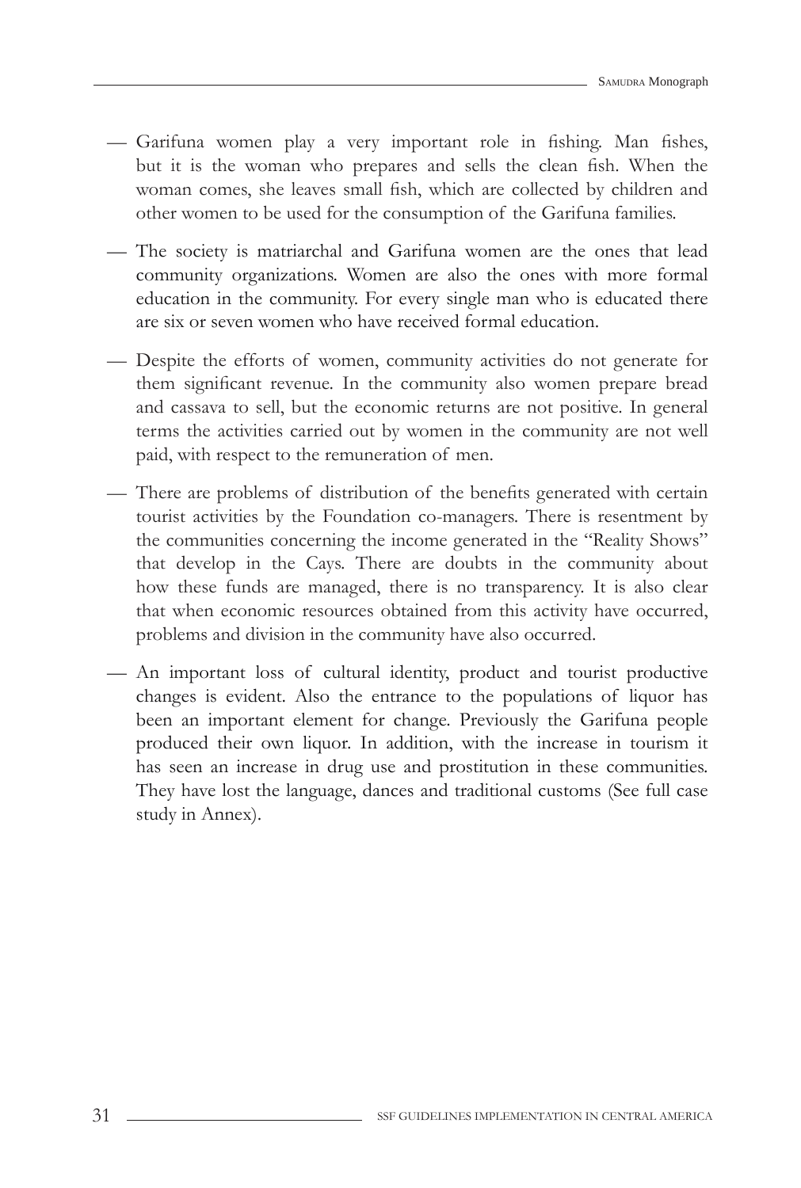— Garifuna women play a very important role in fishing. Man fishes, but it is the woman who prepares and sells the clean fish. When the woman comes, she leaves small fish, which are collected by children and other women to be used for the consumption of the Garifuna families.

— The society is matriarchal and Garifuna women are the ones that lead community organizations. Women are also the ones with more formal education in the community. For every single man who is educated there are six or seven women who have received formal education.

— Despite the efforts of women, community activities do not generate for them significant revenue. In the community also women prepare bread and cassava to sell, but the economic returns are not positive. In general terms the activities carried out by women in the community are not well paid, with respect to the remuneration of men.

— There are problems of distribution of the benefits generated with certain tourist activities by the Foundation co-managers. There is resentment by the communities concerning the income generated in the "Reality Shows" that develop in the Cays. There are doubts in the community about how these funds are managed, there is no transparency. It is also clear that when economic resources obtained from this activity have occurred, problems and division in the community have also occurred.

— An important loss of cultural identity, product and tourist productive changes is evident. Also the entrance to the populations of liquor has been an important element for change. Previously the Garifuna people produced their own liquor. In addition, with the increase in tourism it has seen an increase in drug use and prostitution in these communities. They have lost the language, dances and traditional customs (See full case study in Annex).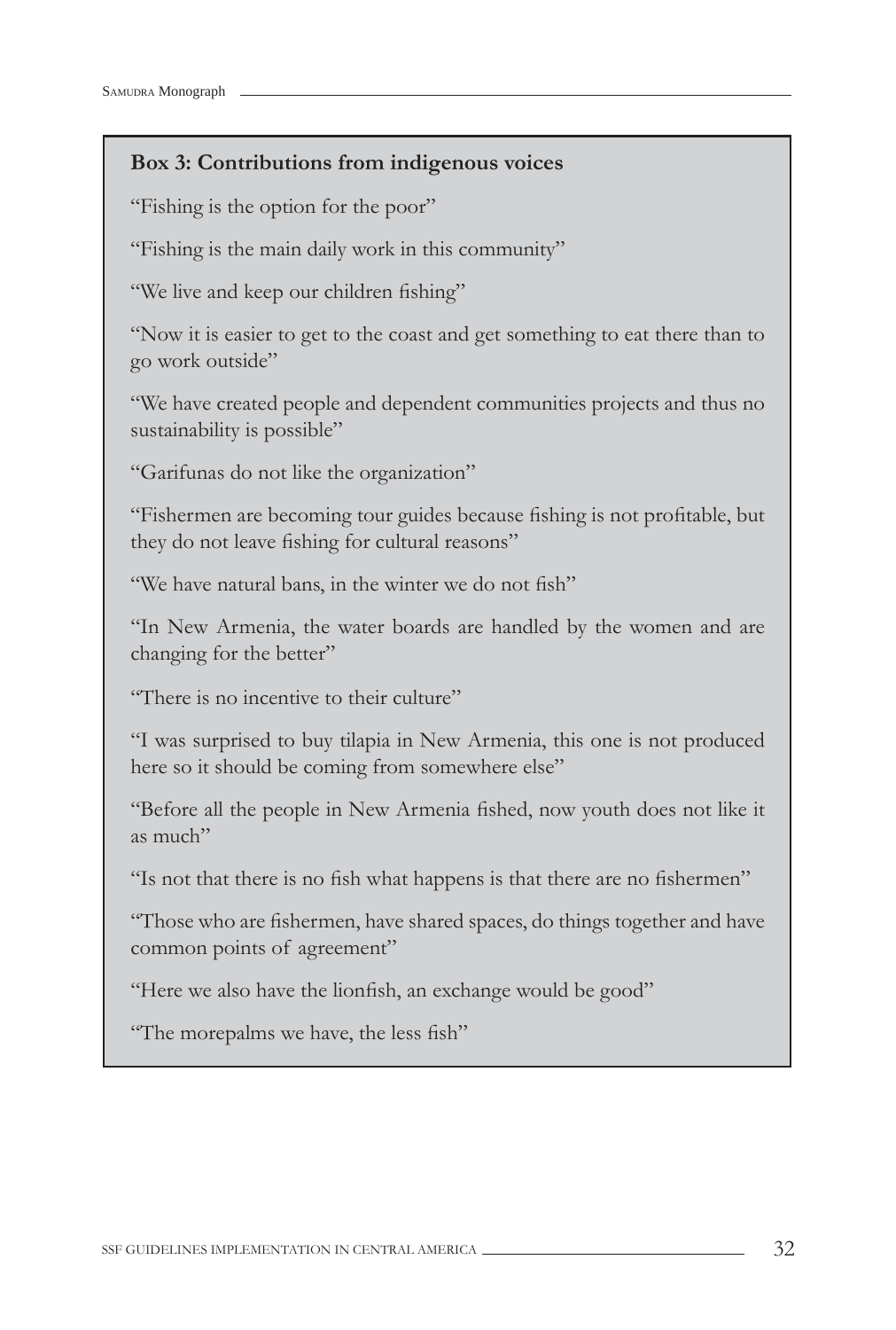**Box 3: Contributions from indigenous voices**

"Fishing is the option for the poor"

"Fishing is the main daily work in this community"

"We live and keep our children fishing"

"Now it is easier to get to the coast and get something to eat there than to go work outside"

"We have created people and dependent communities projects and thus no sustainability is possible"

"Garifunas do not like the organization"

"Fishermen are becoming tour guides because fishing is not profitable, but they do not leave fishing for cultural reasons"

"We have natural bans, in the winter we do not fish"

"In New Armenia, the water boards are handled by the women and are changing for the better"

"There is no incentive to their culture"

"I was surprised to buy tilapia in New Armenia, this one is not produced here so it should be coming from somewhere else"

"Before all the people in New Armenia fished, now youth does not like it as much"

"Is not that there is no fish what happens is that there are no fishermen"

"Those who are fishermen, have shared spaces, do things together and have common points of agreement"

"Here we also have the lionfish, an exchange would be good"

"The morepalms we have, the less fish"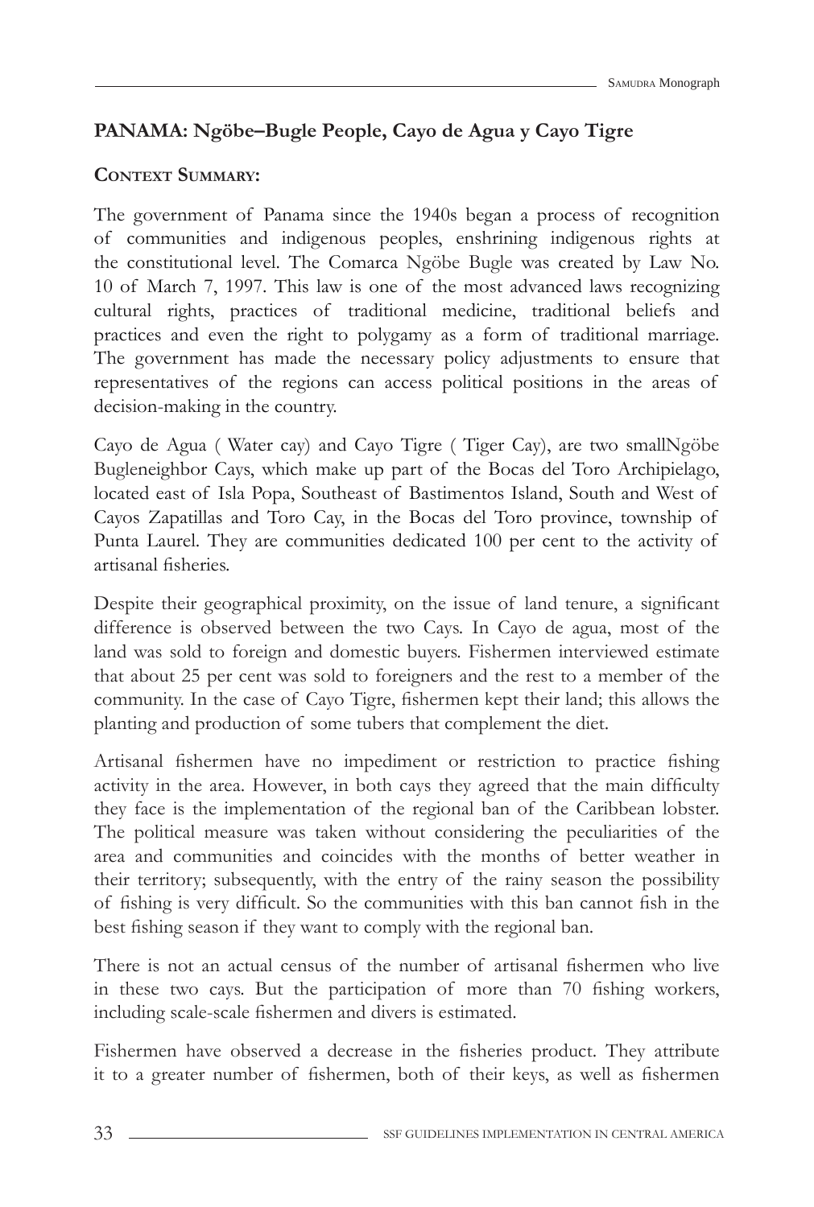## PANAMA: Ngöbe–Bugle People, Cayo de Agua y Cayo Tigre

### Context Summary:

The government of Panama since the 1940s began a process of recognition of communities and indigenous peoples, enshrining indigenous rights at the constitutional level. The Comarca Ngöbe Bugle was created by Law No. 10 of March 7, 1997. This law is one of the most advanced laws recognizing cultural rights, practices of traditional medicine, traditional beliefs and practices and even the right to polygamy as a form of traditional marriage. The government has made the necessary policy adjustments to ensure that representatives of the regions can access political positions in the areas of decision-making in the country.

Cayo de Agua ( Water cay) and Cayo Tigre ( Tiger Cay), are two smallNgöbe Bugleneighbor Cays, which make up part of the Bocas del Toro Archipielago, located east of Isla Popa, Southeast of Bastimentos Island, South and West of Cayos Zapatillas and Toro Cay, in the Bocas del Toro province, township of Punta Laurel. They are communities dedicated 100 per cent to the activity of artisanal fisheries.

Despite their geographical proximity, on the issue of land tenure, a significant difference is observed between the two Cays. In Cayo de agua, most of the land was sold to foreign and domestic buyers. Fishermen interviewed estimate that about 25 per cent was sold to foreigners and the rest to a member of the community. In the case of Cayo Tigre, fishermen kept their land; this allows the planting and production of some tubers that complement the diet.

Artisanal fishermen have no impediment or restriction to practice fishing activity in the area. However, in both cays they agreed that the main difficulty they face is the implementation of the regional ban of the Caribbean lobster. The political measure was taken without considering the peculiarities of the area and communities and coincides with the months of better weather in their territory; subsequently, with the entry of the rainy season the possibility of fishing is very difficult. So the communities with this ban cannot fish in the best fishing season if they want to comply with the regional ban.

There is not an actual census of the number of artisanal fishermen who live in these two cays. But the participation of more than 70 fishing workers, including scale-scale fishermen and divers is estimated.

Fishermen have observed a decrease in the fisheries product. They attribute it to a greater number of fishermen, both of their keys, as well as fishermen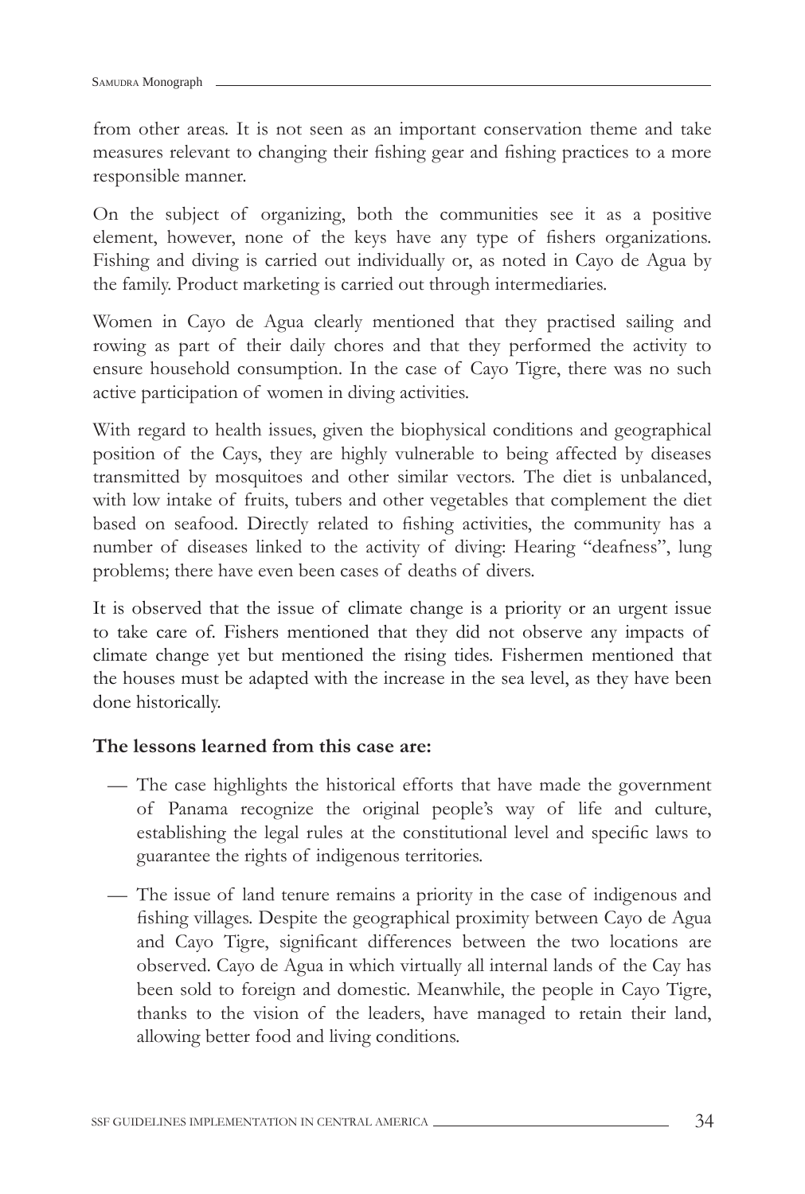from other areas. It is not seen as an important conservation theme and take measures relevant to changing their fishing gear and fishing practices to a more responsible manner.

On the subject of organizing, both the communities see it as a positive element, however, none of the keys have any type of fishers organizations. Fishing and diving is carried out individually or, as noted in Cayo de Agua by the family. Product marketing is carried out through intermediaries.

Women in Cayo de Agua clearly mentioned that they practised sailing and rowing as part of their daily chores and that they performed the activity to ensure household consumption. In the case of Cayo Tigre, there was no such active participation of women in diving activities.

With regard to health issues, given the biophysical conditions and geographical position of the Cays, they are highly vulnerable to being affected by diseases transmitted by mosquitoes and other similar vectors. The diet is unbalanced, with low intake of fruits, tubers and other vegetables that complement the diet based on seafood. Directly related to fishing activities, the community has a number of diseases linked to the activity of diving: Hearing "deafness", lung problems; there have even been cases of deaths of divers.

It is observed that the issue of climate change is a priority or an urgent issue to take care of. Fishers mentioned that they did not observe any impacts of climate change yet but mentioned the rising tides. Fishermen mentioned that the houses must be adapted with the increase in the sea level, as they have been done historically.

**The lessons learned from this case are:**

- The case highlights the historical efforts that have made the government of Panama recognize the original people's way of life and culture, establishing the legal rules at the constitutional level and specific laws to guarantee the rights of indigenous territories.
- The issue of land tenure remains a priority in the case of indigenous and fishing villages. Despite the geographical proximity between Cayo de Agua and Cayo Tigre, significant differences between the two locations are observed. Cayo de Agua in which virtually all internal lands of the Cay has been sold to foreign and domestic. Meanwhile, the people in Cayo Tigre, thanks to the vision of the leaders, have managed to retain their land, allowing better food and living conditions.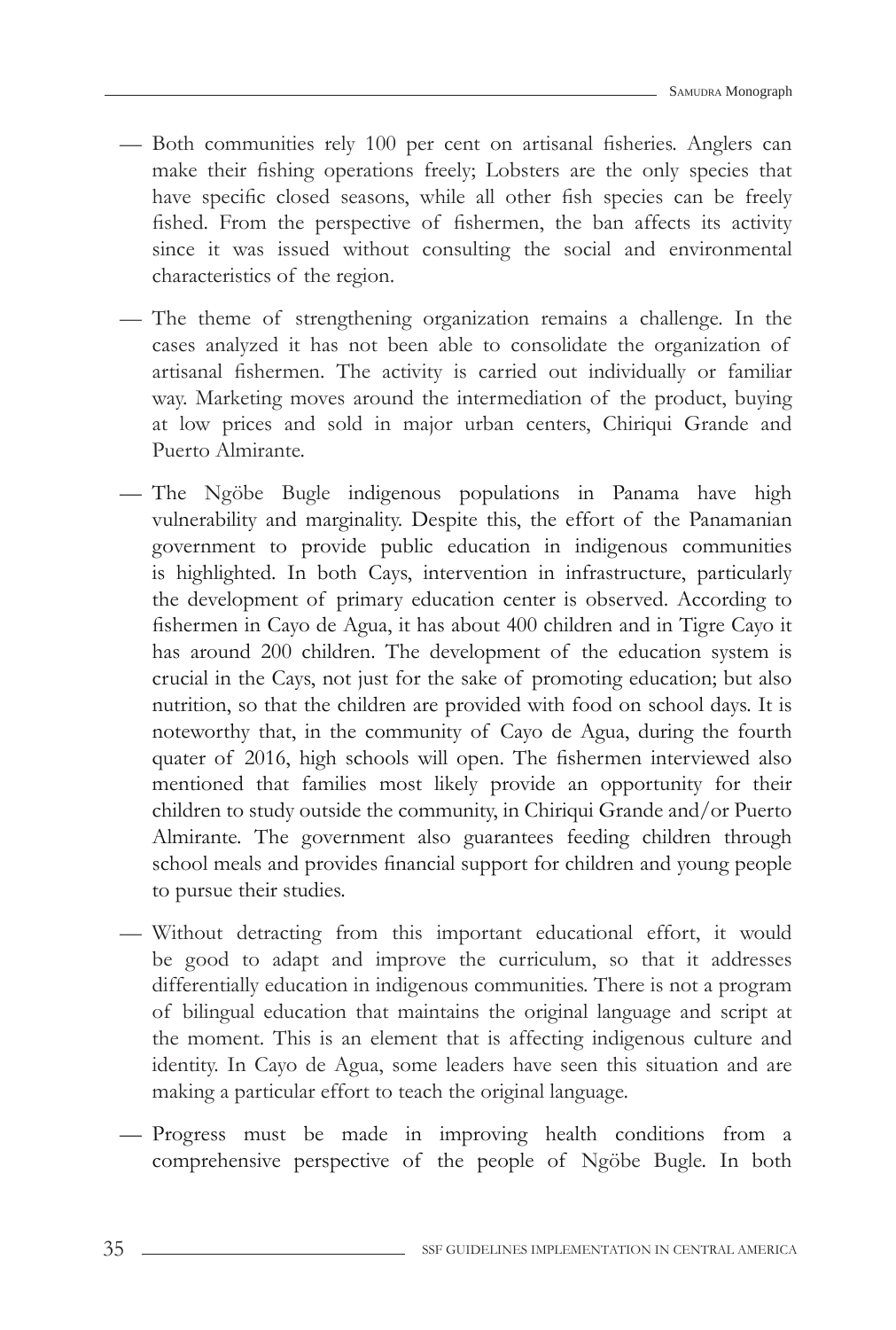- Both communities rely 100 per cent on artisanal fisheries. Anglers can make their fishing operations freely; Lobsters are the only species that have specific closed seasons, while all other fish species can be freely fished. From the perspective of fishermen, the ban affects its activity since it was issued without consulting the social and environmental characteristics of the region.

- The theme of strengthening organization remains a challenge. In the cases analyzed it has not been able to consolidate the organization of artisanal fishermen. The activity is carried out individually or familiar way. Marketing moves around the intermediation of the product, buying at low prices and sold in major urban centers, Chiriqui Grande and Puerto Almirante.

- The Ngöbe Bugle indigenous populations in Panama have high vulnerability and marginality. Despite this, the effort of the Panamanian government to provide public education in indigenous communities is highlighted. In both Cays, intervention in infrastructure, particularly the development of primary education center is observed. According to fishermen in Cayo de Agua, it has about 400 children and in Tigre Cayo it has around 200 children. The development of the education system is crucial in the Cays, not just for the sake of promoting education; but also nutrition, so that the children are provided with food on school days. It is noteworthy that, in the community of Cayo de Agua, during the fourth quater of 2016, high schools will open. The fishermen interviewed also mentioned that families most likely provide an opportunity for their children to study outside the community, in Chiriqui Grande and/or Puerto Almirante. The government also guarantees feeding children through school meals and provides financial support for children and young people to pursue their studies.

- Without detracting from this important educational effort, it would be good to adapt and improve the curriculum, so that it addresses differentially education in indigenous communities. There is not a program of bilingual education that maintains the original language and script at the moment. This is an element that is affecting indigenous culture and identity. In Cayo de Agua, some leaders have seen this situation and are making a particular effort to teach the original language.

- Progress must be made in improving health conditions from a comprehensive perspective of the people of Ngöbe Bugle. In both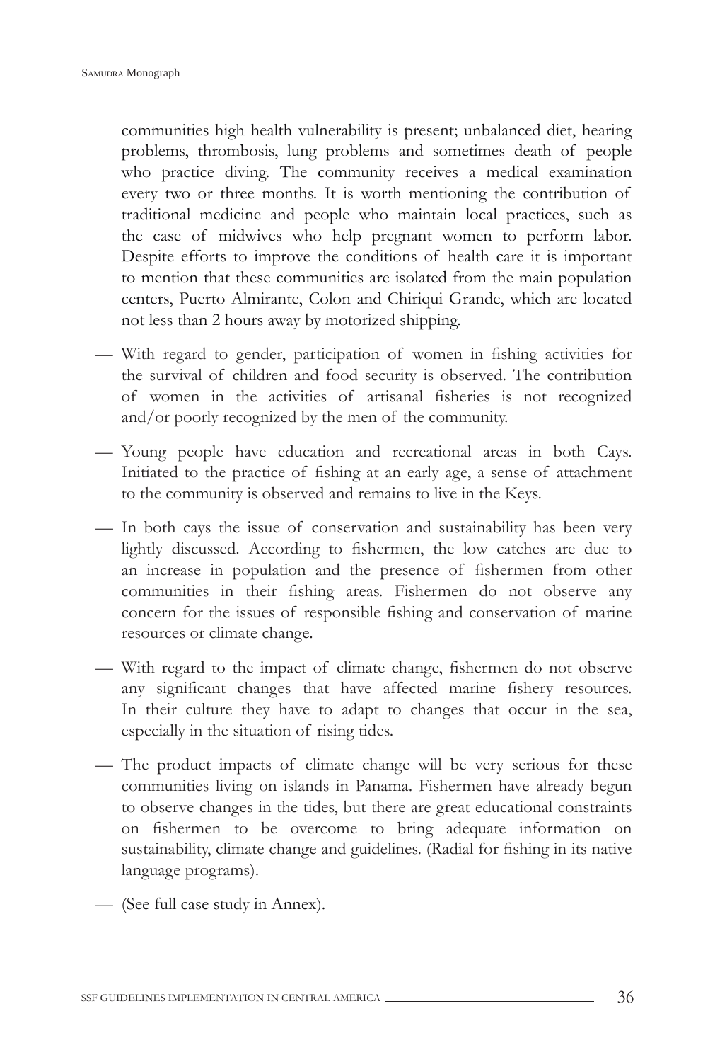communities high health vulnerability is present; unbalanced diet, hearing problems, thrombosis, lung problems and sometimes death of people who practice diving. The community receives a medical examination every two or three months. It is worth mentioning the contribution of traditional medicine and people who maintain local practices, such as the case of midwives who help pregnant women to perform labor. Despite efforts to improve the conditions of health care it is important to mention that these communities are isolated from the main population centers, Puerto Almirante, Colon and Chiriqui Grande, which are located not less than 2 hours away by motorized shipping.

- With regard to gender, participation of women in fishing activities for the survival of children and food security is observed. The contribution of women in the activities of artisanal fisheries is not recognized and/or poorly recognized by the men of the community.
- Young people have education and recreational areas in both Cays. Initiated to the practice of fishing at an early age, a sense of attachment to the community is observed and remains to live in the Keys.
- In both cays the issue of conservation and sustainability has been very lightly discussed. According to fishermen, the low catches are due to an increase in population and the presence of fishermen from other communities in their fishing areas. Fishermen do not observe any concern for the issues of responsible fishing and conservation of marine resources or climate change.
- With regard to the impact of climate change, fishermen do not observe any significant changes that have affected marine fishery resources. In their culture they have to adapt to changes that occur in the sea, especially in the situation of rising tides.
- The product impacts of climate change will be very serious for these communities living on islands in Panama. Fishermen have already begun to observe changes in the tides, but there are great educational constraints on fishermen to be overcome to bring adequate information on sustainability, climate change and guidelines. (Radial for fishing in its native language programs).
- (See full case study in Annex).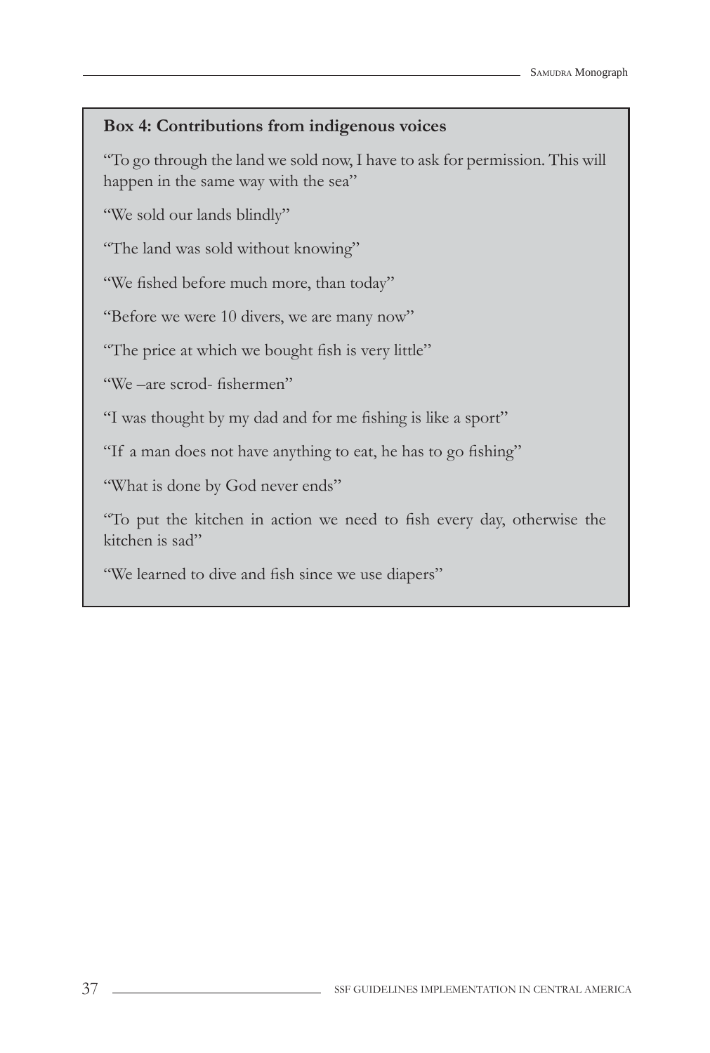**Box 4: Contributions from indigenous voices**

"To go through the land we sold now, I have to ask for permission. This will happen in the same way with the sea"

"We sold our lands blindly"

"The land was sold without knowing"

"We fished before much more, than today"

"Before we were 10 divers, we are many now"

"The price at which we bought fish is very little"

"We –are scrod- fishermen"

"I was thought by my dad and for me fishing is like a sport"

"If a man does not have anything to eat, he has to go fishing"

"What is done by God never ends"

"To put the kitchen in action we need to fish every day, otherwise the kitchen is sad"

"We learned to dive and fish since we use diapers"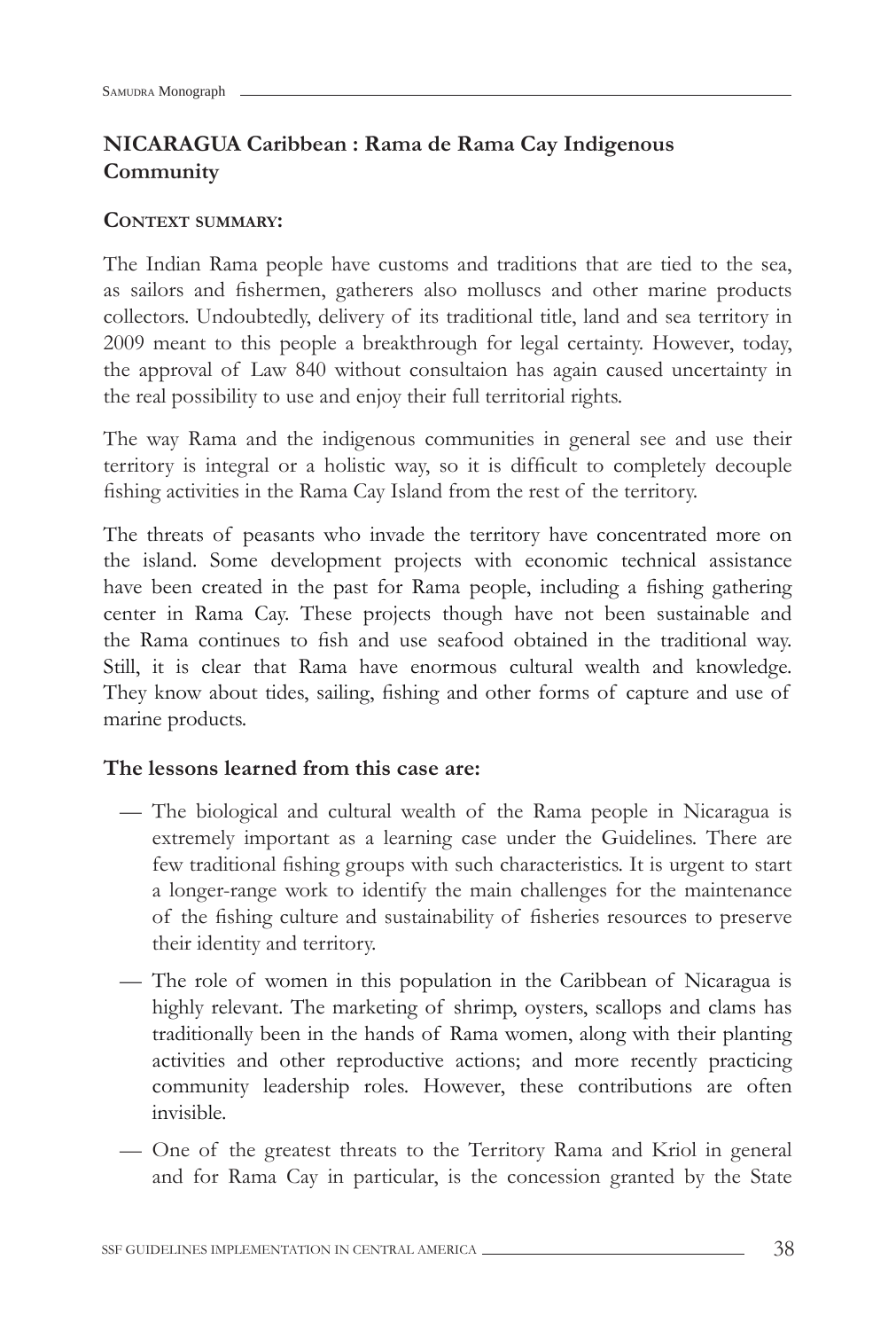## NICARAGUA Caribbean : Rama de Rama Cay Indigenous Community

### CONTEXT SUMMARY:

The Indian Rama people have customs and traditions that are tied to the sea, as sailors and fishermen, gatherers also molluscs and other marine products collectors. Undoubtedly, delivery of its traditional title, land and sea territory in 2009 meant to this people a breakthrough for legal certainty. However, today, the approval of Law 840 without consultaion has again caused uncertainty in the real possibility to use and enjoy their full territorial rights.

The way Rama and the indigenous communities in general see and use their territory is integral or a holistic way, so it is difficult to completely decouple fishing activities in the Rama Cay Island from the rest of the territory.

The threats of peasants who invade the territory have concentrated more on the island. Some development projects with economic technical assistance have been created in the past for Rama people, including a fishing gathering center in Rama Cay. These projects though have not been sustainable and the Rama continues to fish and use seafood obtained in the traditional way. Still, it is clear that Rama have enormous cultural wealth and knowledge. They know about tides, sailing, fishing and other forms of capture and use of marine products.

### The lessons learned from this case are:

- The biological and cultural wealth of the Rama people in Nicaragua is extremely important as a learning case under the Guidelines. There are few traditional fishing groups with such characteristics. It is urgent to start a longer-range work to identify the main challenges for the maintenance of the fishing culture and sustainability of fisheries resources to preserve their identity and territory.
- The role of women in this population in the Caribbean of Nicaragua is highly relevant. The marketing of shrimp, oysters, scallops and clams has traditionally been in the hands of Rama women, along with their planting activities and other reproductive actions; and more recently practicing community leadership roles. However, these contributions are often invisible.
- One of the greatest threats to the Territory Rama and Kriol in general and for Rama Cay in particular, is the concession granted by the State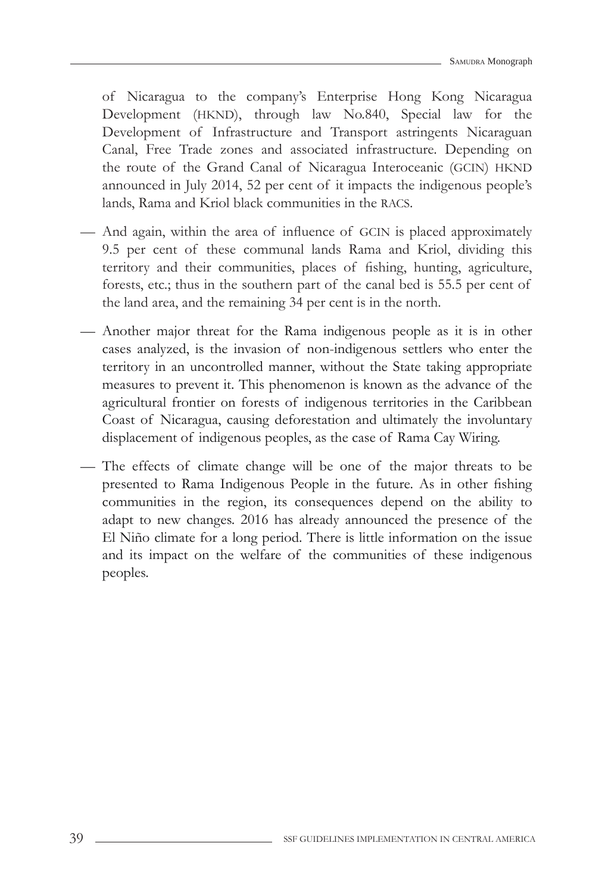of Nicaragua to the company's Enterprise Hong Kong Nicaragua Development (HKND), through law No.840, Special law for the Development of Infrastructure and Transport astringents Nicaraguan Canal, Free Trade zones and associated infrastructure. Depending on the route of the Grand Canal of Nicaragua Interoceanic (GCIN) HKND announced in July 2014, 52 per cent of it impacts the indigenous people's lands, Rama and Kriol black communities in the RACS.

— And again, within the area of influence of GCIN is placed approximately 9.5 per cent of these communal lands Rama and Kriol, dividing this territory and their communities, places of fishing, hunting, agriculture, forests, etc.; thus in the southern part of the canal bed is 55.5 per cent of the land area, and the remaining 34 per cent is in the north.

— Another major threat for the Rama indigenous people as it is in other cases analyzed, is the invasion of non-indigenous settlers who enter the territory in an uncontrolled manner, without the State taking appropriate measures to prevent it. This phenomenon is known as the advance of the agricultural frontier on forests of indigenous territories in the Caribbean Coast of Nicaragua, causing deforestation and ultimately the involuntary displacement of indigenous peoples, as the case of Rama Cay Wiring.

— The effects of climate change will be one of the major threats to be presented to Rama Indigenous People in the future. As in other fishing communities in the region, its consequences depend on the ability to adapt to new changes. 2016 has already announced the presence of the El Niño climate for a long period. There is little information on the issue and its impact on the welfare of the communities of these indigenous peoples.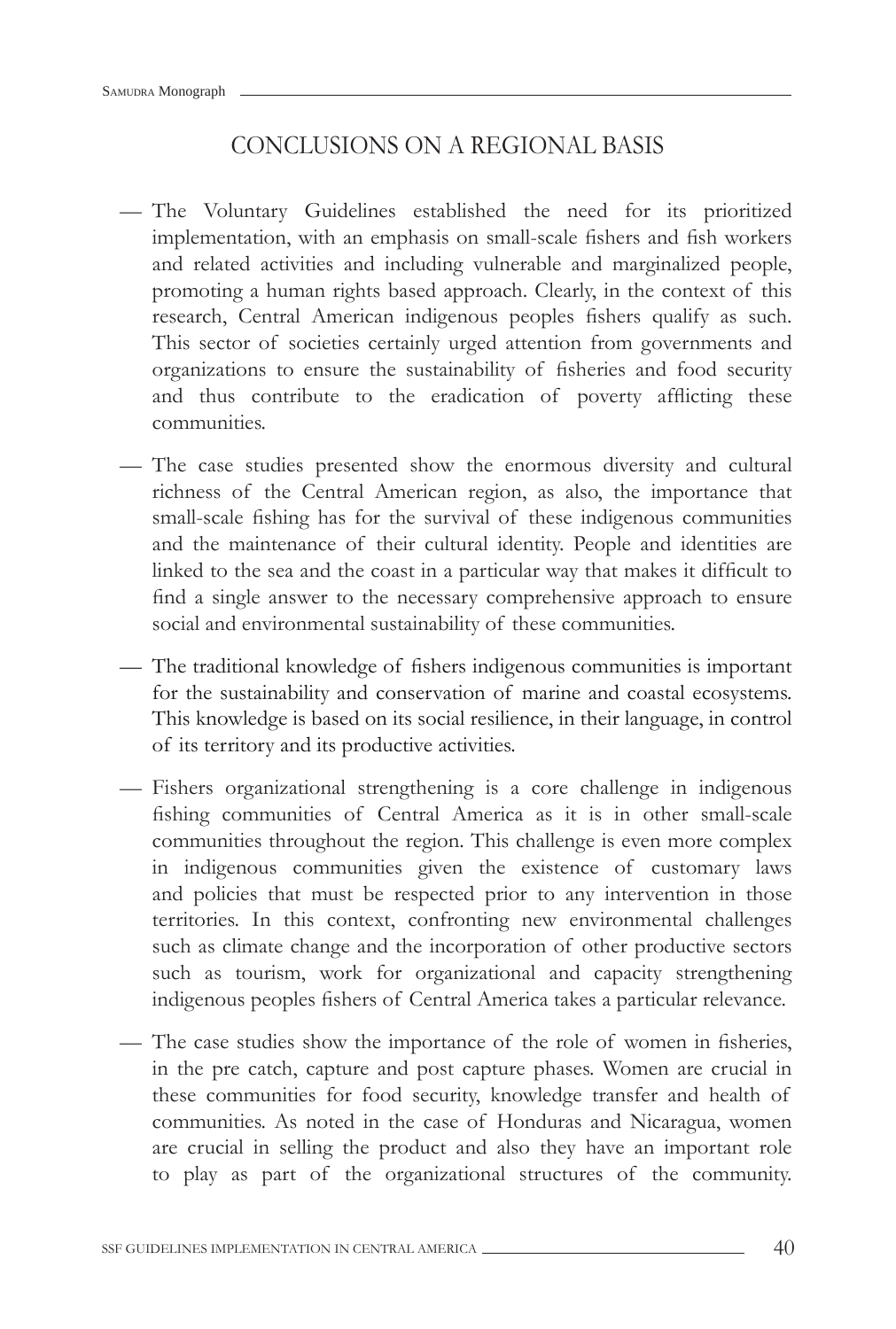## CONCLUSIONS ON A REGIONAL BASIS

— The Voluntary Guidelines established the need for its prioritized implementation, with an emphasis on small-scale fishers and fish workers and related activities and including vulnerable and marginalized people, promoting a human rights based approach. Clearly, in the context of this research, Central American indigenous peoples fishers qualify as such. This sector of societies certainly urged attention from governments and organizations to ensure the sustainability of fisheries and food security and thus contribute to the eradication of poverty afflicting these communities.

— The case studies presented show the enormous diversity and cultural richness of the Central American region, as also, the importance that small-scale fishing has for the survival of these indigenous communities and the maintenance of their cultural identity. People and identities are linked to the sea and the coast in a particular way that makes it difficult to find a single answer to the necessary comprehensive approach to ensure social and environmental sustainability of these communities.

— The traditional knowledge of fishers indigenous communities is important for the sustainability and conservation of marine and coastal ecosystems. This knowledge is based on its social resilience, in their language, in control of its territory and its productive activities.

— Fishers organizational strengthening is a core challenge in indigenous fishing communities of Central America as it is in other small-scale communities throughout the region. This challenge is even more complex in indigenous communities given the existence of customary laws and policies that must be respected prior to any intervention in those territories. In this context, confronting new environmental challenges such as climate change and the incorporation of other productive sectors such as tourism, work for organizational and capacity strengthening indigenous peoples fishers of Central America takes a particular relevance.

— The case studies show the importance of the role of women in fisheries, in the pre catch, capture and post capture phases. Women are crucial in these communities for food security, knowledge transfer and health of communities. As noted in the case of Honduras and Nicaragua, women are crucial in selling the product and also they have an important role to play as part of the organizational structures of the community.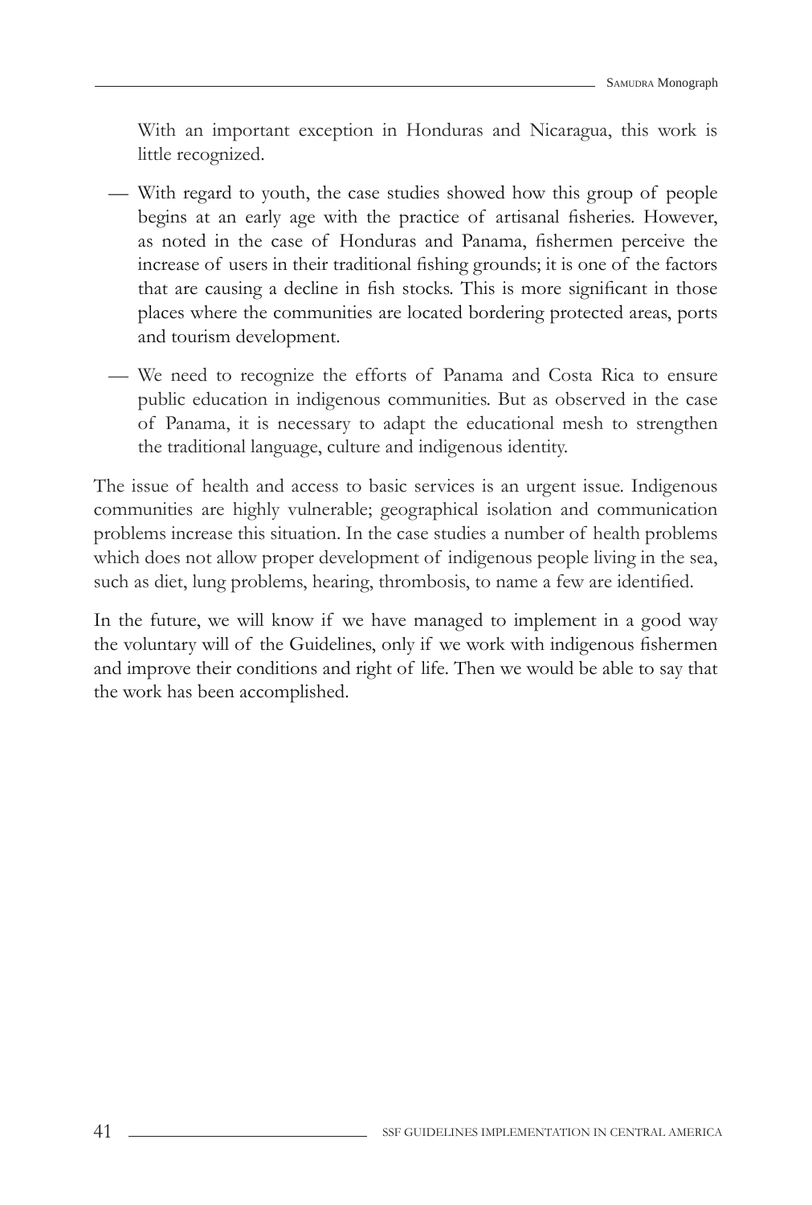With an important exception in Honduras and Nicaragua, this work is little recognized.

- With regard to youth, the case studies showed how this group of people begins at an early age with the practice of artisanal fisheries. However, as noted in the case of Honduras and Panama, fishermen perceive the increase of users in their traditional fishing grounds; it is one of the factors that are causing a decline in fish stocks. This is more significant in those places where the communities are located bordering protected areas, ports and tourism development.
- We need to recognize the efforts of Panama and Costa Rica to ensure public education in indigenous communities. But as observed in the case of Panama, it is necessary to adapt the educational mesh to strengthen the traditional language, culture and indigenous identity.

The issue of health and access to basic services is an urgent issue. Indigenous communities are highly vulnerable; geographical isolation and communication problems increase this situation. In the case studies a number of health problems which does not allow proper development of indigenous people living in the sea, such as diet, lung problems, hearing, thrombosis, to name a few are identified.

In the future, we will know if we have managed to implement in a good way the voluntary will of the Guidelines, only if we work with indigenous fishermen and improve their conditions and right of life. Then we would be able to say that the work has been accomplished.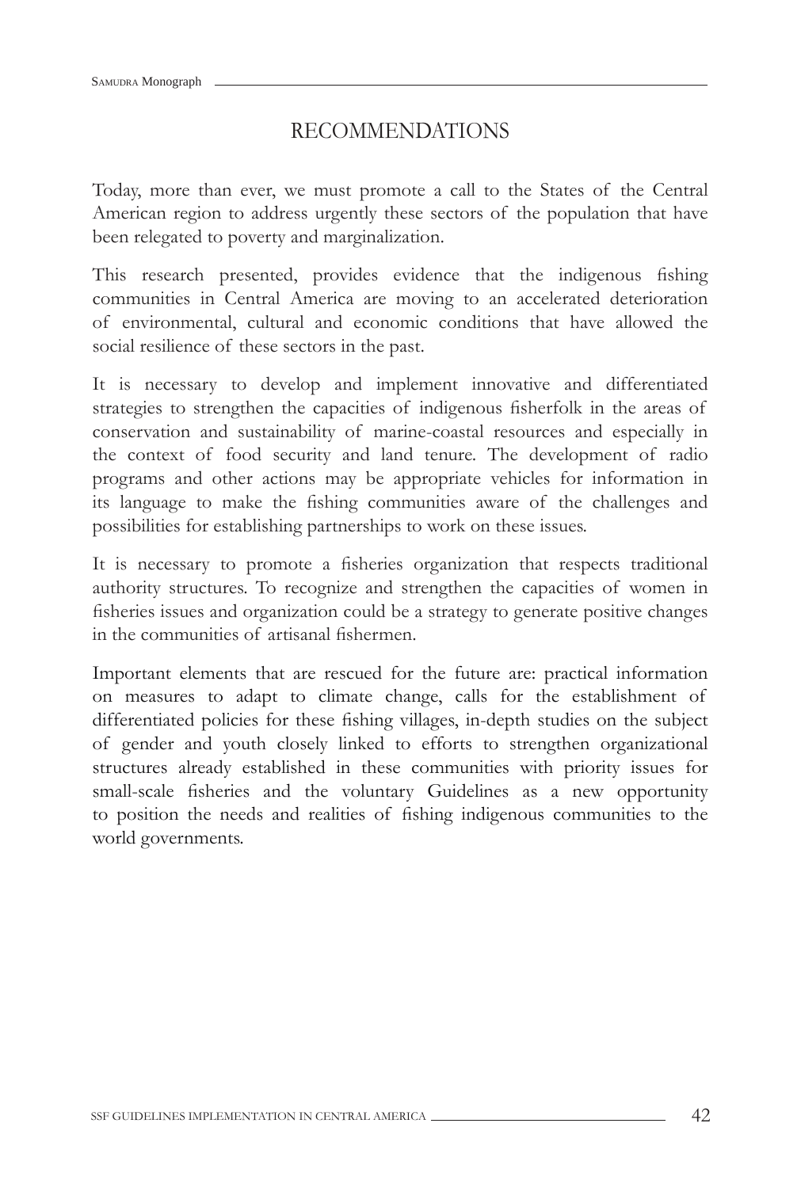# RECOMMENDATIONS

Today, more than ever, we must promote a call to the States of the Central American region to address urgently these sectors of the population that have been relegated to poverty and marginalization.

This research presented, provides evidence that the indigenous fishing communities in Central America are moving to an accelerated deterioration of environmental, cultural and economic conditions that have allowed the social resilience of these sectors in the past.

It is necessary to develop and implement innovative and differentiated strategies to strengthen the capacities of indigenous fisherfolk in the areas of conservation and sustainability of marine-coastal resources and especially in the context of food security and land tenure. The development of radio programs and other actions may be appropriate vehicles for information in its language to make the fishing communities aware of the challenges and possibilities for establishing partnerships to work on these issues.

It is necessary to promote a fisheries organization that respects traditional authority structures. To recognize and strengthen the capacities of women in fisheries issues and organization could be a strategy to generate positive changes in the communities of artisanal fishermen.

Important elements that are rescued for the future are: practical information on measures to adapt to climate change, calls for the establishment of differentiated policies for these fishing villages, in-depth studies on the subject of gender and youth closely linked to efforts to strengthen organizational structures already established in these communities with priority issues for small-scale fisheries and the voluntary Guidelines as a new opportunity to position the needs and realities of fishing indigenous communities to the world governments.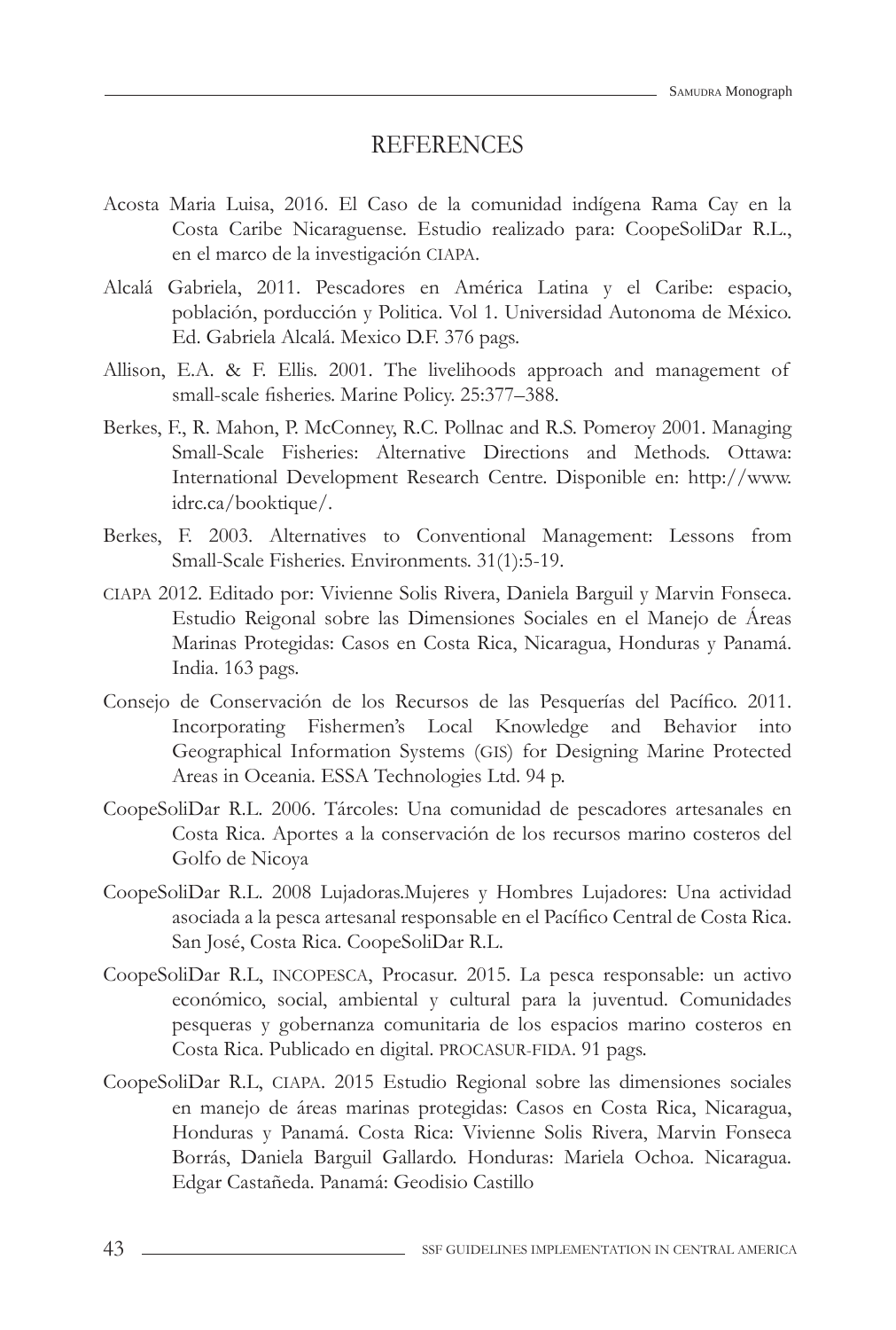# REFERENCES

Acosta Maria Luisa, 2016. El Caso de la comunidad indígena Rama Cay en la Costa Caribe Nicaraguense. Estudio realizado para: CoopeSoliDar R.L., en el marco de la investigación CIAPA.

Alcalá Gabriela, 2011. Pescadores en América Latina y el Caribe: espacio, población, porducción y Politica. Vol 1. Universidad Autonoma de México. Ed. Gabriela Alcalá. Mexico D.F. 376 pags.

Allison, E.A. & F. Ellis. 2001. The livelihoods approach and management of small-scale fisheries. Marine Policy. 25:377–388.

Berkes, F., R. Mahon, P. McConney, R.C. Pollnac and R.S. Pomeroy 2001. Managing Small-Scale Fisheries: Alternative Directions and Methods. Ottawa: International Development Research Centre. Disponible en: http://www.idrc.ca/booktique/.

Berkes, F. 2003. Alternatives to Conventional Management: Lessons from Small-Scale Fisheries. Environments. 31(1):5-19.

CIAPA 2012. Editado por: Vivienne Solis Rivera, Daniela Barguil y Marvin Fonseca. Estudio Reigonal sobre las Dimensiones Sociales en el Manejo de Áreas Marinas Protegidas: Casos en Costa Rica, Nicaragua, Honduras y Panamá. India. 163 pags.

Consejo de Conservación de los Recursos de las Pesquerías del Pacífico. 2011. Incorporating Fishermen's Local Knowledge and Behavior into Geographical Information Systems (GIS) for Designing Marine Protected Areas in Oceania. ESSA Technologies Ltd. 94 p.

CoopeSoliDar R.L. 2006. Tárcoles: Una comunidad de pescadores artesanales en Costa Rica. Aportes a la conservación de los recursos marino costeros del Golfo de Nicoya

CoopeSoliDar R.L. 2008 Lujadoras.Mujeres y Hombres Lujadores: Una actividad asociada a la pesca artesanal responsable en el Pacífico Central de Costa Rica. San José, Costa Rica. CoopeSoliDar R.L.

CoopeSoliDar R.L, INCOPESCA, Procasur. 2015. La pesca responsable: un activo económico, social, ambiental y cultural para la juventud. Comunidades pesqueras y gobernanza comunitaria de los espacios marino costeros en Costa Rica. Publicado en digital. PROCASUR-FIDA. 91 pags.

CoopeSoliDar R.L, CIAPA. 2015 Estudio Regional sobre las dimensiones sociales en manejo de áreas marinas protegidas: Casos en Costa Rica, Nicaragua, Honduras y Panamá. Costa Rica: Vivienne Solis Rivera, Marvin Fonseca Borrás, Daniela Barguil Gallardo. Honduras: Mariela Ochoa. Nicaragua. Edgar Castañeda. Panamá: Geodisio Castillo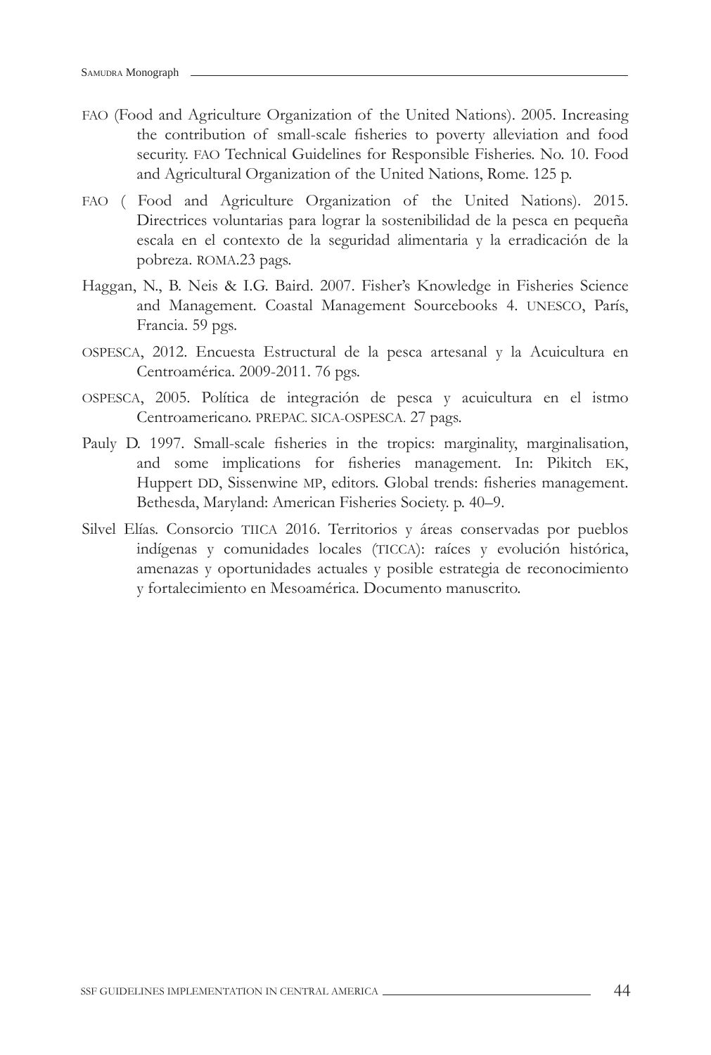FAO (Food and Agriculture Organization of the United Nations). 2005. Increasing the contribution of small-scale fisheries to poverty alleviation and food security. FAO Technical Guidelines for Responsible Fisheries. No. 10. Food and Agricultural Organization of the United Nations, Rome. 125 p.

FAO ( Food and Agriculture Organization of the United Nations). 2015. Directrices voluntarias para lograr la sostenibilidad de la pesca en pequeña escala en el contexto de la seguridad alimentaria y la erradicación de la pobreza. ROMA.23 pags.

Haggan, N., B. Neis & I.G. Baird. 2007. Fisher's Knowledge in Fisheries Science and Management. Coastal Management Sourcebooks 4. UNESCO, París, Francia. 59 pgs.

OSPESCA, 2012. Encuesta Estructural de la pesca artesanal y la Acuicultura en Centroamérica. 2009-2011. 76 pgs.

OSPESCA, 2005. Política de integración de pesca y acuicultura en el istmo Centroamericano. PREPAC. SICA-OSPESCA. 27 pags.

Pauly D. 1997. Small-scale fisheries in the tropics: marginality, marginalisation, and some implications for fisheries management. In: Pikitch EK, Huppert DD, Sissenwine MP, editors. Global trends: fisheries management. Bethesda, Maryland: American Fisheries Society. p. 40–9.

Silvel Elías. Consorcio TIICA 2016. Territorios y áreas conservadas por pueblos indígenas y comunidades locales (TICCA): raíces y evolución histórica, amenazas y oportunidades actuales y posible estrategia de reconocimiento y fortalecimiento en Mesoamérica. Documento manuscrito.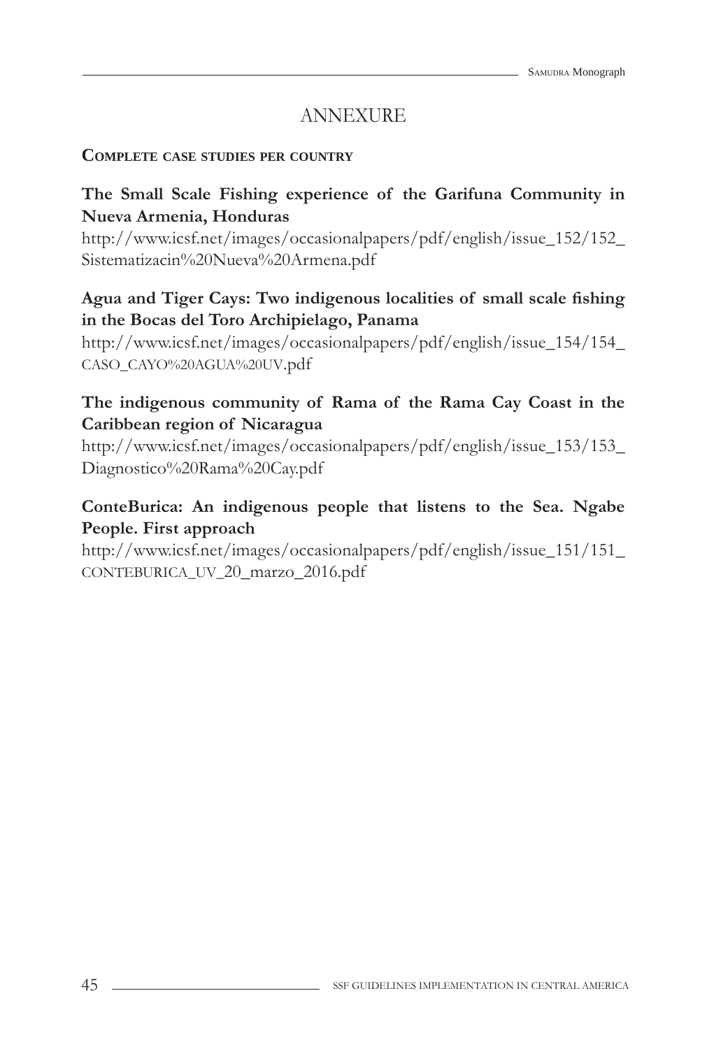# ANNEXURE

**Complete case studies per country**

**The Small Scale Fishing experience of the Garifuna Community in Nueva Armenia, Honduras**

http://www.icsf.net/images/occasionalpapers/pdf/english/issue_152/152_Sistematizacin%20Nueva%20Armena.pdf

**Agua and Tiger Cays: Two indigenous localities of small scale fishing in the Bocas del Toro Archipielago, Panama**

http://www.icsf.net/images/occasionalpapers/pdf/english/issue_154/154_CASO_CAYO%20AGUA%20UV.pdf

**The indigenous community of Rama of the Rama Cay Coast in the Caribbean region of Nicaragua**

http://www.icsf.net/images/occasionalpapers/pdf/english/issue_153/153_Diagnostico%20Rama%20Cay.pdf

**ConteBurica: An indigenous people that listens to the Sea. Ngabe People. First approach**

http://www.icsf.net/images/occasionalpapers/pdf/english/issue_151/151_CONTEBURICA_UV_20_marzo_2016.pdf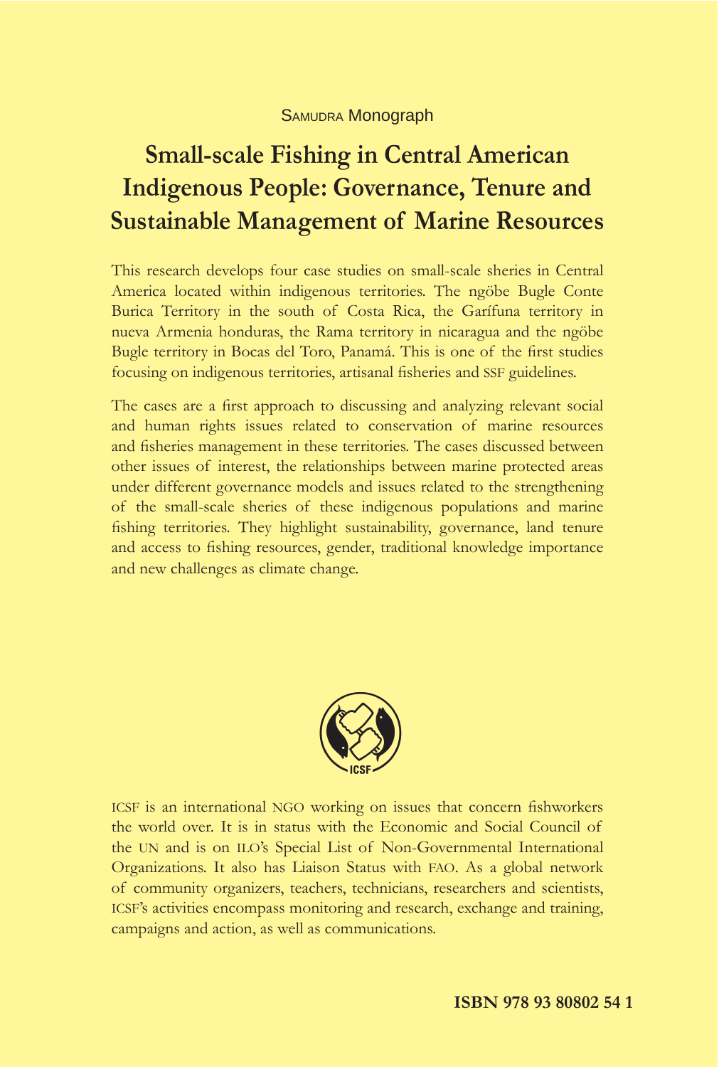SAMUDRA Monograph

# Small-scale Fishing in Central American Indigenous People: Governance, Tenure and Sustainable Management of Marine Resources

This research develops four case studies on small-scale sheries in Central America located within indigenous territories. The ngöbe Bugle Conte Burica Territory in the south of Costa Rica, the Garífuna territory in nueva Armenia honduras, the Rama territory in nicaragua and the ngöbe Bugle territory in Bocas del Toro, Panamá. This is one of the first studies focusing on indigenous territories, artisanal fisheries and SSF guidelines.

The cases are a first approach to discussing and analyzing relevant social and human rights issues related to conservation of marine resources and fisheries management in these territories. The cases discussed between other issues of interest, the relationships between marine protected areas under different governance models and issues related to the strengthening of the small-scale sheries of these indigenous populations and marine fishing territories. They highlight sustainability, governance, land tenure and access to fishing resources, gender, traditional knowledge importance and new challenges as climate change.

ICSF

ICSF is an international NGO working on issues that concern fishworkers the world over. It is in status with the Economic and Social Council of the UN and is on ILO's Special List of Non-Governmental International Organizations. It also has Liaison Status with FAO. As a global network of community organizers, teachers, technicians, researchers and scientists, ICSF's activities encompass monitoring and research, exchange and training, campaigns and action, as well as communications.

**ISBN 978 93 80802 54 1**